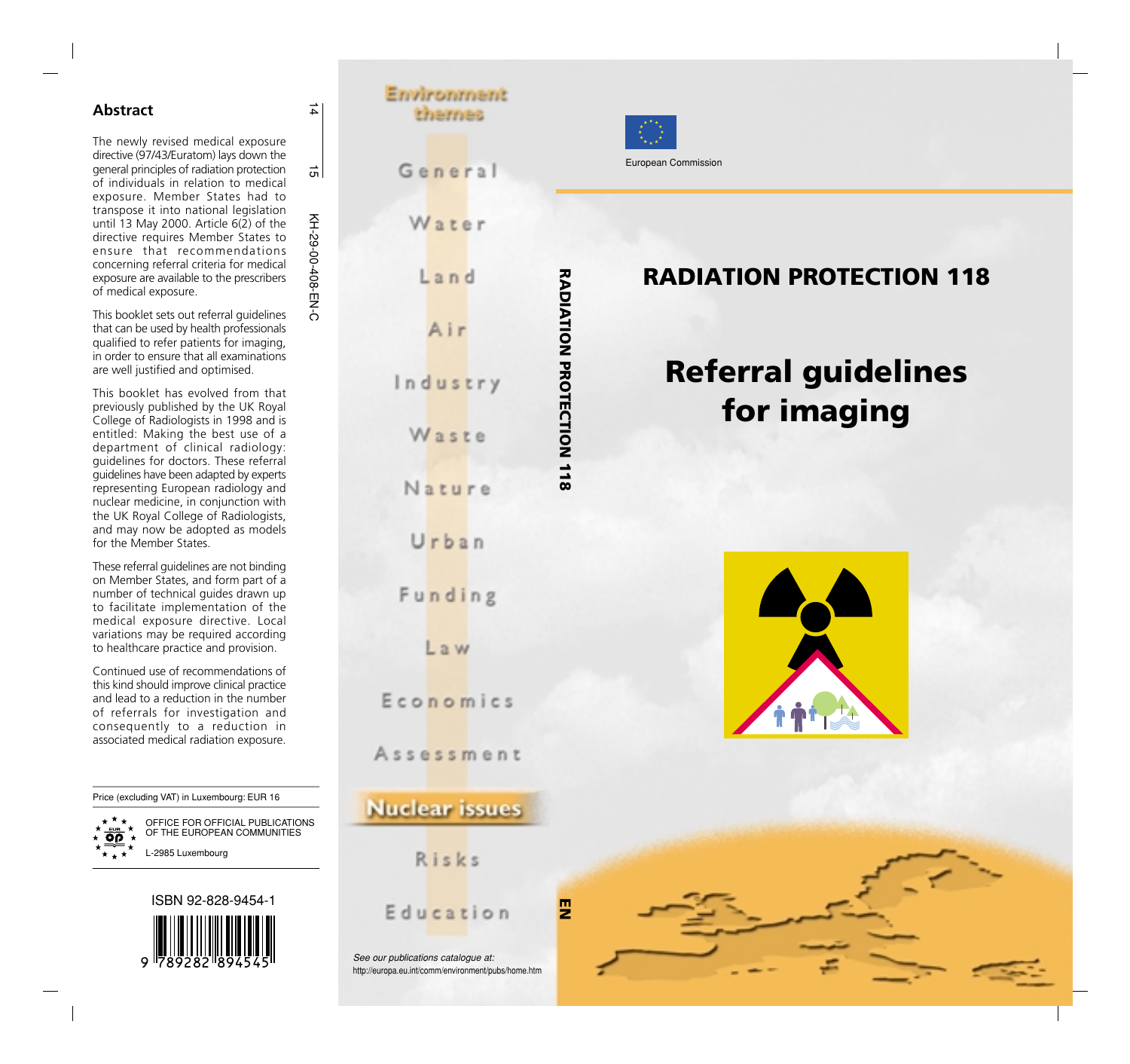## Abstract

The newly revised medical exposure directive (97/43/Euratom) lays down the general principles of radiation protection of individuals in relation to medical exposure. Member States had to transpose it into national legislation until 13 May 2000. Article 6(2) of the directive requires Member States to ensure that recommendations concerning referral criteria for medical exposure are available to the prescribers of medical exposure.

This booklet sets out referral guidelines that can be used by health professionals qualified to refer patients for imaging, in order to ensure that all examinations are well justified and optimised.

This booklet has evolved from that previously published by the UK Royal College of Radiologists in 1998 and is entitled: Making the best use of a department of clinical radiology: guidelines for doctors. These referral guidelines have been adapted by experts representing European radiology and nuclear medicine, in conjunction with the UK Royal College of Radiologists, and may now be adopted as models for the Member States.

These referral guidelines are not binding on Member States, and form part of a number of technical guides drawn up to facilitate implementation of the medical exposure directive. Local variations may be required according to healthcare practice and provision.

Continued use of recommendations of this kind should improve clinical practice and lead to a reduction in the number of referrals for investigation and consequently to a reduction in associated medical radiation exposure.

Price (excluding VAT) in Luxembourg: EUR 16

OFFICE FOR OFFICIAL PUBLICATIONS OF THE EUROPEAN COMMUNITIES

L-2985 Luxembourg

ISBN 92-828-9454-1

9 789282 894545

14 15 KH-29-00-408-EN-C

Environment themes

General
Water
Land
Air
Industry
Waste
Nature
Urban
Funding
Law
Economics
Assessment
**Nuclear issues**
Risks
Education

*See our publications catalogue at:*
http://europa.eu.int/comm/environment/pubs/home.htm

RADIATION PROTECTION 118

EN

European Commission

# RADIATION PROTECTION 118

# Referral guidelines for imaging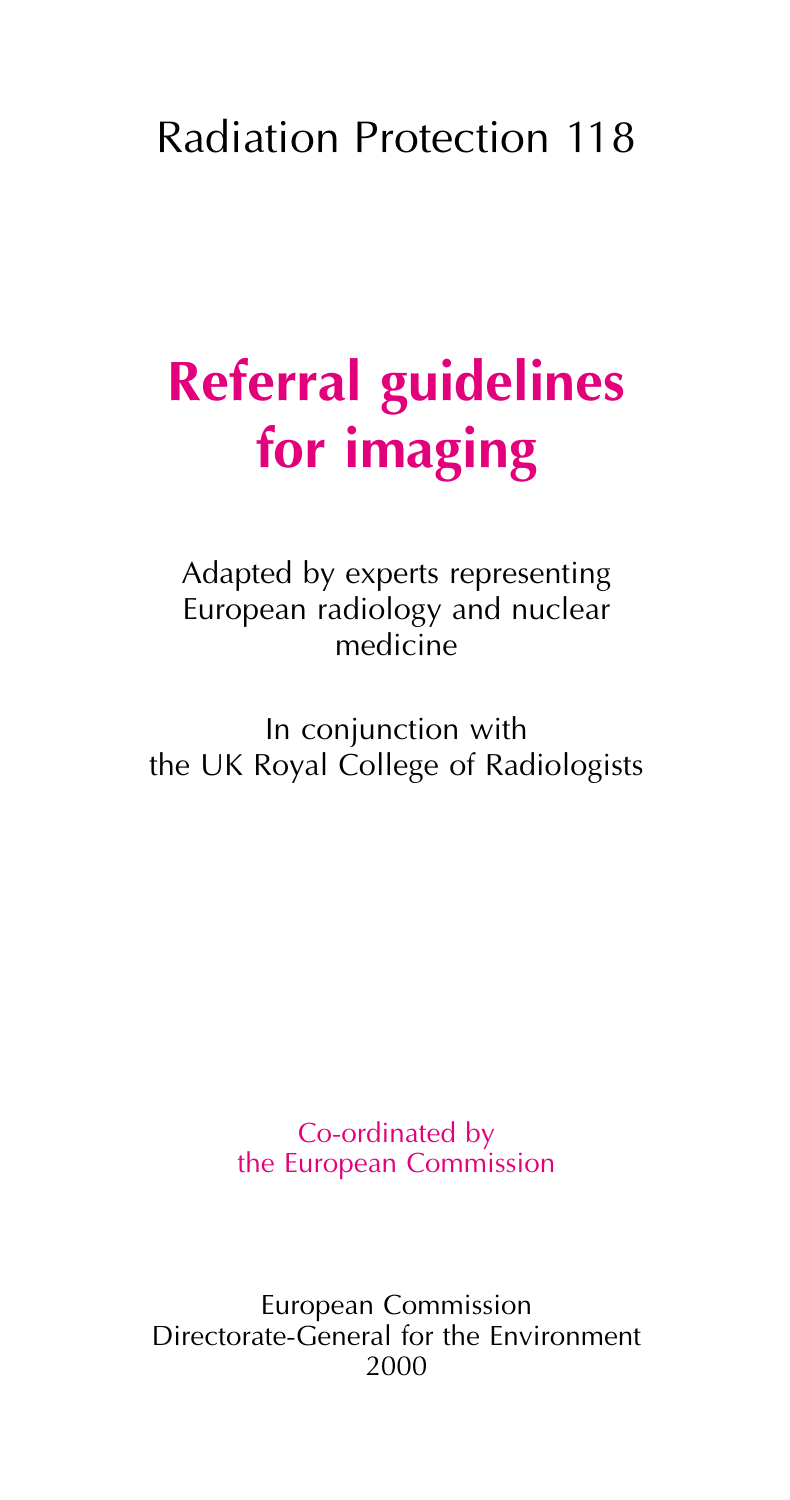# Radiation Protection 118

# **Referral guidelines for imaging**

Adapted by experts representing European radiology and nuclear medicine

In conjunction with the UK Royal College of Radiologists

Co-ordinated by the European Commission

European Commission
Directorate-General for the Environment
2000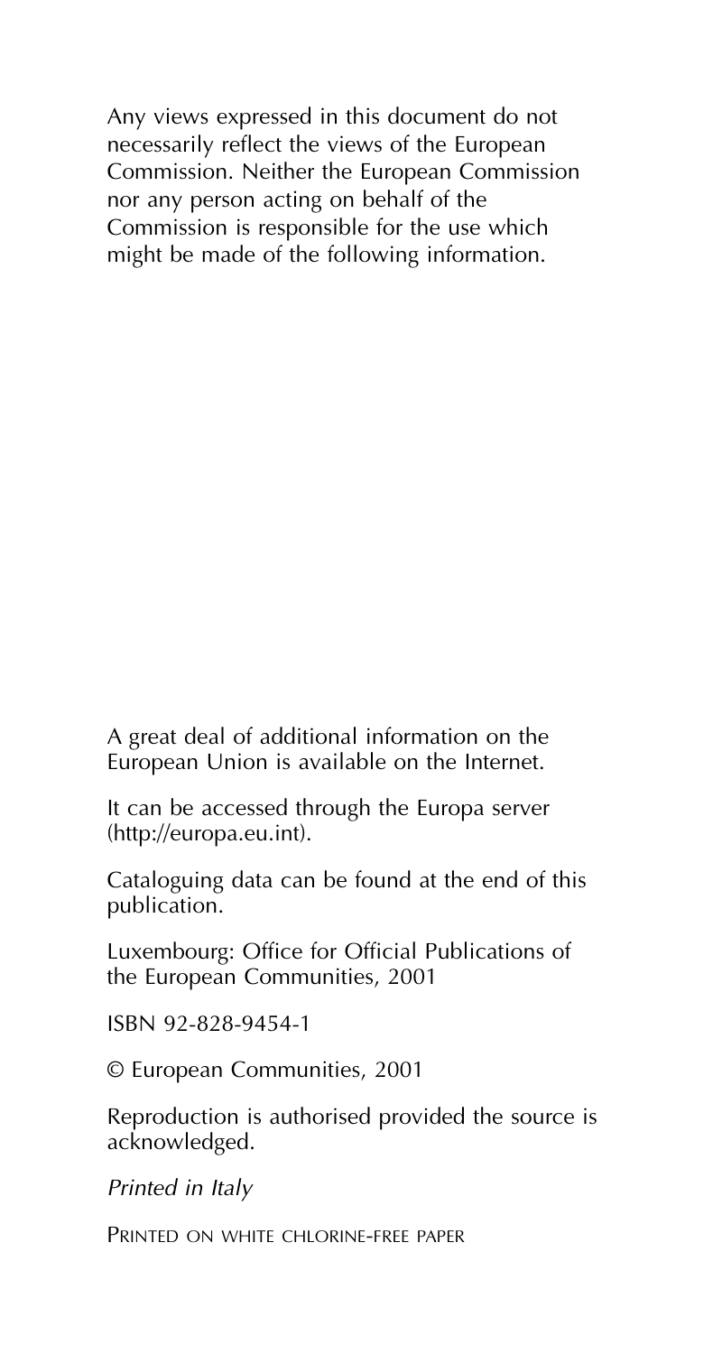Any views expressed in this document do not necessarily reflect the views of the European Commission. Neither the European Commission nor any person acting on behalf of the Commission is responsible for the use which might be made of the following information.

A great deal of additional information on the European Union is available on the Internet.

It can be accessed through the Europa server (http://europa.eu.int).

Cataloguing data can be found at the end of this publication.

Luxembourg: Office for Official Publications of the European Communities, 2001

ISBN 92-828-9454-1

© European Communities, 2001

Reproduction is authorised provided the source is acknowledged.

*Printed in Italy*

PRINTED ON WHITE CHLORINE-FREE PAPER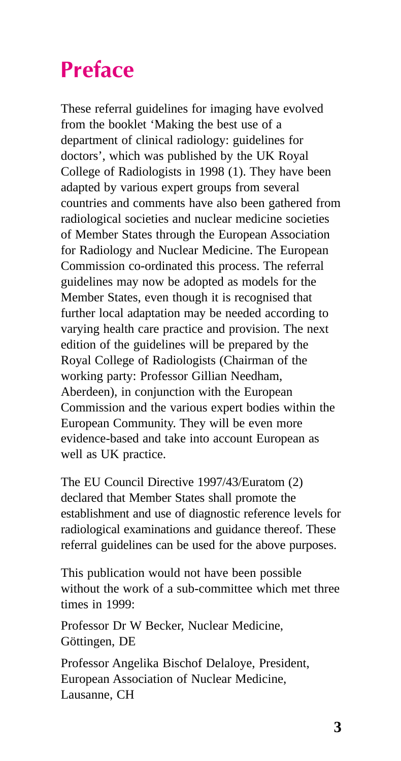# Preface

These referral guidelines for imaging have evolved from the booklet 'Making the best use of a department of clinical radiology: guidelines for doctors', which was published by the UK Royal College of Radiologists in 1998 (1). They have been adapted by various expert groups from several countries and comments have also been gathered from radiological societies and nuclear medicine societies of Member States through the European Association for Radiology and Nuclear Medicine. The European Commission co-ordinated this process. The referral guidelines may now be adopted as models for the Member States, even though it is recognised that further local adaptation may be needed according to varying health care practice and provision. The next edition of the guidelines will be prepared by the Royal College of Radiologists (Chairman of the working party: Professor Gillian Needham, Aberdeen), in conjunction with the European Commission and the various expert bodies within the European Community. They will be even more evidence-based and take into account European as well as UK practice.

The EU Council Directive 1997/43/Euratom (2) declared that Member States shall promote the establishment and use of diagnostic reference levels for radiological examinations and guidance thereof. These referral guidelines can be used for the above purposes.

This publication would not have been possible without the work of a sub-committee which met three times in 1999:

Professor Dr W Becker, Nuclear Medicine, Göttingen, DE

Professor Angelika Bischof Delaloye, President, European Association of Nuclear Medicine, Lausanne, CH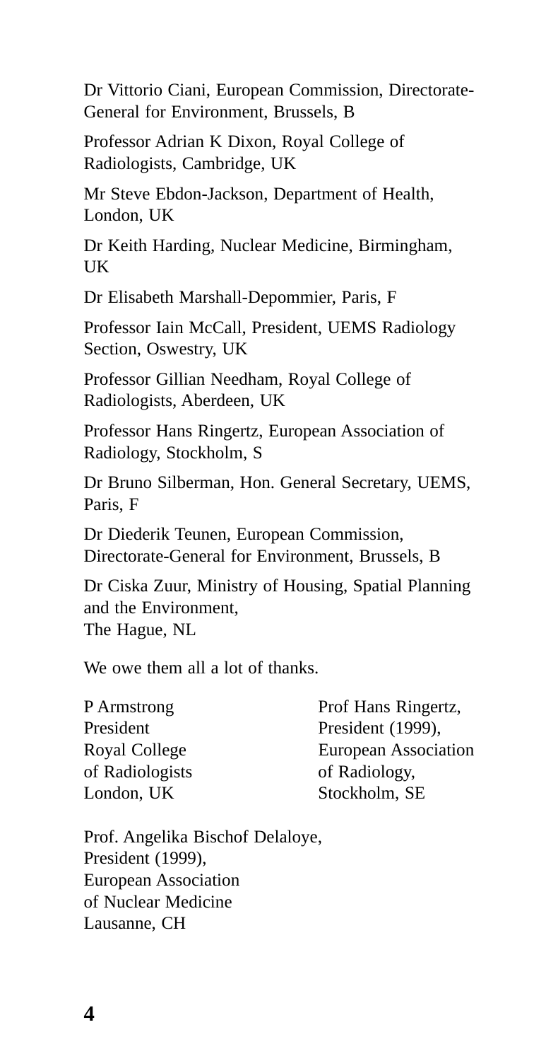Dr Vittorio Ciani, European Commission, Directorate-General for Environment, Brussels, B

Professor Adrian K Dixon, Royal College of Radiologists, Cambridge, UK

Mr Steve Ebdon-Jackson, Department of Health, London, UK

Dr Keith Harding, Nuclear Medicine, Birmingham, UK

Dr Elisabeth Marshall-Depommier, Paris, F

Professor Iain McCall, President, UEMS Radiology Section, Oswestry, UK

Professor Gillian Needham, Royal College of Radiologists, Aberdeen, UK

Professor Hans Ringertz, European Association of Radiology, Stockholm, S

Dr Bruno Silberman, Hon. General Secretary, UEMS, Paris, F

Dr Diederik Teunen, European Commission, Directorate-General for Environment, Brussels, B

Dr Ciska Zuur, Ministry of Housing, Spatial Planning and the Environment,
The Hague, NL

We owe them all a lot of thanks.

P Armstrong
President
Royal College
of Radiologists
London, UK

Prof Hans Ringertz,
President (1999),
European Association
of Radiology,
Stockholm, SE

Prof. Angelika Bischof Delaloye,
President (1999),
European Association
of Nuclear Medicine
Lausanne, CH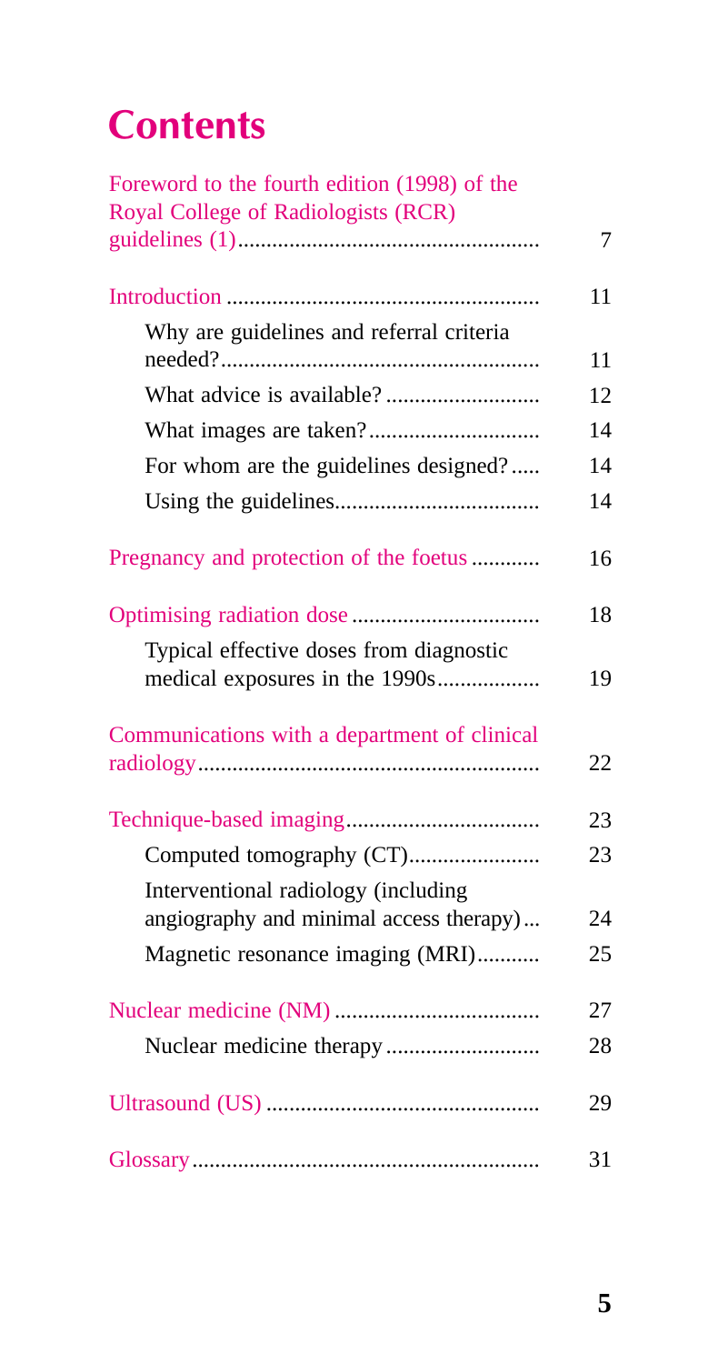# Contents

| | |
|---|---|
| Foreword to the fourth edition (1998) of the Royal College of Radiologists (RCR) guidelines (1) | 7 |
| Introduction | 11 |
| Why are guidelines and referral criteria needed? | 11 |
| What advice is available? | 12 |
| What images are taken? | 14 |
| For whom are the guidelines designed? | 14 |
| Using the guidelines | 14 |
| Pregnancy and protection of the foetus | 16 |
| Optimising radiation dose | 18 |
| Typical effective doses from diagnostic medical exposures in the 1990s | 19 |
| Communications with a department of clinical radiology | 22 |
| Technique-based imaging | 23 |
| Computed tomography (CT) | 23 |
| Interventional radiology (including angiography and minimal access therapy) | 24 |
| Magnetic resonance imaging (MRI) | 25 |
| Nuclear medicine (NM) | 27 |
| Nuclear medicine therapy | 28 |
| Ultrasound (US) | 29 |
| Glossary | 31 |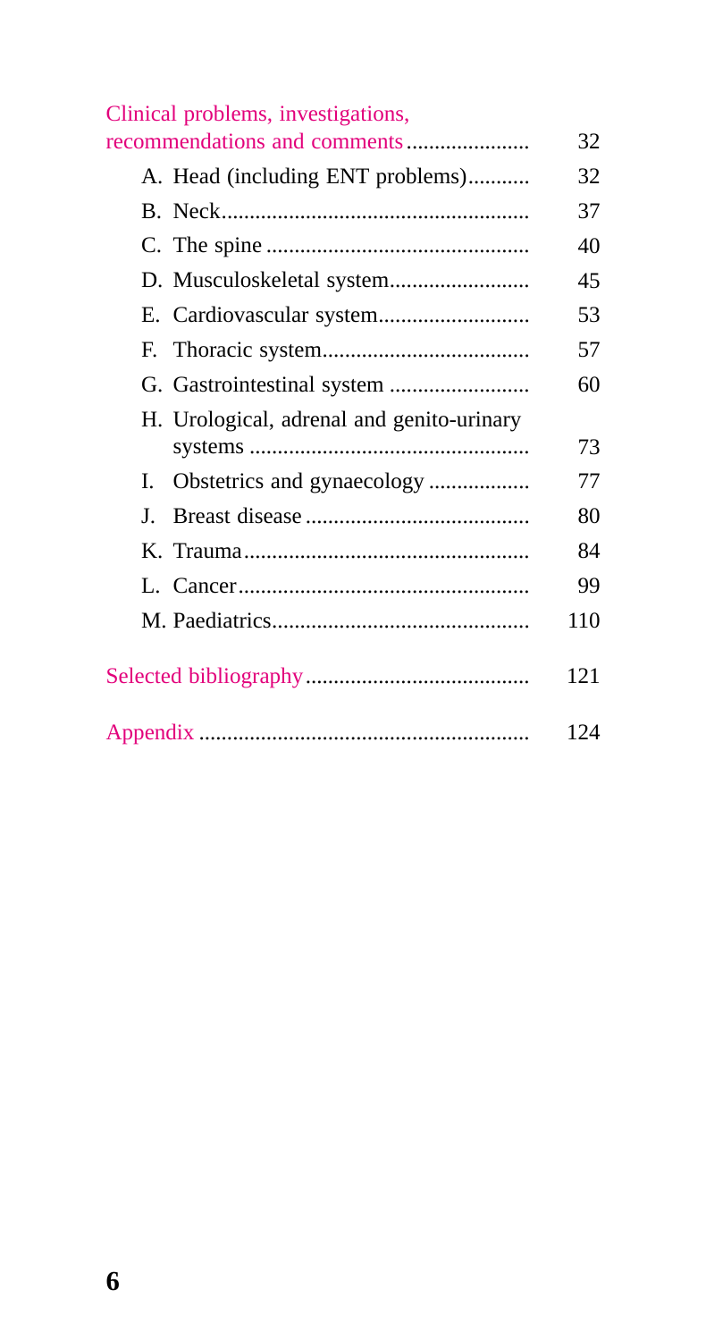| | |
|---|---|
| Clinical problems, investigations, recommendations and comments | 32 |
| A. Head (including ENT problems) | 32 |
| B. Neck | 37 |
| C. The spine | 40 |
| D. Musculoskeletal system | 45 |
| E. Cardiovascular system | 53 |
| F. Thoracic system | 57 |
| G. Gastrointestinal system | 60 |
| H. Urological, adrenal and genito-urinary systems | 73 |
| I. Obstetrics and gynaecology | 77 |
| J. Breast disease | 80 |
| K. Trauma | 84 |
| L. Cancer | 99 |
| M. Paediatrics | 110 |
| Selected bibliography | 121 |
| Appendix | 124 |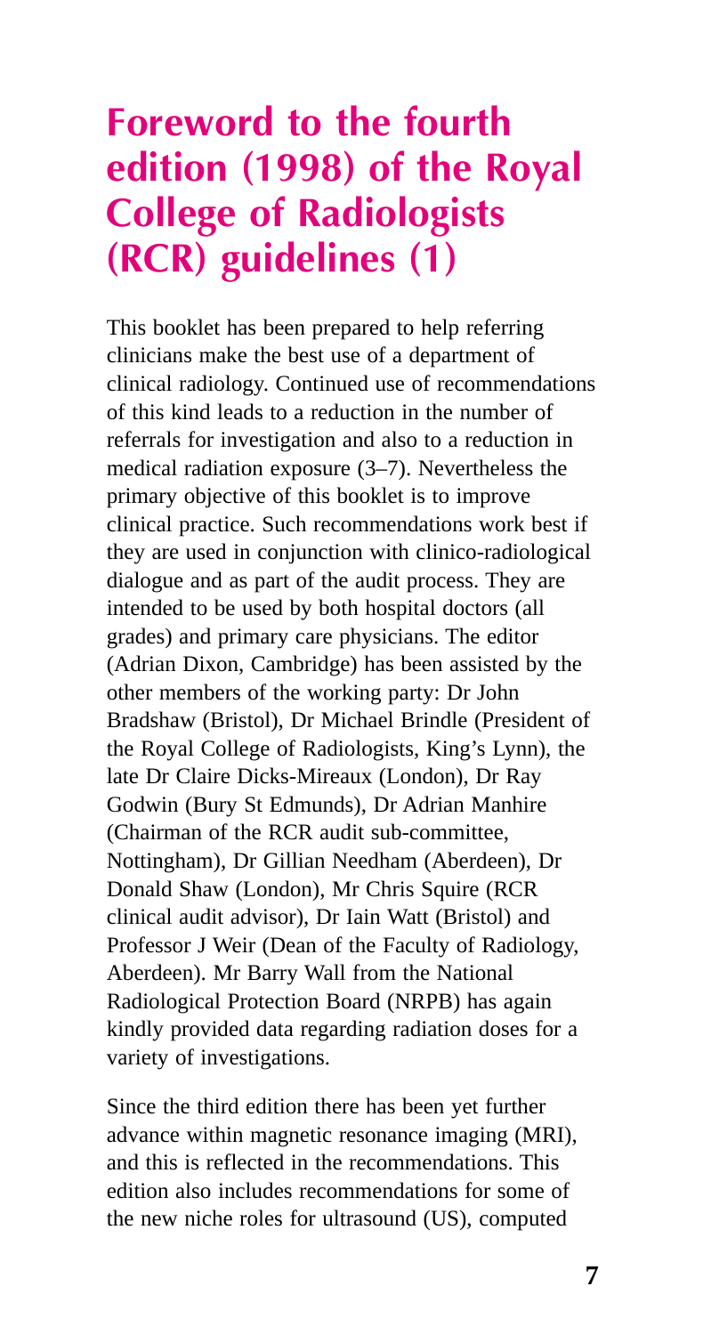# Foreword to the fourth edition (1998) of the Royal College of Radiologists (RCR) guidelines (1)

This booklet has been prepared to help referring clinicians make the best use of a department of clinical radiology. Continued use of recommendations of this kind leads to a reduction in the number of referrals for investigation and also to a reduction in medical radiation exposure (3–7). Nevertheless the primary objective of this booklet is to improve clinical practice. Such recommendations work best if they are used in conjunction with clinico-radiological dialogue and as part of the audit process. They are intended to be used by both hospital doctors (all grades) and primary care physicians. The editor (Adrian Dixon, Cambridge) has been assisted by the other members of the working party: Dr John Bradshaw (Bristol), Dr Michael Brindle (President of the Royal College of Radiologists, King's Lynn), the late Dr Claire Dicks-Mireaux (London), Dr Ray Godwin (Bury St Edmunds), Dr Adrian Manhire (Chairman of the RCR audit sub-committee, Nottingham), Dr Gillian Needham (Aberdeen), Dr Donald Shaw (London), Mr Chris Squire (RCR clinical audit advisor), Dr Iain Watt (Bristol) and Professor J Weir (Dean of the Faculty of Radiology, Aberdeen). Mr Barry Wall from the National Radiological Protection Board (NRPB) has again kindly provided data regarding radiation doses for a variety of investigations.

Since the third edition there has been yet further advance within magnetic resonance imaging (MRI), and this is reflected in the recommendations. This edition also includes recommendations for some of the new niche roles for ultrasound (US), computed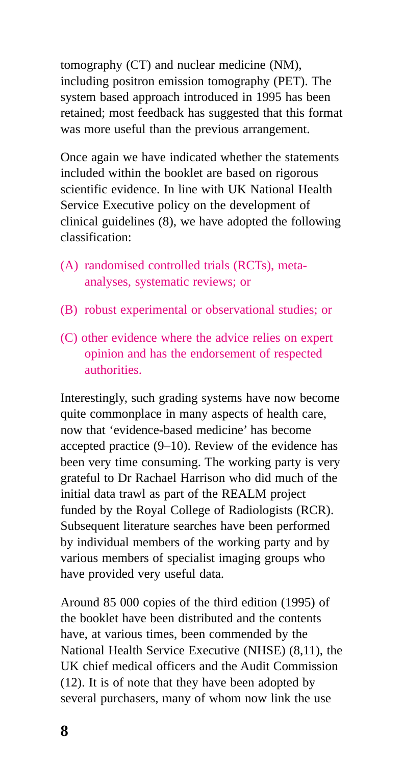tomography (CT) and nuclear medicine (NM), including positron emission tomography (PET). The system based approach introduced in 1995 has been retained; most feedback has suggested that this format was more useful than the previous arrangement.

Once again we have indicated whether the statements included within the booklet are based on rigorous scientific evidence. In line with UK National Health Service Executive policy on the development of clinical guidelines (8), we have adopted the following classification:

- (A) randomised controlled trials (RCTs), meta-analyses, systematic reviews; or
- (B) robust experimental or observational studies; or
- (C) other evidence where the advice relies on expert opinion and has the endorsement of respected authorities.

Interestingly, such grading systems have now become quite commonplace in many aspects of health care, now that 'evidence-based medicine' has become accepted practice (9–10). Review of the evidence has been very time consuming. The working party is very grateful to Dr Rachael Harrison who did much of the initial data trawl as part of the REALM project funded by the Royal College of Radiologists (RCR). Subsequent literature searches have been performed by individual members of the working party and by various members of specialist imaging groups who have provided very useful data.

Around 85 000 copies of the third edition (1995) of the booklet have been distributed and the contents have, at various times, been commended by the National Health Service Executive (NHSE) (8,11), the UK chief medical officers and the Audit Commission (12). It is of note that they have been adopted by several purchasers, many of whom now link the use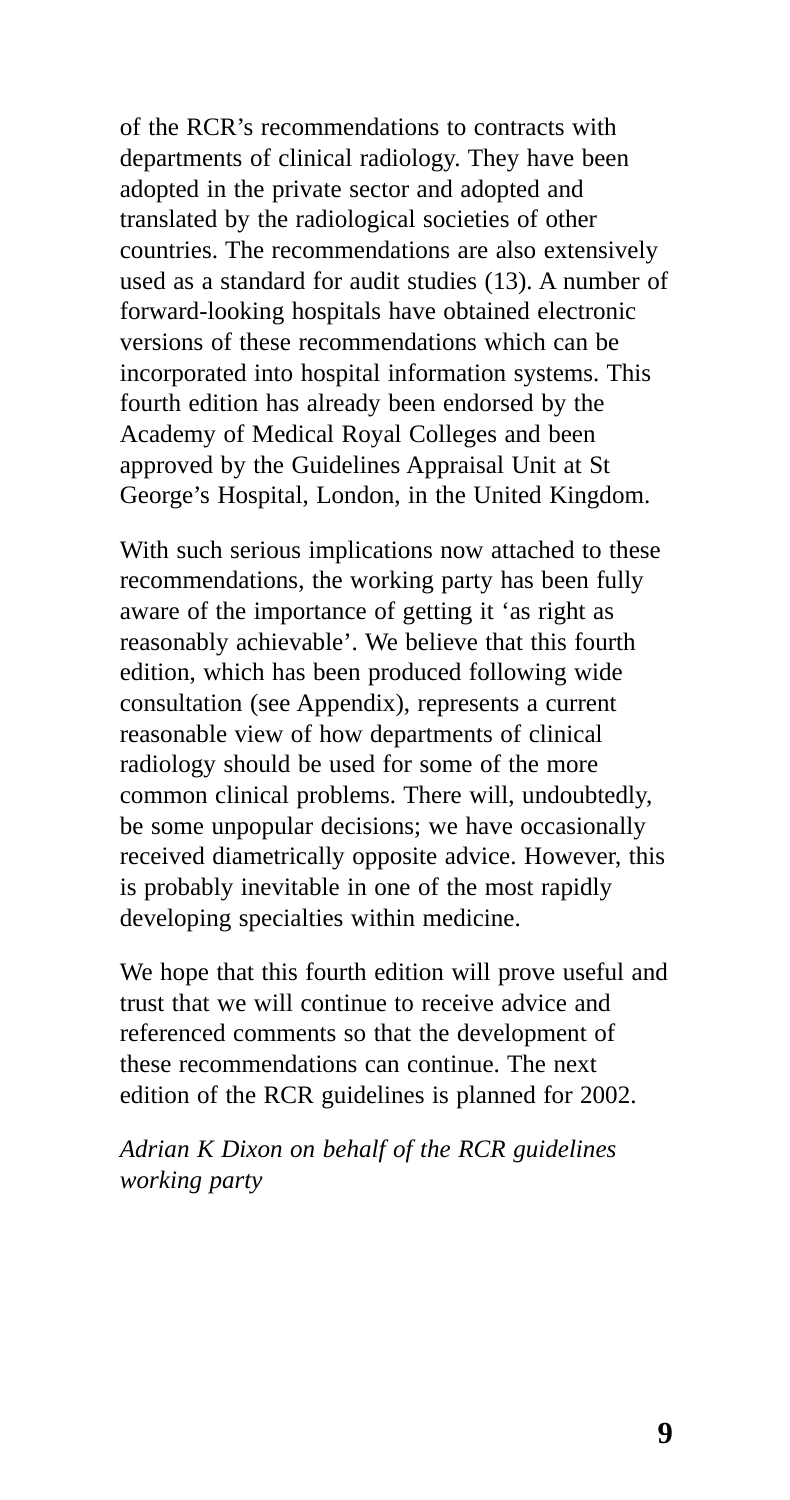of the RCR's recommendations to contracts with departments of clinical radiology. They have been adopted in the private sector and adopted and translated by the radiological societies of other countries. The recommendations are also extensively used as a standard for audit studies (13). A number of forward-looking hospitals have obtained electronic versions of these recommendations which can be incorporated into hospital information systems. This fourth edition has already been endorsed by the Academy of Medical Royal Colleges and been approved by the Guidelines Appraisal Unit at St George's Hospital, London, in the United Kingdom.

With such serious implications now attached to these recommendations, the working party has been fully aware of the importance of getting it 'as right as reasonably achievable'. We believe that this fourth edition, which has been produced following wide consultation (see Appendix), represents a current reasonable view of how departments of clinical radiology should be used for some of the more common clinical problems. There will, undoubtedly, be some unpopular decisions; we have occasionally received diametrically opposite advice. However, this is probably inevitable in one of the most rapidly developing specialties within medicine.

We hope that this fourth edition will prove useful and trust that we will continue to receive advice and referenced comments so that the development of these recommendations can continue. The next edition of the RCR guidelines is planned for 2002.

*Adrian K Dixon on behalf of the RCR guidelines working party*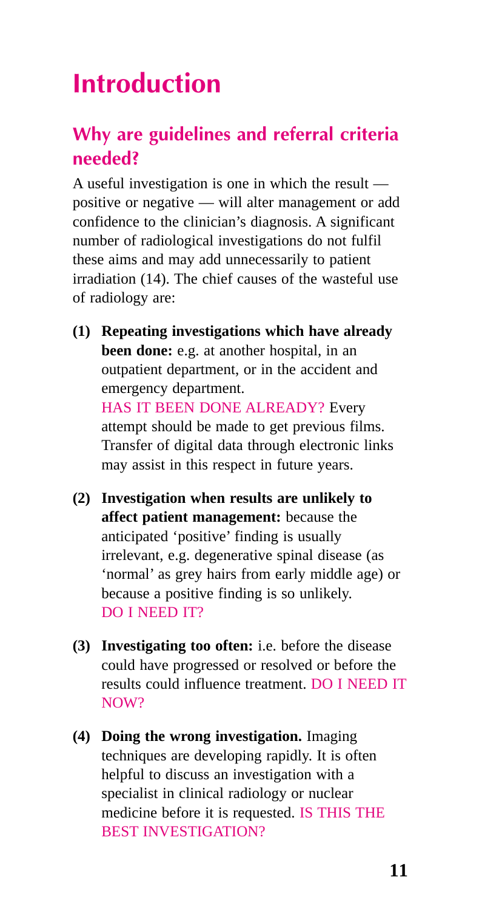# Introduction

## Why are guidelines and referral criteria needed?

A useful investigation is one in which the result — positive or negative — will alter management or add confidence to the clinician's diagnosis. A significant number of radiological investigations do not fulfil these aims and may add unnecessarily to patient irradiation (14). The chief causes of the wasteful use of radiology are:

**(1) Repeating investigations which have already been done:** e.g. at another hospital, in an outpatient department, or in the accident and emergency department.
HAS IT BEEN DONE ALREADY? Every attempt should be made to get previous films. Transfer of digital data through electronic links may assist in this respect in future years.

**(2) Investigation when results are unlikely to affect patient management:** because the anticipated 'positive' finding is usually irrelevant, e.g. degenerative spinal disease (as 'normal' as grey hairs from early middle age) or because a positive finding is so unlikely.
DO I NEED IT?

**(3) Investigating too often:** i.e. before the disease could have progressed or resolved or before the results could influence treatment. DO I NEED IT NOW?

**(4) Doing the wrong investigation.** Imaging techniques are developing rapidly. It is often helpful to discuss an investigation with a specialist in clinical radiology or nuclear medicine before it is requested. IS THIS THE BEST INVESTIGATION?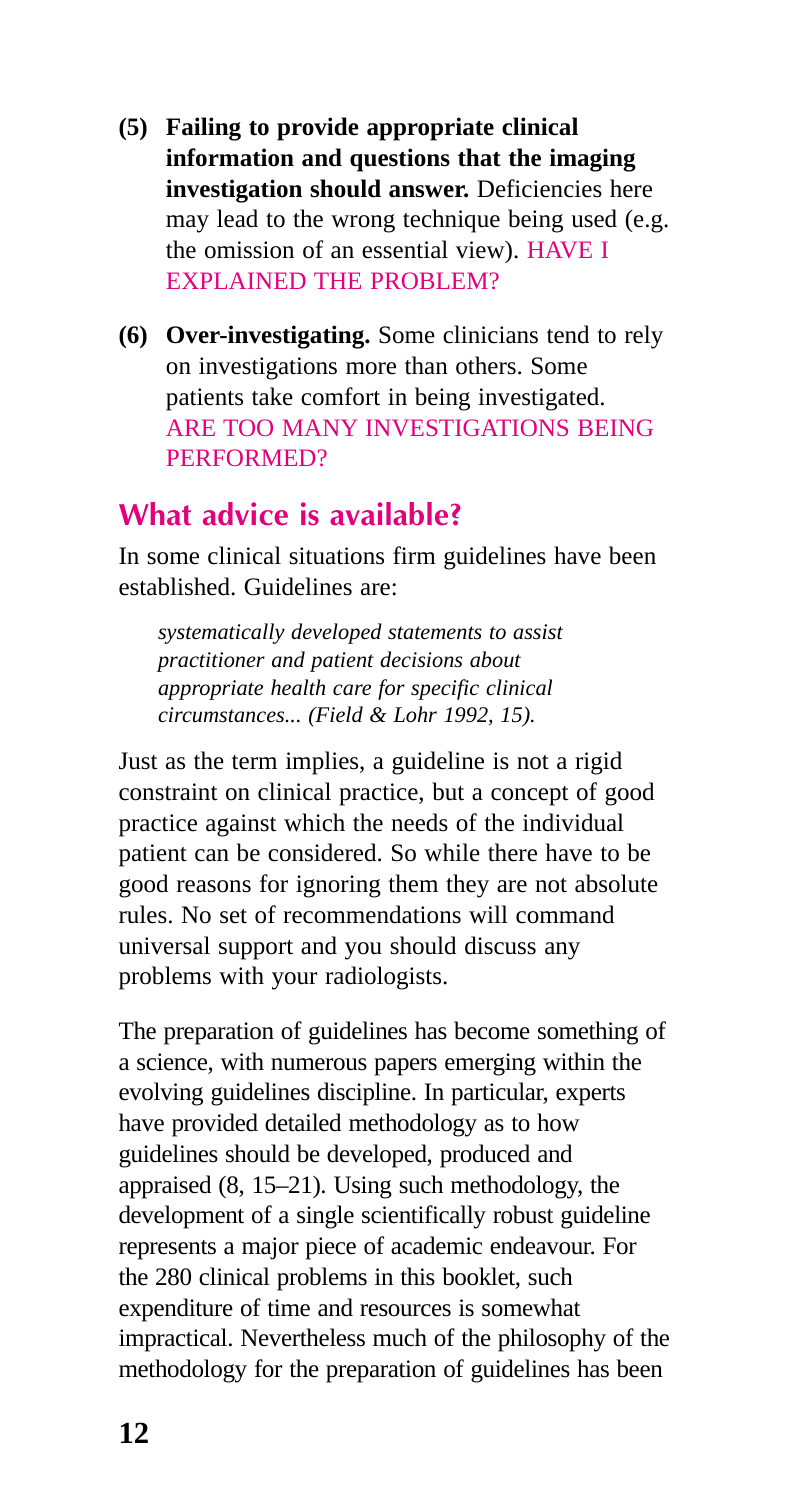**(5) Failing to provide appropriate clinical information and questions that the imaging investigation should answer.** Deficiencies here may lead to the wrong technique being used (e.g. the omission of an essential view). HAVE I EXPLAINED THE PROBLEM?

**(6) Over-investigating.** Some clinicians tend to rely on investigations more than others. Some patients take comfort in being investigated. ARE TOO MANY INVESTIGATIONS BEING PERFORMED?

## What advice is available?

In some clinical situations firm guidelines have been established. Guidelines are:

> *systematically developed statements to assist practitioner and patient decisions about appropriate health care for specific clinical circumstances... (Field & Lohr 1992, 15).*

Just as the term implies, a guideline is not a rigid constraint on clinical practice, but a concept of good practice against which the needs of the individual patient can be considered. So while there have to be good reasons for ignoring them they are not absolute rules. No set of recommendations will command universal support and you should discuss any problems with your radiologists.

The preparation of guidelines has become something of a science, with numerous papers emerging within the evolving guidelines discipline. In particular, experts have provided detailed methodology as to how guidelines should be developed, produced and appraised (8, 15–21). Using such methodology, the development of a single scientifically robust guideline represents a major piece of academic endeavour. For the 280 clinical problems in this booklet, such expenditure of time and resources is somewhat impractical. Nevertheless much of the philosophy of the methodology for the preparation of guidelines has been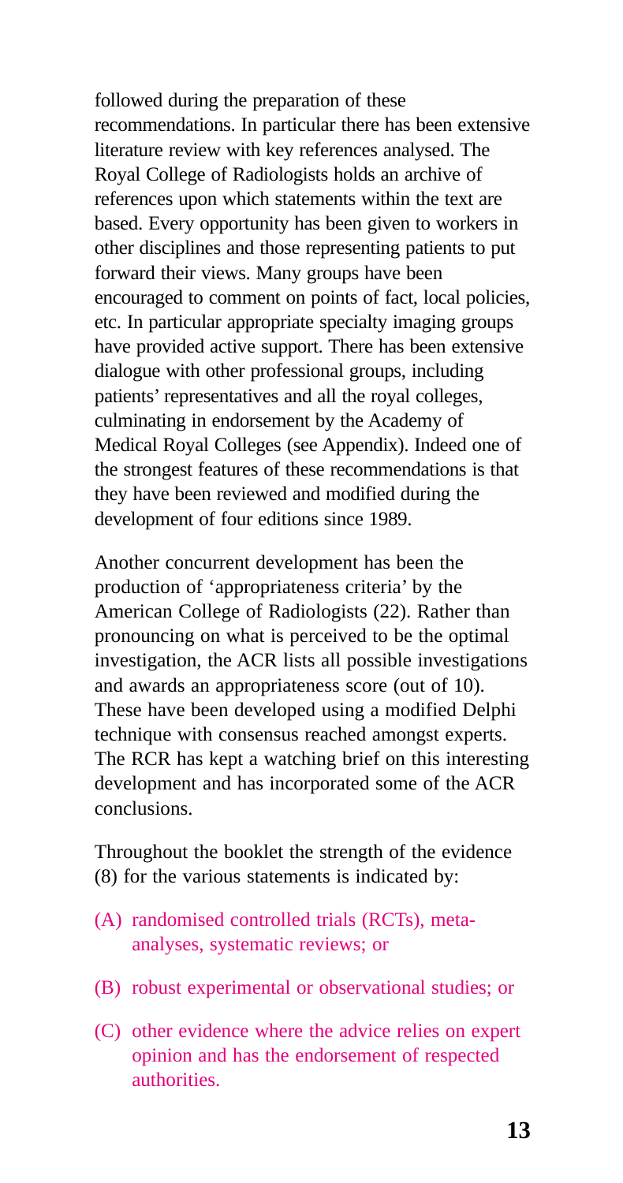followed during the preparation of these recommendations. In particular there has been extensive literature review with key references analysed. The Royal College of Radiologists holds an archive of references upon which statements within the text are based. Every opportunity has been given to workers in other disciplines and those representing patients to put forward their views. Many groups have been encouraged to comment on points of fact, local policies, etc. In particular appropriate specialty imaging groups have provided active support. There has been extensive dialogue with other professional groups, including patients' representatives and all the royal colleges, culminating in endorsement by the Academy of Medical Royal Colleges (see Appendix). Indeed one of the strongest features of these recommendations is that they have been reviewed and modified during the development of four editions since 1989.

Another concurrent development has been the production of 'appropriateness criteria' by the American College of Radiologists (22). Rather than pronouncing on what is perceived to be the optimal investigation, the ACR lists all possible investigations and awards an appropriateness score (out of 10). These have been developed using a modified Delphi technique with consensus reached amongst experts. The RCR has kept a watching brief on this interesting development and has incorporated some of the ACR conclusions.

Throughout the booklet the strength of the evidence (8) for the various statements is indicated by:

- (A) randomised controlled trials (RCTs), meta-analyses, systematic reviews; or
- (B) robust experimental or observational studies; or
- (C) other evidence where the advice relies on expert opinion and has the endorsement of respected authorities.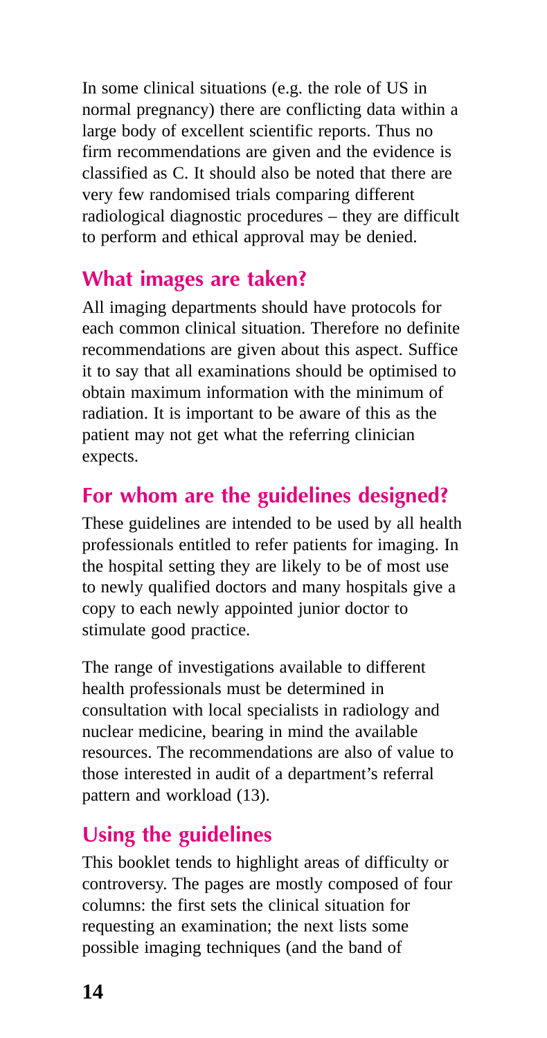In some clinical situations (e.g. the role of US in normal pregnancy) there are conflicting data within a large body of excellent scientific reports. Thus no firm recommendations are given and the evidence is classified as C. It should also be noted that there are very few randomised trials comparing different radiological diagnostic procedures – they are difficult to perform and ethical approval may be denied.

## What images are taken?

All imaging departments should have protocols for each common clinical situation. Therefore no definite recommendations are given about this aspect. Suffice it to say that all examinations should be optimised to obtain maximum information with the minimum of radiation. It is important to be aware of this as the patient may not get what the referring clinician expects.

## For whom are the guidelines designed?

These guidelines are intended to be used by all health professionals entitled to refer patients for imaging. In the hospital setting they are likely to be of most use to newly qualified doctors and many hospitals give a copy to each newly appointed junior doctor to stimulate good practice.

The range of investigations available to different health professionals must be determined in consultation with local specialists in radiology and nuclear medicine, bearing in mind the available resources. The recommendations are also of value to those interested in audit of a department's referral pattern and workload (13).

## Using the guidelines

This booklet tends to highlight areas of difficulty or controversy. The pages are mostly composed of four columns: the first sets the clinical situation for requesting an examination; the next lists some possible imaging techniques (and the band of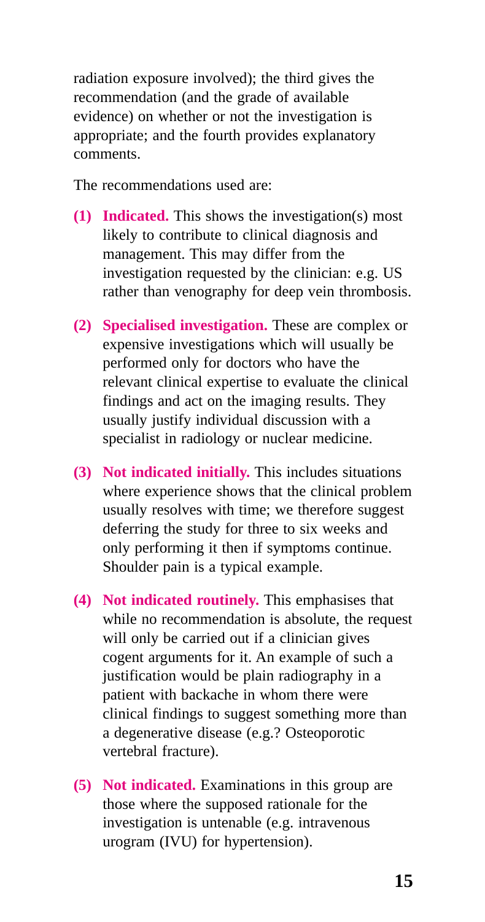radiation exposure involved); the third gives the recommendation (and the grade of available evidence) on whether or not the investigation is appropriate; and the fourth provides explanatory comments.

The recommendations used are:

**(1) Indicated.** This shows the investigation(s) most likely to contribute to clinical diagnosis and management. This may differ from the investigation requested by the clinician: e.g. US rather than venography for deep vein thrombosis.

**(2) Specialised investigation.** These are complex or expensive investigations which will usually be performed only for doctors who have the relevant clinical expertise to evaluate the clinical findings and act on the imaging results. They usually justify individual discussion with a specialist in radiology or nuclear medicine.

**(3) Not indicated initially.** This includes situations where experience shows that the clinical problem usually resolves with time; we therefore suggest deferring the study for three to six weeks and only performing it then if symptoms continue. Shoulder pain is a typical example.

**(4) Not indicated routinely.** This emphasises that while no recommendation is absolute, the request will only be carried out if a clinician gives cogent arguments for it. An example of such a justification would be plain radiography in a patient with backache in whom there were clinical findings to suggest something more than a degenerative disease (e.g.? Osteoporotic vertebral fracture).

**(5) Not indicated.** Examinations in this group are those where the supposed rationale for the investigation is untenable (e.g. intravenous urogram (IVU) for hypertension).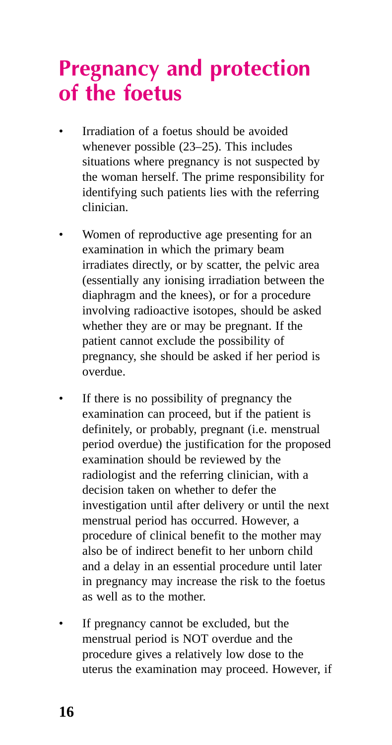# Pregnancy and protection of the foetus

- Irradiation of a foetus should be avoided whenever possible (23–25). This includes situations where pregnancy is not suspected by the woman herself. The prime responsibility for identifying such patients lies with the referring clinician.
- Women of reproductive age presenting for an examination in which the primary beam irradiates directly, or by scatter, the pelvic area (essentially any ionising irradiation between the diaphragm and the knees), or for a procedure involving radioactive isotopes, should be asked whether they are or may be pregnant. If the patient cannot exclude the possibility of pregnancy, she should be asked if her period is overdue.
- If there is no possibility of pregnancy the examination can proceed, but if the patient is definitely, or probably, pregnant (i.e. menstrual period overdue) the justification for the proposed examination should be reviewed by the radiologist and the referring clinician, with a decision taken on whether to defer the investigation until after delivery or until the next menstrual period has occurred. However, a procedure of clinical benefit to the mother may also be of indirect benefit to her unborn child and a delay in an essential procedure until later in pregnancy may increase the risk to the foetus as well as to the mother.
- If pregnancy cannot be excluded, but the menstrual period is NOT overdue and the procedure gives a relatively low dose to the uterus the examination may proceed. However, if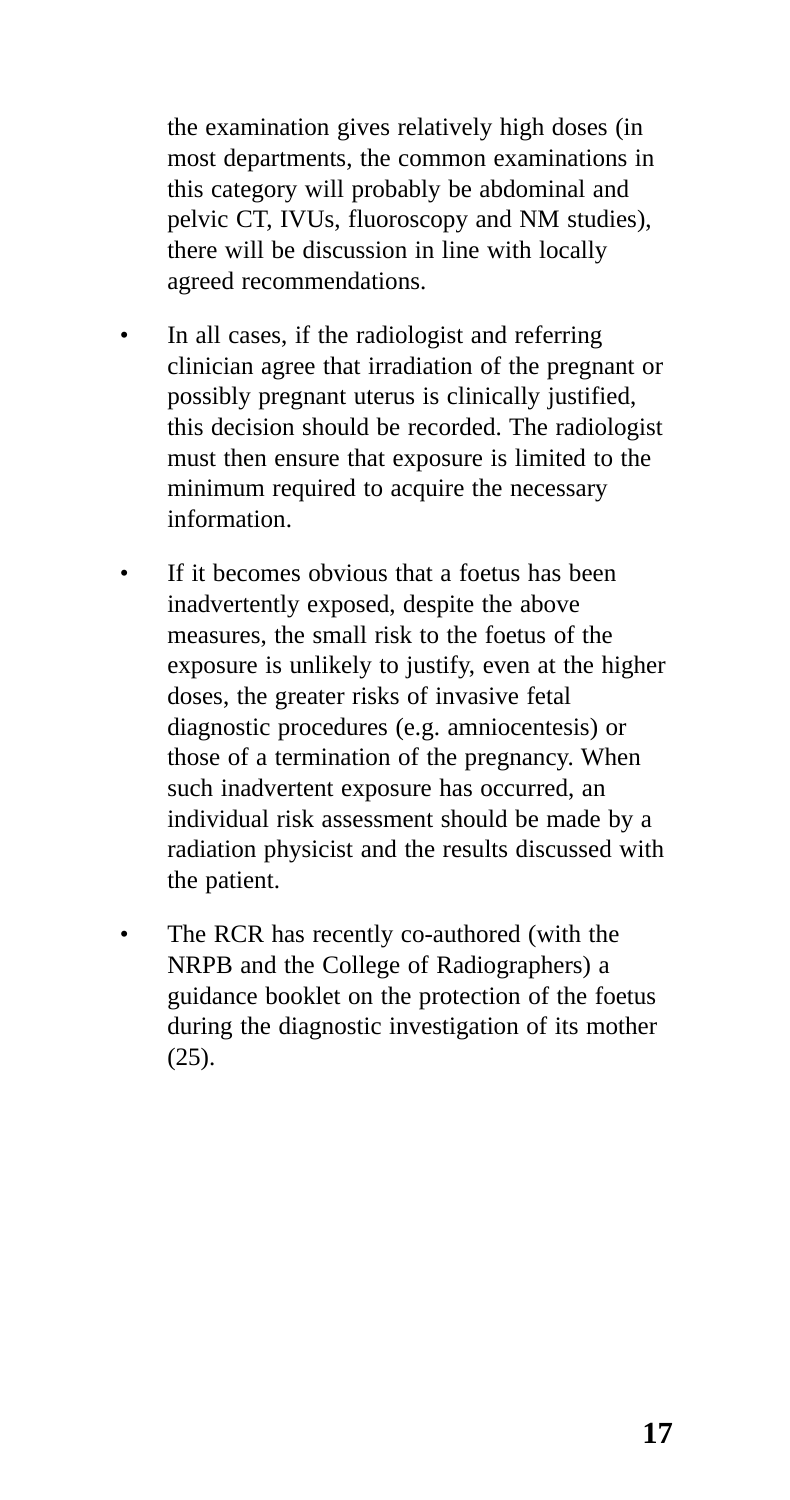the examination gives relatively high doses (in most departments, the common examinations in this category will probably be abdominal and pelvic CT, IVUs, fluoroscopy and NM studies), there will be discussion in line with locally agreed recommendations.

- In all cases, if the radiologist and referring clinician agree that irradiation of the pregnant or possibly pregnant uterus is clinically justified, this decision should be recorded. The radiologist must then ensure that exposure is limited to the minimum required to acquire the necessary information.
- If it becomes obvious that a foetus has been inadvertently exposed, despite the above measures, the small risk to the foetus of the exposure is unlikely to justify, even at the higher doses, the greater risks of invasive fetal diagnostic procedures (e.g. amniocentesis) or those of a termination of the pregnancy. When such inadvertent exposure has occurred, an individual risk assessment should be made by a radiation physicist and the results discussed with the patient.
- The RCR has recently co-authored (with the NRPB and the College of Radiographers) a guidance booklet on the protection of the foetus during the diagnostic investigation of its mother (25).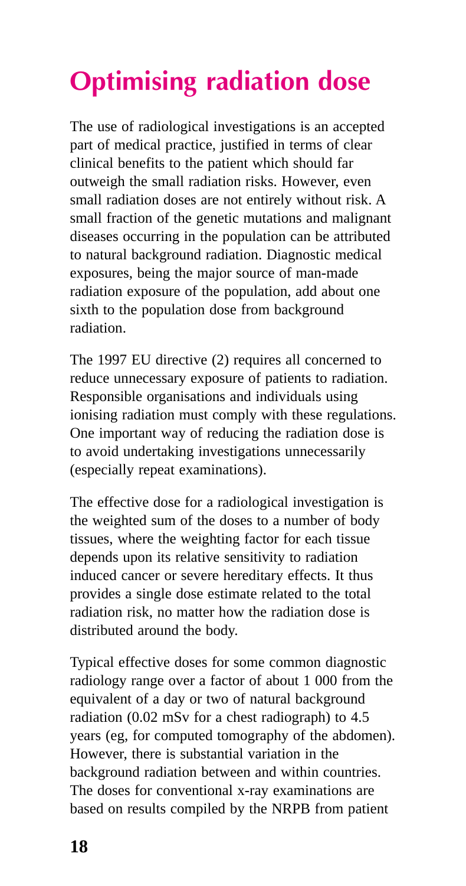# Optimising radiation dose

The use of radiological investigations is an accepted part of medical practice, justified in terms of clear clinical benefits to the patient which should far outweigh the small radiation risks. However, even small radiation doses are not entirely without risk. A small fraction of the genetic mutations and malignant diseases occurring in the population can be attributed to natural background radiation. Diagnostic medical exposures, being the major source of man-made radiation exposure of the population, add about one sixth to the population dose from background radiation.

The 1997 EU directive (2) requires all concerned to reduce unnecessary exposure of patients to radiation. Responsible organisations and individuals using ionising radiation must comply with these regulations. One important way of reducing the radiation dose is to avoid undertaking investigations unnecessarily (especially repeat examinations).

The effective dose for a radiological investigation is the weighted sum of the doses to a number of body tissues, where the weighting factor for each tissue depends upon its relative sensitivity to radiation induced cancer or severe hereditary effects. It thus provides a single dose estimate related to the total radiation risk, no matter how the radiation dose is distributed around the body.

Typical effective doses for some common diagnostic radiology range over a factor of about 1 000 from the equivalent of a day or two of natural background radiation (0.02 mSv for a chest radiograph) to 4.5 years (eg, for computed tomography of the abdomen). However, there is substantial variation in the background radiation between and within countries. The doses for conventional x-ray examinations are based on results compiled by the NRPB from patient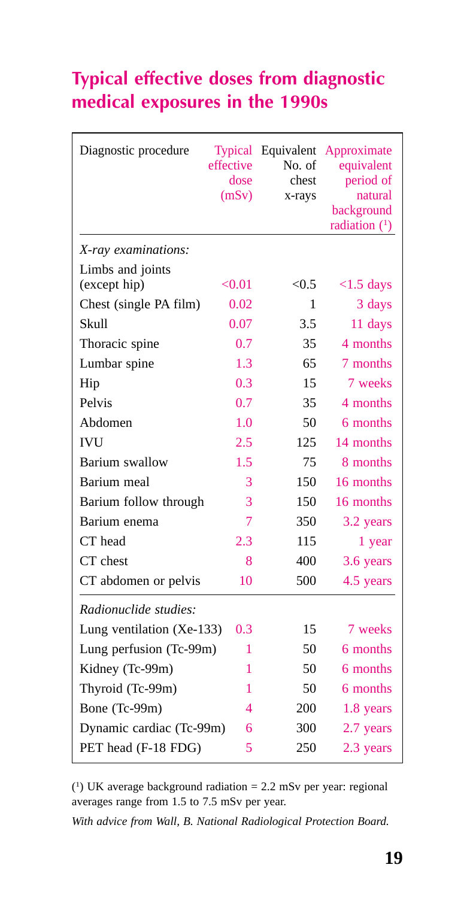## Typical effective doses from diagnostic medical exposures in the 1990s

| Diagnostic procedure | Typical effective dose (mSv) | Equivalent No. of chest x-rays | Approximate equivalent period of natural background radiation ([1]) |
|---|---|---|---|
| *X-ray examinations:* | | | |
| Limbs and joints (except hip) | <0.01 | <0.5 | <1.5 days |
| Chest (single PA film) | 0.02 | 1 | 3 days |
| Skull | 0.07 | 3.5 | 11 days |
| Thoracic spine | 0.7 | 35 | 4 months |
| Lumbar spine | 1.3 | 65 | 7 months |
| Hip | 0.3 | 15 | 7 weeks |
| Pelvis | 0.7 | 35 | 4 months |
| Abdomen | 1.0 | 50 | 6 months |
| IVU | 2.5 | 125 | 14 months |
| Barium swallow | 1.5 | 75 | 8 months |
| Barium meal | 3 | 150 | 16 months |
| Barium follow through | 3 | 150 | 16 months |
| Barium enema | 7 | 350 | 3.2 years |
| CT head | 2.3 | 115 | 1 year |
| CT chest | 8 | 400 | 3.6 years |
| CT abdomen or pelvis | 10 | 500 | 4.5 years |
| *Radionuclide studies:* | | | |
| Lung ventilation (Xe-133) | 0.3 | 15 | 7 weeks |
| Lung perfusion (Tc-99m) | 1 | 50 | 6 months |
| Kidney (Tc-99m) | 1 | 50 | 6 months |
| Thyroid (Tc-99m) | 1 | 50 | 6 months |
| Bone (Tc-99m) | 4 | 200 | 1.8 years |
| Dynamic cardiac (Tc-99m) | 6 | 300 | 2.7 years |
| PET head (F-18 FDG) | 5 | 250 | 2.3 years |

([1]) UK average background radiation = 2.2 mSv per year: regional averages range from 1.5 to 7.5 mSv per year.

*With advice from Wall, B. National Radiological Protection Board.*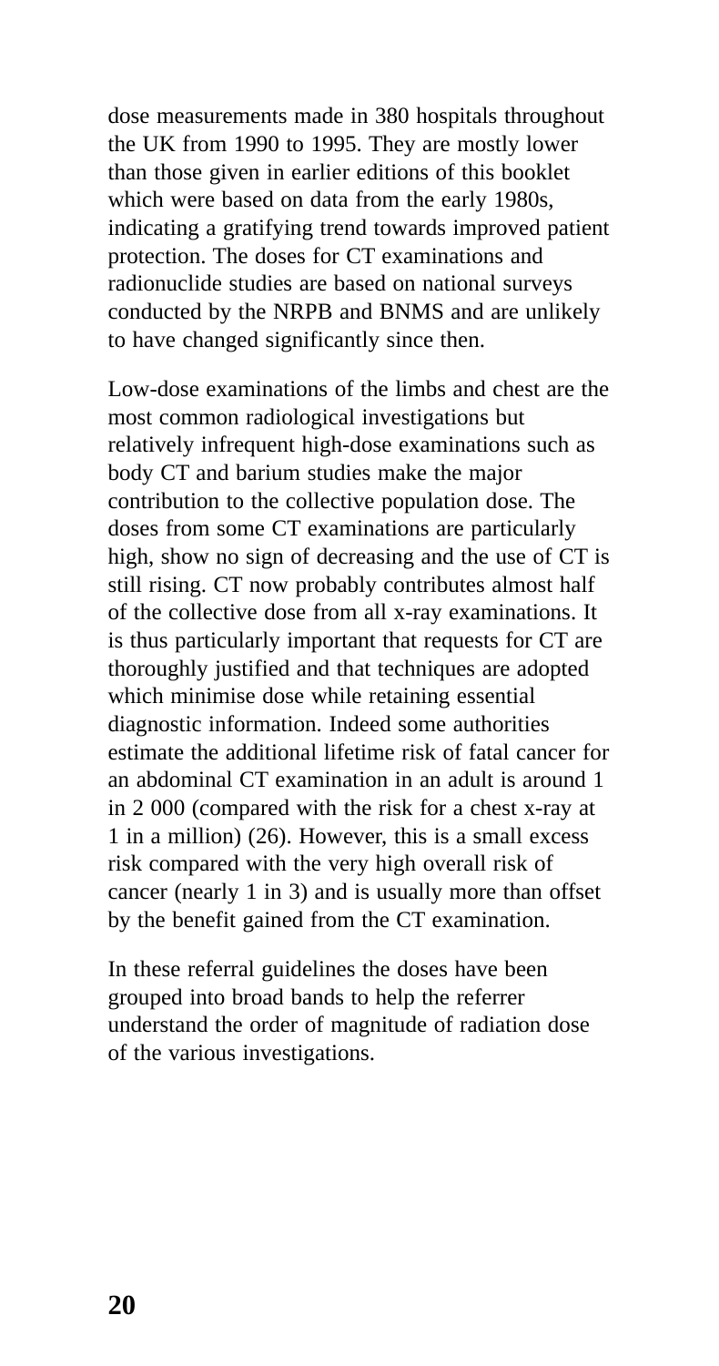dose measurements made in 380 hospitals throughout the UK from 1990 to 1995. They are mostly lower than those given in earlier editions of this booklet which were based on data from the early 1980s, indicating a gratifying trend towards improved patient protection. The doses for CT examinations and radionuclide studies are based on national surveys conducted by the NRPB and BNMS and are unlikely to have changed significantly since then.

Low-dose examinations of the limbs and chest are the most common radiological investigations but relatively infrequent high-dose examinations such as body CT and barium studies make the major contribution to the collective population dose. The doses from some CT examinations are particularly high, show no sign of decreasing and the use of CT is still rising. CT now probably contributes almost half of the collective dose from all x-ray examinations. It is thus particularly important that requests for CT are thoroughly justified and that techniques are adopted which minimise dose while retaining essential diagnostic information. Indeed some authorities estimate the additional lifetime risk of fatal cancer for an abdominal CT examination in an adult is around 1 in 2 000 (compared with the risk for a chest x-ray at 1 in a million) (26). However, this is a small excess risk compared with the very high overall risk of cancer (nearly 1 in 3) and is usually more than offset by the benefit gained from the CT examination.

In these referral guidelines the doses have been grouped into broad bands to help the referrer understand the order of magnitude of radiation dose of the various investigations.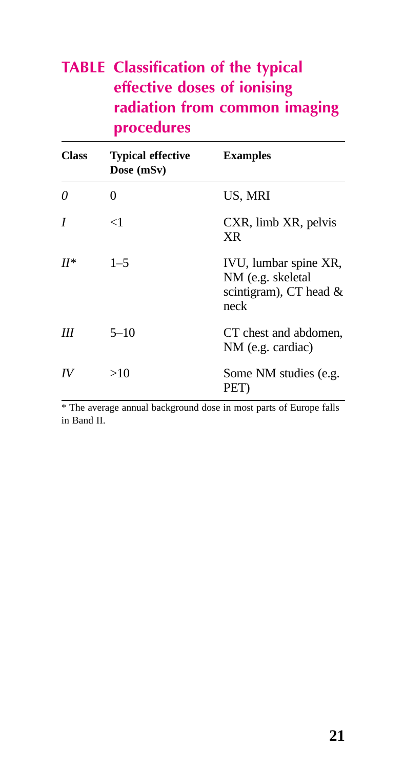## TABLE Classification of the typical effective doses of ionising radiation from common imaging procedures

| Class | Typical effective Dose (mSv) | Examples |
|---|---|---|
| *0* | 0 | US, MRI |
| *I* | <1 | CXR, limb XR, pelvis XR |
| *II** | 1–5 | IVU, lumbar spine XR, NM (e.g. skeletal scintigram), CT head & neck |
| *III* | 5–10 | CT chest and abdomen, NM (e.g. cardiac) |
| *IV* | >10 | Some NM studies (e.g. PET) |

* The average annual background dose in most parts of Europe falls in Band II.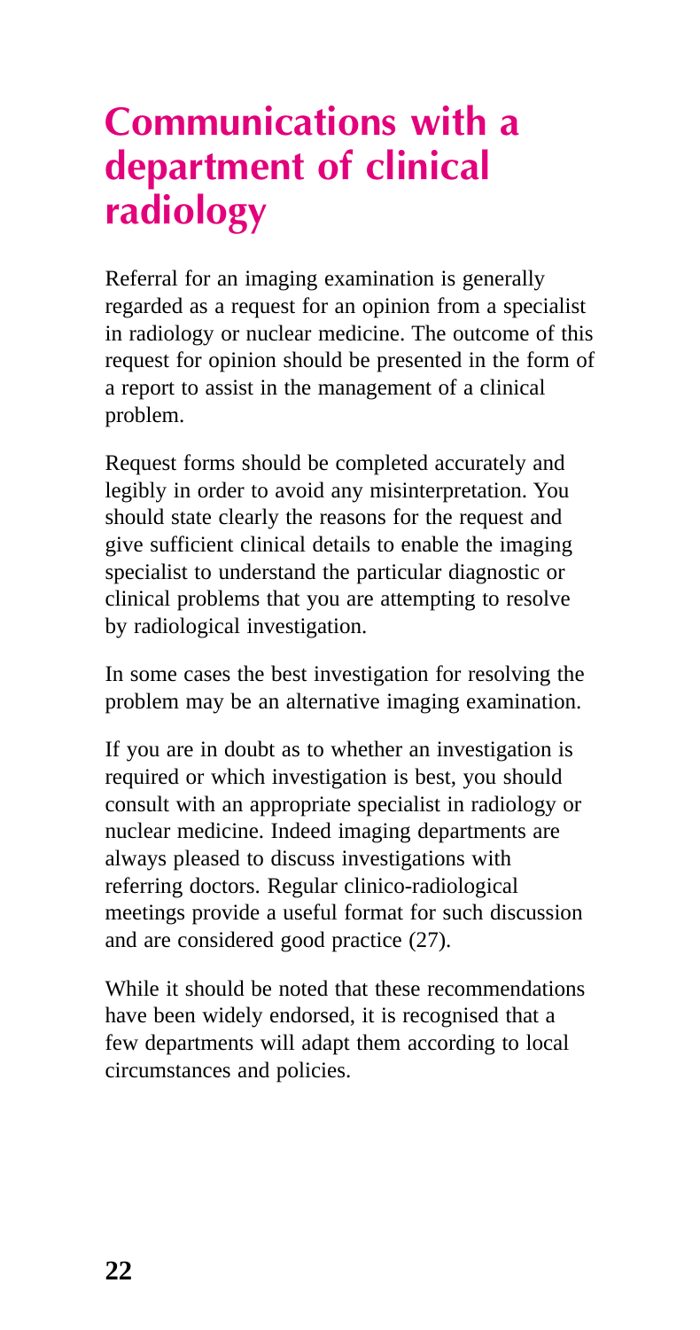# Communications with a department of clinical radiology

Referral for an imaging examination is generally regarded as a request for an opinion from a specialist in radiology or nuclear medicine. The outcome of this request for opinion should be presented in the form of a report to assist in the management of a clinical problem.

Request forms should be completed accurately and legibly in order to avoid any misinterpretation. You should state clearly the reasons for the request and give sufficient clinical details to enable the imaging specialist to understand the particular diagnostic or clinical problems that you are attempting to resolve by radiological investigation.

In some cases the best investigation for resolving the problem may be an alternative imaging examination.

If you are in doubt as to whether an investigation is required or which investigation is best, you should consult with an appropriate specialist in radiology or nuclear medicine. Indeed imaging departments are always pleased to discuss investigations with referring doctors. Regular clinico-radiological meetings provide a useful format for such discussion and are considered good practice (27).

While it should be noted that these recommendations have been widely endorsed, it is recognised that a few departments will adapt them according to local circumstances and policies.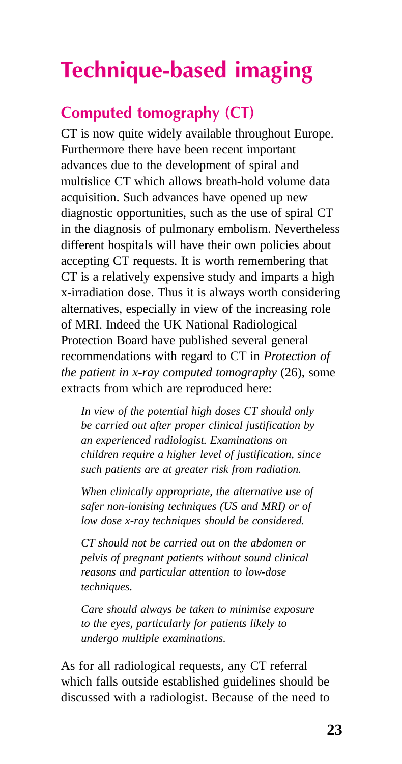# Technique-based imaging

## Computed tomography (CT)

CT is now quite widely available throughout Europe. Furthermore there have been recent important advances due to the development of spiral and multislice CT which allows breath-hold volume data acquisition. Such advances have opened up new diagnostic opportunities, such as the use of spiral CT in the diagnosis of pulmonary embolism. Nevertheless different hospitals will have their own policies about accepting CT requests. It is worth remembering that CT is a relatively expensive study and imparts a high x-irradiation dose. Thus it is always worth considering alternatives, especially in view of the increasing role of MRI. Indeed the UK National Radiological Protection Board have published several general recommendations with regard to CT in *Protection of the patient in x-ray computed tomography* (26), some extracts from which are reproduced here:

> *In view of the potential high doses CT should only be carried out after proper clinical justification by an experienced radiologist. Examinations on children require a higher level of justification, since such patients are at greater risk from radiation.*
>
> *When clinically appropriate, the alternative use of safer non-ionising techniques (US and MRI) or of low dose x-ray techniques should be considered.*
>
> *CT should not be carried out on the abdomen or pelvis of pregnant patients without sound clinical reasons and particular attention to low-dose techniques.*
>
> *Care should always be taken to minimise exposure to the eyes, particularly for patients likely to undergo multiple examinations.*

As for all radiological requests, any CT referral which falls outside established guidelines should be discussed with a radiologist. Because of the need to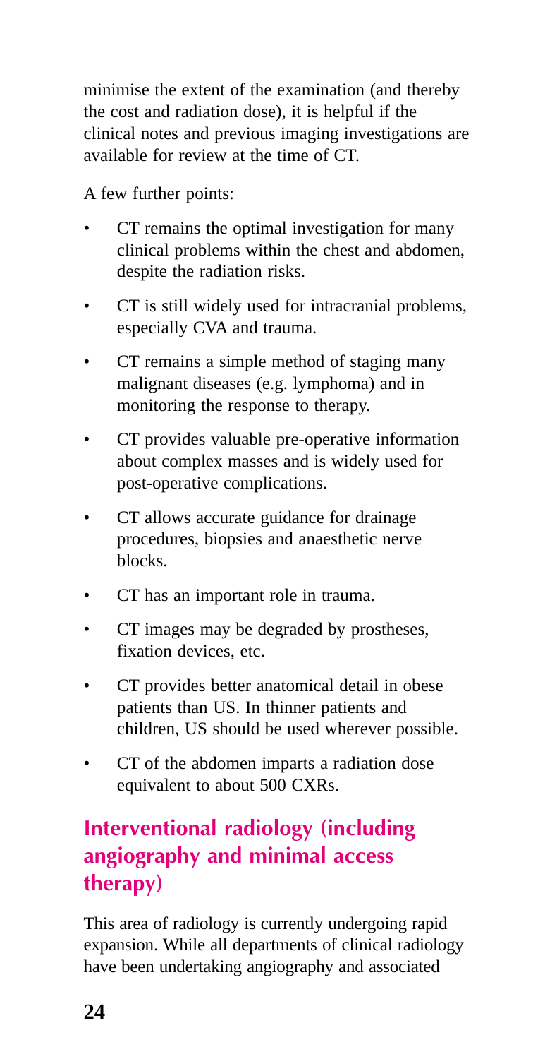minimise the extent of the examination (and thereby the cost and radiation dose), it is helpful if the clinical notes and previous imaging investigations are available for review at the time of CT.

A few further points:

- CT remains the optimal investigation for many clinical problems within the chest and abdomen, despite the radiation risks.
- CT is still widely used for intracranial problems, especially CVA and trauma.
- CT remains a simple method of staging many malignant diseases (e.g. lymphoma) and in monitoring the response to therapy.
- CT provides valuable pre-operative information about complex masses and is widely used for post-operative complications.
- CT allows accurate guidance for drainage procedures, biopsies and anaesthetic nerve blocks.
- CT has an important role in trauma.
- CT images may be degraded by prostheses, fixation devices, etc.
- CT provides better anatomical detail in obese patients than US. In thinner patients and children, US should be used wherever possible.
- CT of the abdomen imparts a radiation dose equivalent to about 500 CXRs.

## Interventional radiology (including angiography and minimal access therapy)

This area of radiology is currently undergoing rapid expansion. While all departments of clinical radiology have been undertaking angiography and associated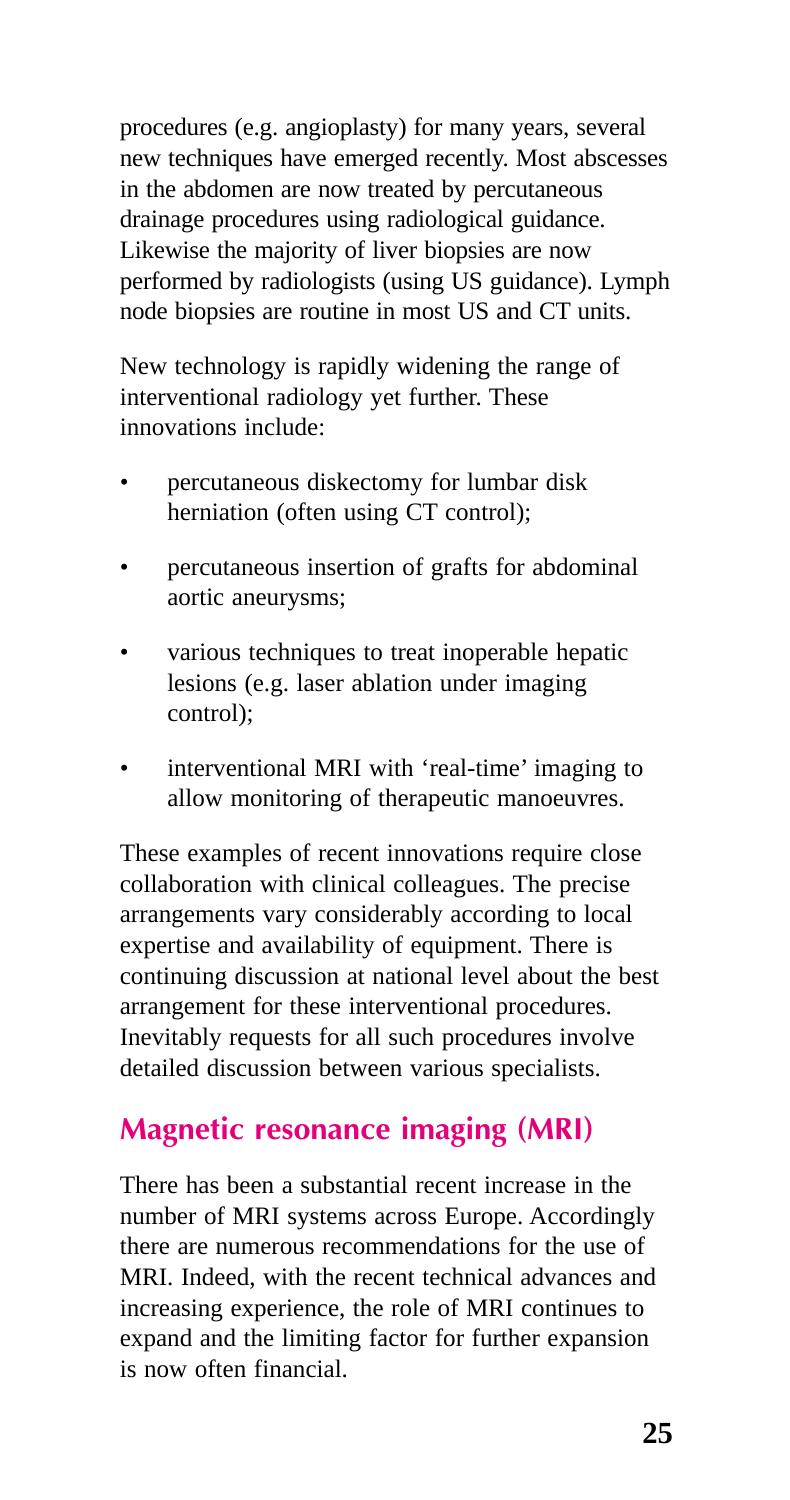procedures (e.g. angioplasty) for many years, several new techniques have emerged recently. Most abscesses in the abdomen are now treated by percutaneous drainage procedures using radiological guidance. Likewise the majority of liver biopsies are now performed by radiologists (using US guidance). Lymph node biopsies are routine in most US and CT units.

New technology is rapidly widening the range of interventional radiology yet further. These innovations include:

- percutaneous diskectomy for lumbar disk herniation (often using CT control);
- percutaneous insertion of grafts for abdominal aortic aneurysms;
- various techniques to treat inoperable hepatic lesions (e.g. laser ablation under imaging control);
- interventional MRI with 'real-time' imaging to allow monitoring of therapeutic manoeuvres.

These examples of recent innovations require close collaboration with clinical colleagues. The precise arrangements vary considerably according to local expertise and availability of equipment. There is continuing discussion at national level about the best arrangement for these interventional procedures. Inevitably requests for all such procedures involve detailed discussion between various specialists.

## Magnetic resonance imaging (MRI)

There has been a substantial recent increase in the number of MRI systems across Europe. Accordingly there are numerous recommendations for the use of MRI. Indeed, with the recent technical advances and increasing experience, the role of MRI continues to expand and the limiting factor for further expansion is now often financial.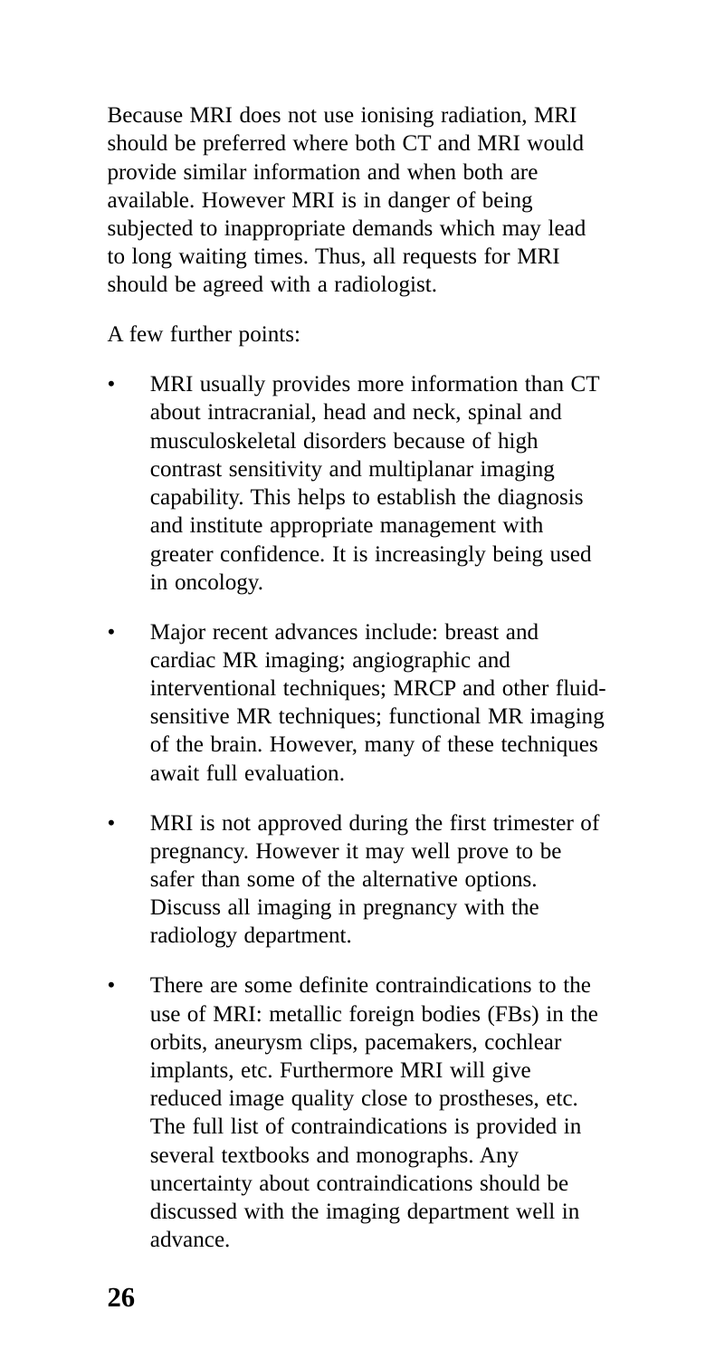Because MRI does not use ionising radiation, MRI should be preferred where both CT and MRI would provide similar information and when both are available. However MRI is in danger of being subjected to inappropriate demands which may lead to long waiting times. Thus, all requests for MRI should be agreed with a radiologist.

A few further points:

- MRI usually provides more information than CT about intracranial, head and neck, spinal and musculoskeletal disorders because of high contrast sensitivity and multiplanar imaging capability. This helps to establish the diagnosis and institute appropriate management with greater confidence. It is increasingly being used in oncology.
- Major recent advances include: breast and cardiac MR imaging; angiographic and interventional techniques; MRCP and other fluid-sensitive MR techniques; functional MR imaging of the brain. However, many of these techniques await full evaluation.
- MRI is not approved during the first trimester of pregnancy. However it may well prove to be safer than some of the alternative options. Discuss all imaging in pregnancy with the radiology department.
- There are some definite contraindications to the use of MRI: metallic foreign bodies (FBs) in the orbits, aneurysm clips, pacemakers, cochlear implants, etc. Furthermore MRI will give reduced image quality close to prostheses, etc. The full list of contraindications is provided in several textbooks and monographs. Any uncertainty about contraindications should be discussed with the imaging department well in advance.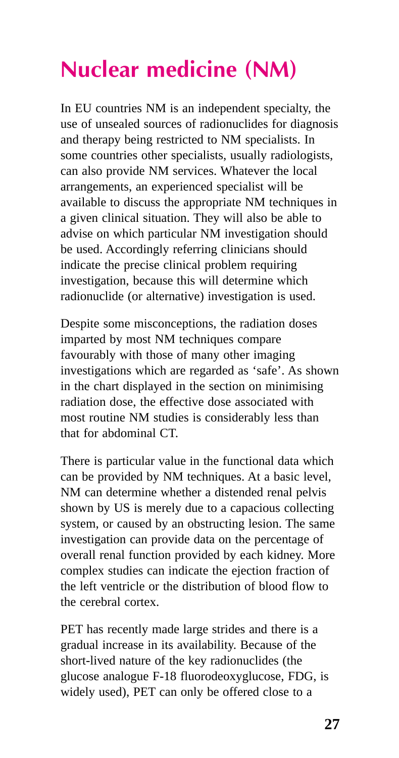# Nuclear medicine (NM)

In EU countries NM is an independent specialty, the use of unsealed sources of radionuclides for diagnosis and therapy being restricted to NM specialists. In some countries other specialists, usually radiologists, can also provide NM services. Whatever the local arrangements, an experienced specialist will be available to discuss the appropriate NM techniques in a given clinical situation. They will also be able to advise on which particular NM investigation should be used. Accordingly referring clinicians should indicate the precise clinical problem requiring investigation, because this will determine which radionuclide (or alternative) investigation is used.

Despite some misconceptions, the radiation doses imparted by most NM techniques compare favourably with those of many other imaging investigations which are regarded as 'safe'. As shown in the chart displayed in the section on minimising radiation dose, the effective dose associated with most routine NM studies is considerably less than that for abdominal CT.

There is particular value in the functional data which can be provided by NM techniques. At a basic level, NM can determine whether a distended renal pelvis shown by US is merely due to a capacious collecting system, or caused by an obstructing lesion. The same investigation can provide data on the percentage of overall renal function provided by each kidney. More complex studies can indicate the ejection fraction of the left ventricle or the distribution of blood flow to the cerebral cortex.

PET has recently made large strides and there is a gradual increase in its availability. Because of the short-lived nature of the key radionuclides (the glucose analogue F-18 fluorodeoxyglucose, FDG, is widely used), PET can only be offered close to a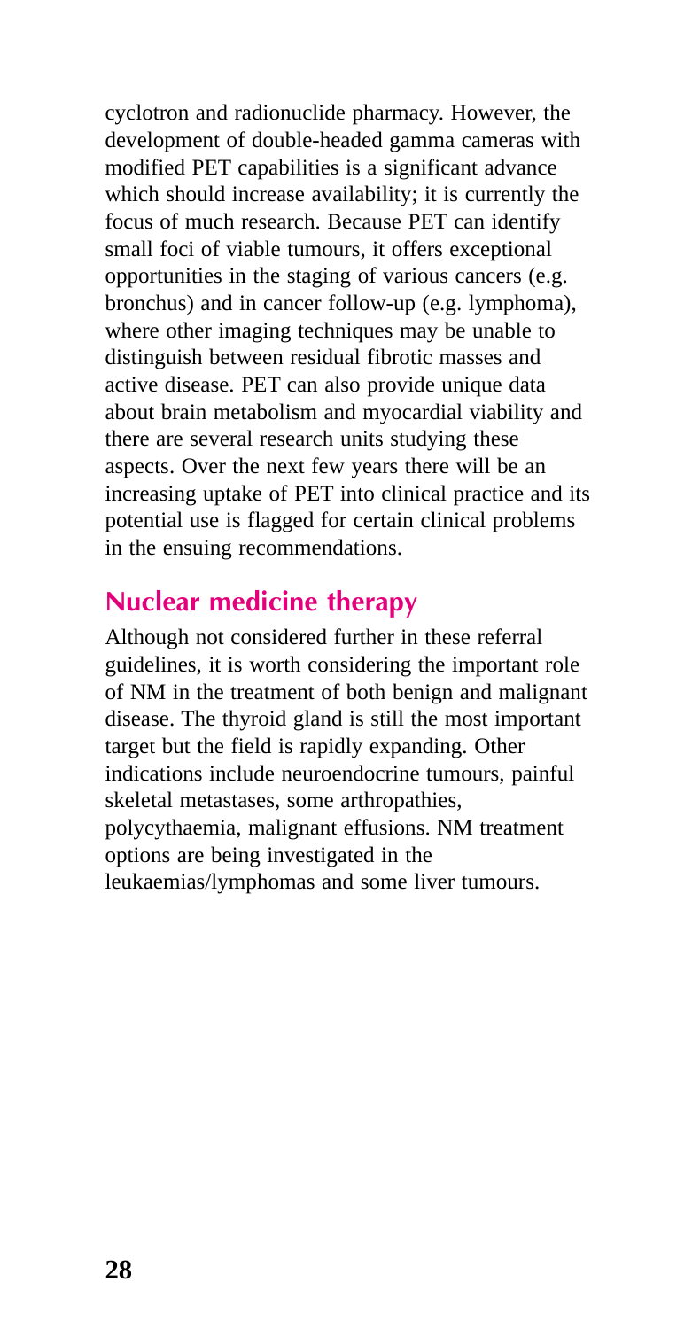cyclotron and radionuclide pharmacy. However, the development of double-headed gamma cameras with modified PET capabilities is a significant advance which should increase availability; it is currently the focus of much research. Because PET can identify small foci of viable tumours, it offers exceptional opportunities in the staging of various cancers (e.g. bronchus) and in cancer follow-up (e.g. lymphoma), where other imaging techniques may be unable to distinguish between residual fibrotic masses and active disease. PET can also provide unique data about brain metabolism and myocardial viability and there are several research units studying these aspects. Over the next few years there will be an increasing uptake of PET into clinical practice and its potential use is flagged for certain clinical problems in the ensuing recommendations.

## Nuclear medicine therapy

Although not considered further in these referral guidelines, it is worth considering the important role of NM in the treatment of both benign and malignant disease. The thyroid gland is still the most important target but the field is rapidly expanding. Other indications include neuroendocrine tumours, painful skeletal metastases, some arthropathies, polycythaemia, malignant effusions. NM treatment options are being investigated in the leukaemias/lymphomas and some liver tumours.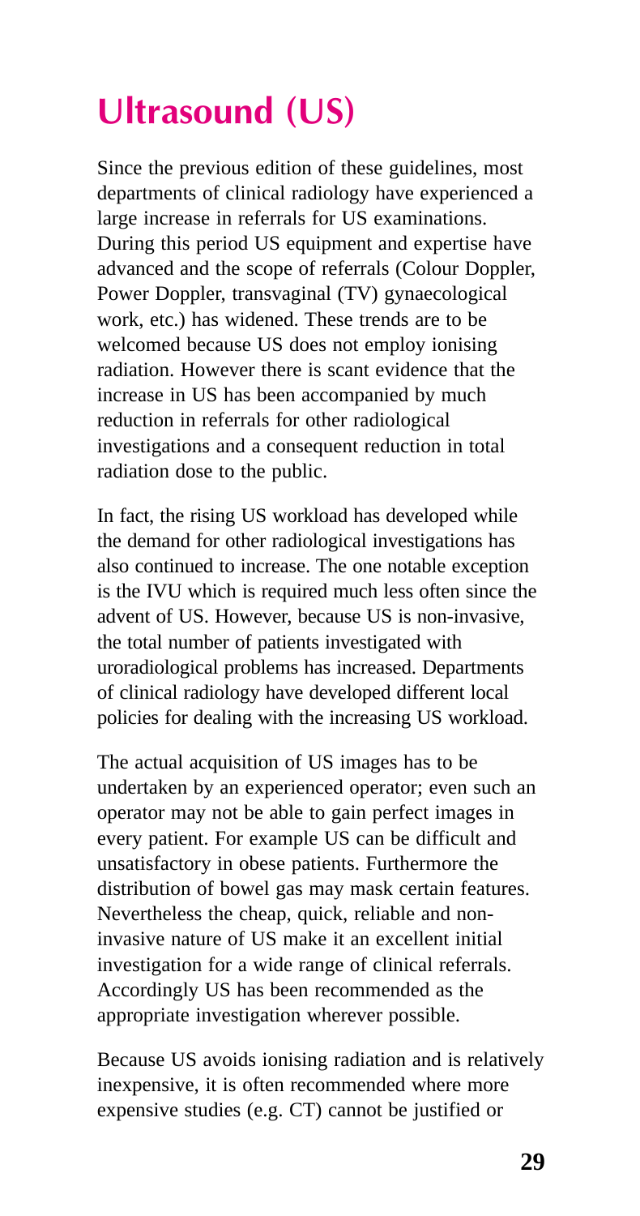# Ultrasound (US)

Since the previous edition of these guidelines, most departments of clinical radiology have experienced a large increase in referrals for US examinations. During this period US equipment and expertise have advanced and the scope of referrals (Colour Doppler, Power Doppler, transvaginal (TV) gynaecological work, etc.) has widened. These trends are to be welcomed because US does not employ ionising radiation. However there is scant evidence that the increase in US has been accompanied by much reduction in referrals for other radiological investigations and a consequent reduction in total radiation dose to the public.

In fact, the rising US workload has developed while the demand for other radiological investigations has also continued to increase. The one notable exception is the IVU which is required much less often since the advent of US. However, because US is non-invasive, the total number of patients investigated with uroradiological problems has increased. Departments of clinical radiology have developed different local policies for dealing with the increasing US workload.

The actual acquisition of US images has to be undertaken by an experienced operator; even such an operator may not be able to gain perfect images in every patient. For example US can be difficult and unsatisfactory in obese patients. Furthermore the distribution of bowel gas may mask certain features. Nevertheless the cheap, quick, reliable and non-invasive nature of US make it an excellent initial investigation for a wide range of clinical referrals. Accordingly US has been recommended as the appropriate investigation wherever possible.

Because US avoids ionising radiation and is relatively inexpensive, it is often recommended where more expensive studies (e.g. CT) cannot be justified or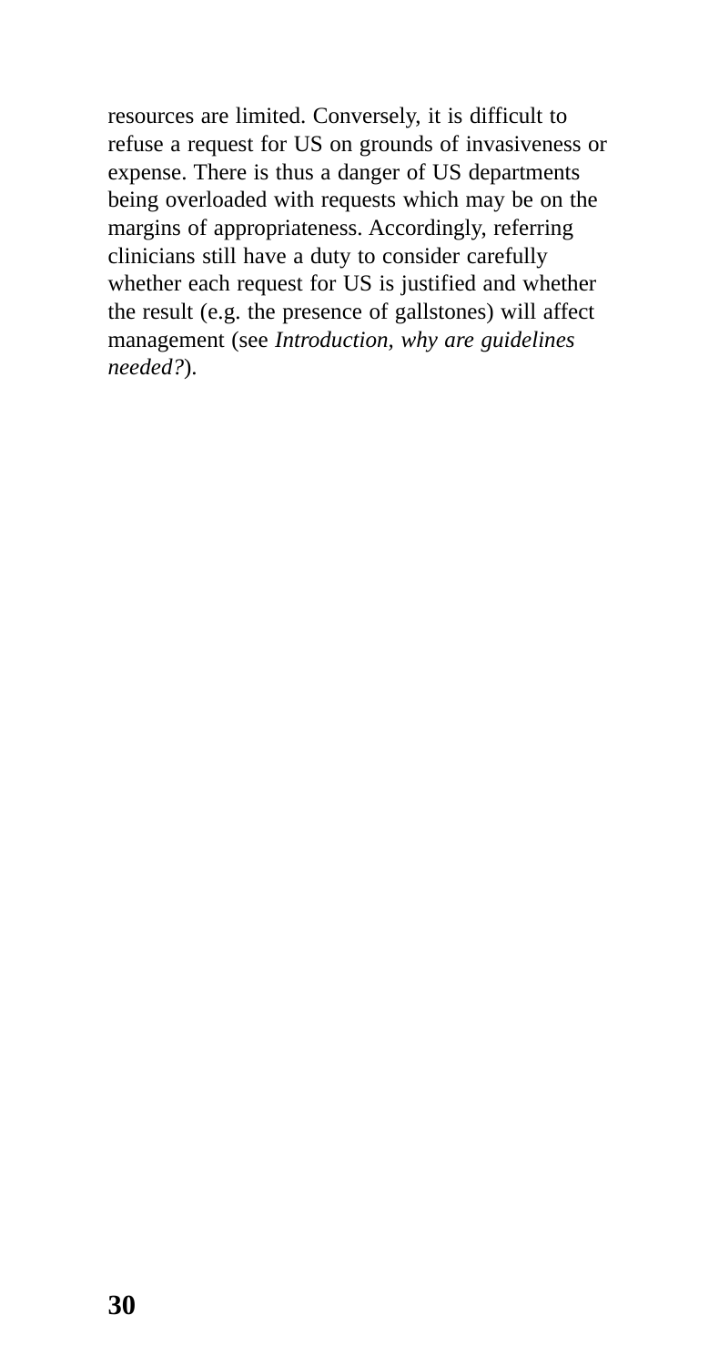resources are limited. Conversely, it is difficult to refuse a request for US on grounds of invasiveness or expense. There is thus a danger of US departments being overloaded with requests which may be on the margins of appropriateness. Accordingly, referring clinicians still have a duty to consider carefully whether each request for US is justified and whether the result (e.g. the presence of gallstones) will affect management (see *Introduction, why are guidelines needed?*).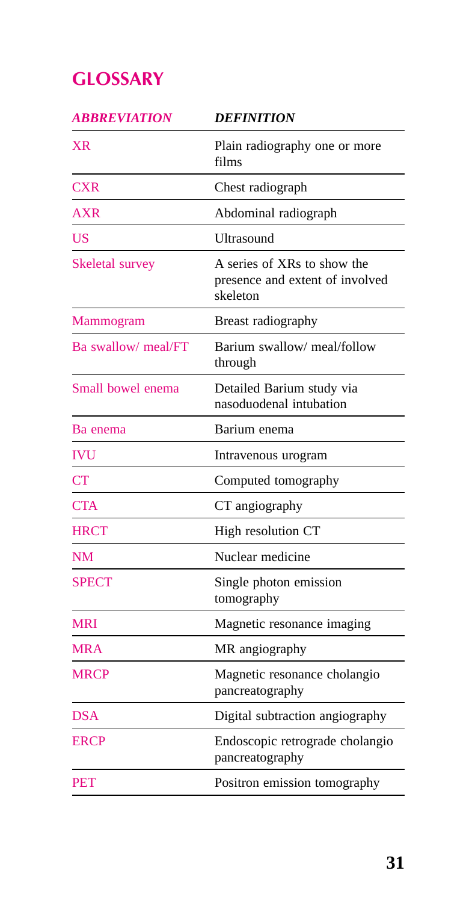## GLOSSARY

| *ABBREVIATION* | *DEFINITION* |
|---|---|
| XR | Plain radiography one or more films |
| CXR | Chest radiograph |
| AXR | Abdominal radiograph |
| US | Ultrasound |
| Skeletal survey | A series of XRs to show the presence and extent of involved skeleton |
| Mammogram | Breast radiography |
| Ba swallow/ meal/FT | Barium swallow/ meal/follow through |
| Small bowel enema | Detailed Barium study via nasoduodenal intubation |
| Ba enema | Barium enema |
| IVU | Intravenous urogram |
| CT | Computed tomography |
| CTA | CT angiography |
| HRCT | High resolution CT |
| NM | Nuclear medicine |
| SPECT | Single photon emission tomography |
| MRI | Magnetic resonance imaging |
| MRA | MR angiography |
| MRCP | Magnetic resonance cholangio pancreatography |
| DSA | Digital subtraction angiography |
| ERCP | Endoscopic retrograde cholangio pancreatography |
| PET | Positron emission tomography |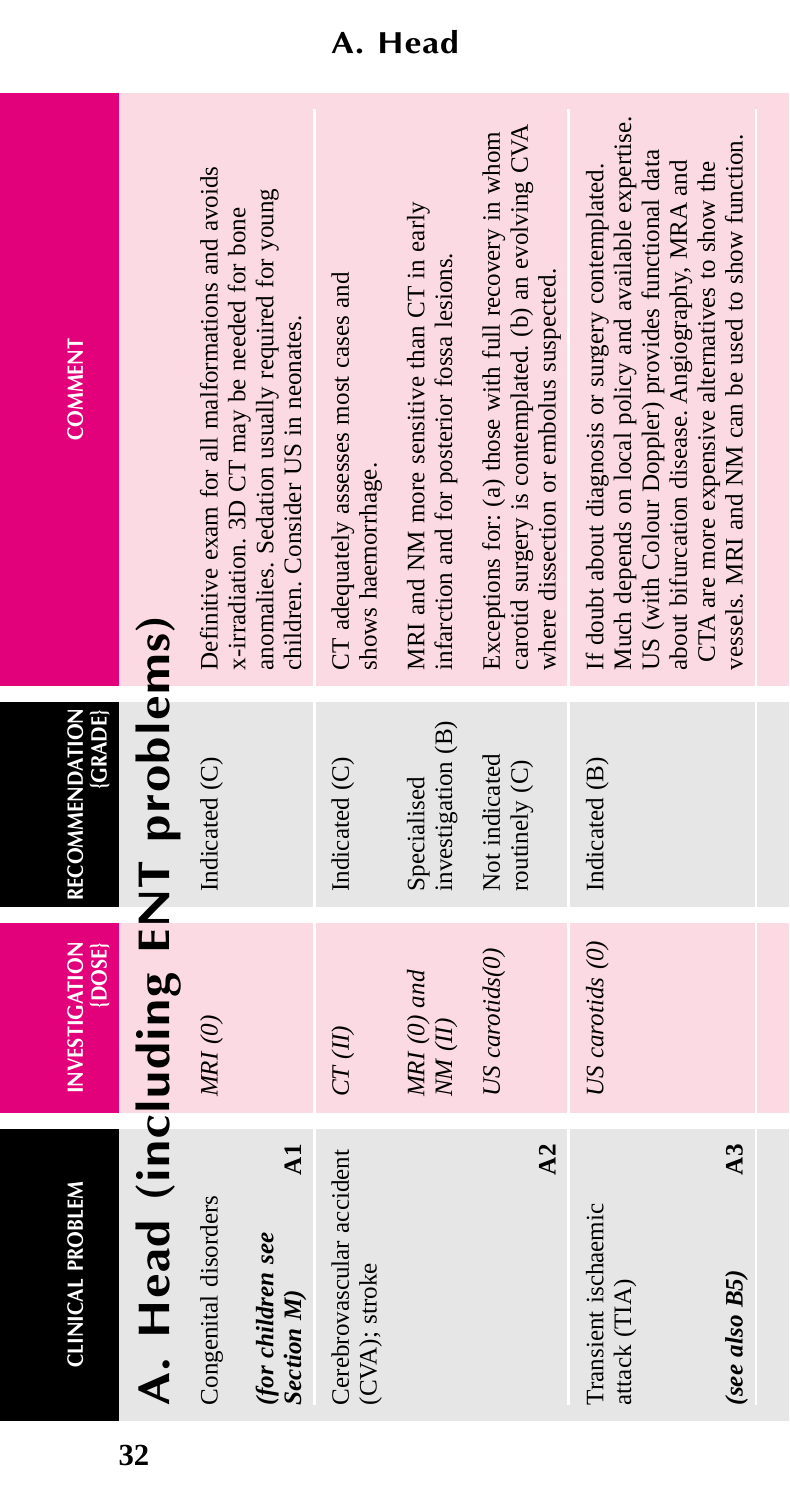# A. Head (including ENT problems)

| CLINICAL PROBLEM | INVESTIGATION [DOSE] | RECOMMENDATION [GRADE] | COMMENT |
|---|---|---|---|
| Congenital disorders *(for children see Section M)* **A1** | *MRI (0)* | Indicated (C) | Definitive exam for all malformations and avoids x-irradiation. 3D CT may be needed for bone anomalies. Sedation usually required for young children. Consider US in neonates. |
| Cerebrovascular accident (CVA); stroke | *CT (II)* | Indicated (C) | CT adequately assesses most cases and shows haemorrhage. |
| | *MRI (0) and NM (II)* | Specialised investigation (B) | MRI and NM more sensitive than CT in early infarction and for posterior fossa lesions. |
| **A2** | *US carotids(0)* | Not indicated routinely (C) | Exceptions for: (a) those with full recovery in whom carotid surgery is contemplated. (b) an evolving CVA where dissection or embolus suspected. |
| Transient ischaemic attack (TIA) *(see also B5)* **A3** | *US carotids (0)* | Indicated (B) | If doubt about diagnosis or surgery contemplated. Much depends on local policy and available expertise. US (with Colour Doppler) provides functional data about bifurcation disease. Angiography, MRA and CTA are more expensive alternatives to show the vessels. MRI and NM can be used to show function. |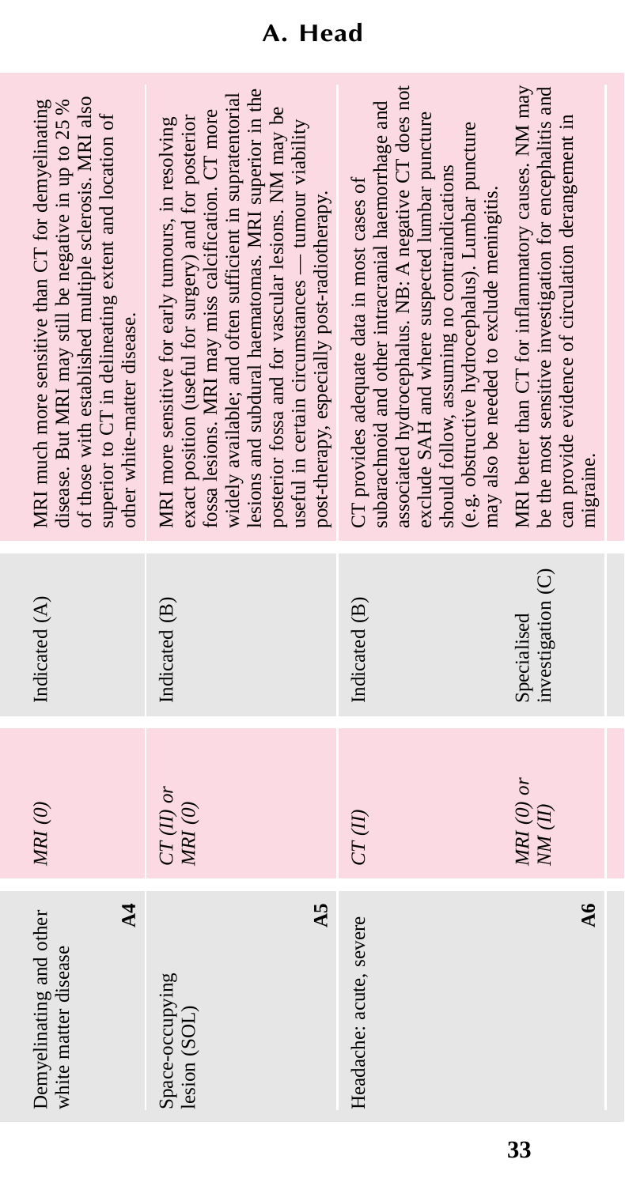# A. Head

| Clinical problem | Investigation (dose) | Recommendation (grade) | Comment |
|---|---|---|---|
| Demyelinating and other white matter disease **A4** | *MRI (0)* | Indicated (A) | MRI much more sensitive than CT for demyelinating disease. But MRI may still be negative in up to 25 % of those with established multiple sclerosis. MRI also superior to CT in delineating extent and location of other white-matter disease. |
| Space-occupying lesion (SOL) **A5** | *CT (II) or MRI (0)* | Indicated (B) | MRI more sensitive for early tumours, in resolving exact position (useful for surgery) and for posterior fossa lesions. MRI may miss calcification. CT more widely available; and often sufficient in supratentorial lesions and subdural haematomas. MRI superior in the posterior fossa and for vascular lesions. NM may be useful in certain circumstances — tumour viability post-therapy, especially post-radiotherapy. |
| Headache: acute, severe **A6** | *CT (II)* | Indicated (B) | CT provides adequate data in most cases of subarachnoid and other intracranial haemorrhage and associated hydrocephalus. NB: A negative CT does not exclude SAH and where suspected lumbar puncture should follow, assuming no contraindications (e.g. obstructive hydrocephalus). Lumbar puncture may also be needed to exclude meningitis. |
| | *MRI (0) or NM (II)* | Specialised investigation (C) | MRI better than CT for inflammatory causes. NM may be the most sensitive investigation for encephalitis and can provide evidence of circulation derangement in migraine. |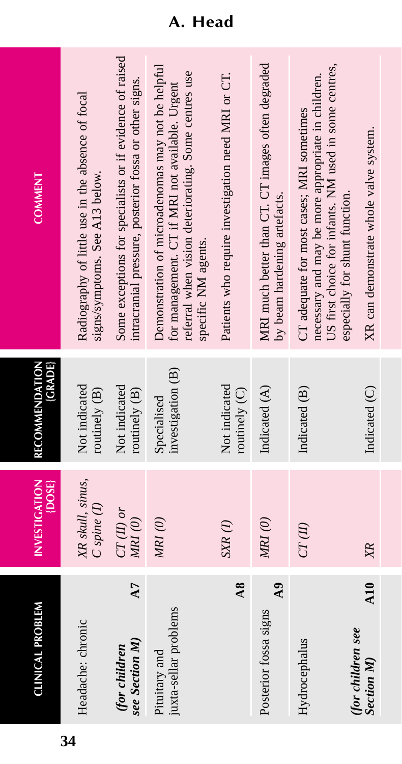# A. Head

| CLINICAL PROBLEM | INVESTIGATION {DOSE} | RECOMMENDATION {GRADE} | COMMENT |
|---|---|---|---|
| Headache: chronic | XR skull, sinus, C spine (I) | Not indicated routinely (B) | Radiography of little use in the absence of focal signs/symptoms. See A13 below. |
| *(for children see Section M)* **A7** | *CT (II) or MRI (0)* | Not indicated routinely (B) | Some exceptions for specialists or if evidence of raised intracranial pressure, posterior fossa or other signs. |
| Pituitary and juxta-sellar problems | *MRI (0)* | Specialised investigation (B) | Demonstration of microadenomas may not be helpful for management. CT if MRI not available. Urgent referral when vision deteriorating. Some centres use specific NM agents. |
| **A8** | *SXR (I)* | Not indicated routinely (C) | Patients who require investigation need MRI or CT. |
| Posterior fossa signs **A9** | *MRI (0)* | Indicated (A) | MRI much better than CT. CT images often degraded by beam hardening artefacts. |
| Hydrocephalus | *CT (II)* | Indicated (B) | CT adequate for most cases; MRI sometimes necessary and may be more appropriate in children. US first choice for infants. NM used in some centres, especially for shunt function. |
| *(for children see Section M)* **A10** | *XR* | Indicated (C) | XR can demonstrate whole valve system. |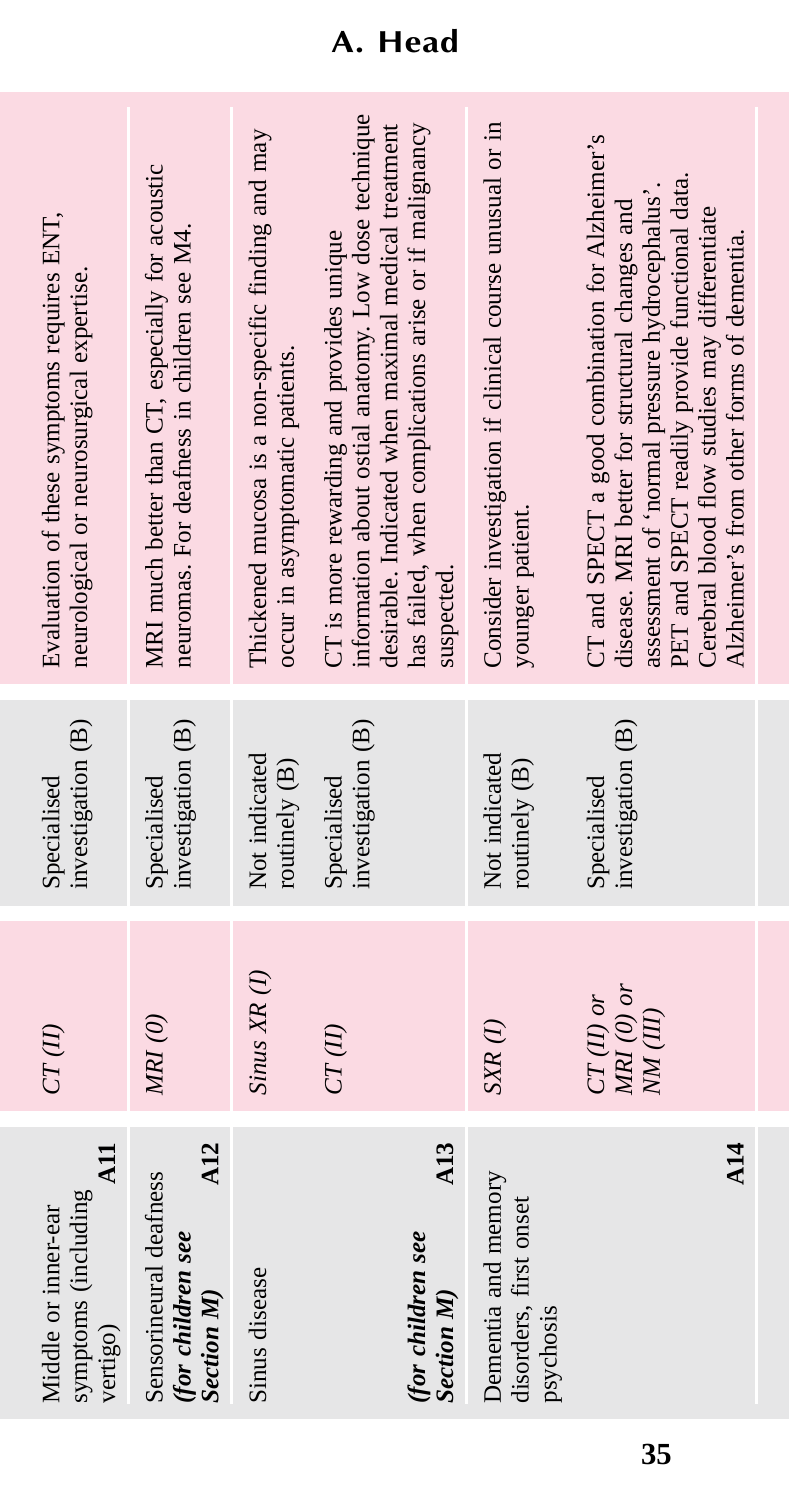## A. Head

| | | | |
|---|---|---|---|
| Middle or inner-ear symptoms (including vertigo) **A11** | *CT (II)* | Specialised investigation (B) | Evaluation of these symptoms requires ENT, neurological or neurosurgical expertise. |
| Sensorineural deafness ***(for children see Section M)*** **A12** | *MRI (0)* | Specialised investigation (B) | MRI much better than CT, especially for acoustic neuromas. For deafness in children see M4. |
| Sinus disease | *Sinus XR (I)* | Not indicated routinely (B) | Thickened mucosa is a non-specific finding and may occur in asymptomatic patients. |
| ***(for children see Section M)*** **A13** | *CT (II)* | Specialised investigation (B) | CT is more rewarding and provides unique information about ostial anatomy. Low dose technique desirable. Indicated when maximal medical treatment has failed, when complications arise or if malignancy suspected. |
| Dementia and memory disorders, first onset psychosis | *SXR (I)* | Not indicated routinely (B) | Consider investigation if clinical course unusual or in younger patient. |
| **A14** | *CT (II) or MRI (0) or NM (III)* | Specialised investigation (B) | CT and SPECT a good combination for Alzheimer's disease. MRI better for structural changes and assessment of 'normal pressure hydrocephalus'. PET and SPECT readily provide functional data. Cerebral blood flow studies may differentiate Alzheimer's from other forms of dementia. |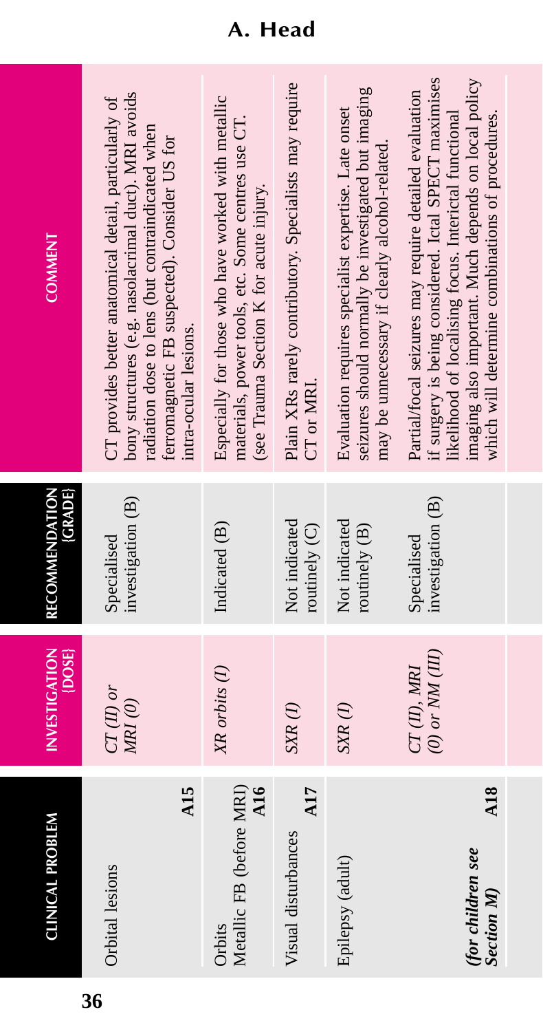## A. Head

| CLINICAL PROBLEM | INVESTIGATION {DOSE} | RECOMMENDATION {GRADE} | COMMENT |
|---|---|---|---|
| Orbital lesions **A15** | *CT (II) or MRI (0)* | Specialised investigation (B) | CT provides better anatomical detail, particularly of bony structures (e.g. nasolacrimal duct). MRI avoids radiation dose to lens (but contraindicated when ferromagnetic FB suspected). Consider US for intra-ocular lesions. |
| Orbits Metallic FB (before MRI) **A16** | *XR orbits (I)* | Indicated (B) | Especially for those who have worked with metallic materials, power tools, etc. Some centres use CT. (see Trauma Section K for acute injury. |
| Visual disturbances **A17** | *SXR (I)* | Not indicated routinely (C) | Plain XRs rarely contributory. Specialists may require CT or MRI. |
| Epilepsy (adult) | *SXR (I)* | Not indicated routinely (B) | Evaluation requires specialist expertise. Late onset seizures should normally be investigated but imaging may be unnecessary if clearly alcohol-related. |
| ***(for children see Section M)*** **A18** | *CT (II), MRI (0) or NM (III)* | Specialised investigation (B) | Partial/focal seizures may require detailed evaluation if surgery is being considered. Ictal SPECT maximises likelihood of localising focus. Interictal functional imaging also important. Much depends on local policy which will determine combinations of procedures. |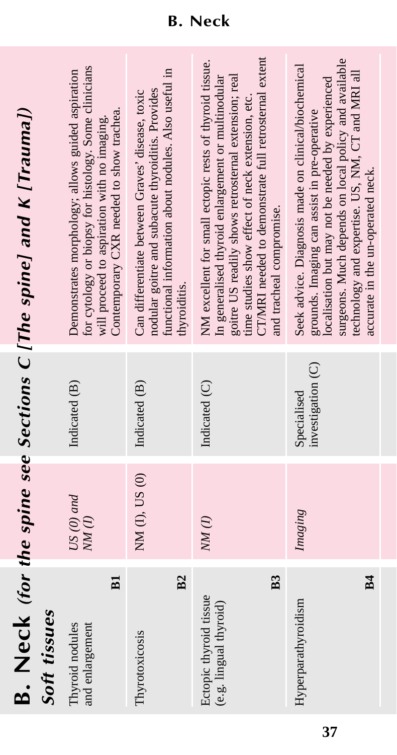# B. Neck *(for the spine see Sections C [The spine] and K [Trauma])*

## *Soft tissues*

| Clinical/diagnostic problem | Investigation (Dose) | Recommendation (Grade) | Comment |
|---|---|---|---|
| Thyroid nodules and enlargement **B1** | *US (0) and NM (I)* | Indicated (B) | Demonstrates morphology; allows guided aspiration for cytology or biopsy for histology. Some clinicians will proceed to aspiration with no imaging. Contemporary CXR needed to show trachea. |
| Thyrotoxicosis **B2** | NM (I), US (0) | Indicated (B) | Can differentiate between Graves' disease, toxic nodular goitre and subacute thyroiditis. Provides functional information about nodules. Also useful in thyroiditis. |
| Ectopic thyroid tissue (e.g. lingual thyroid) **B3** | *NM (I)* | Indicated (C) | NM excellent for small ectopic rests of thyroid tissue. In generalised thyroid enlargement or multinodular goitre US readily shows retrosternal extension; real time studies show effect of neck extension, etc. CT/MRI needed to demonstrate full retrosternal extent and tracheal compromise. |
| Hyperparathyroidism **B4** | *Imaging* | Specialised investigation (C) | Seek advice. Diagnosis made on clinical/biochemical grounds. Imaging can assist in pre-operative localisation but may not be needed by experienced surgeons. Much depends on local policy and available technology and expertise. US, NM, CT and MRI all accurate in the un-operated neck. |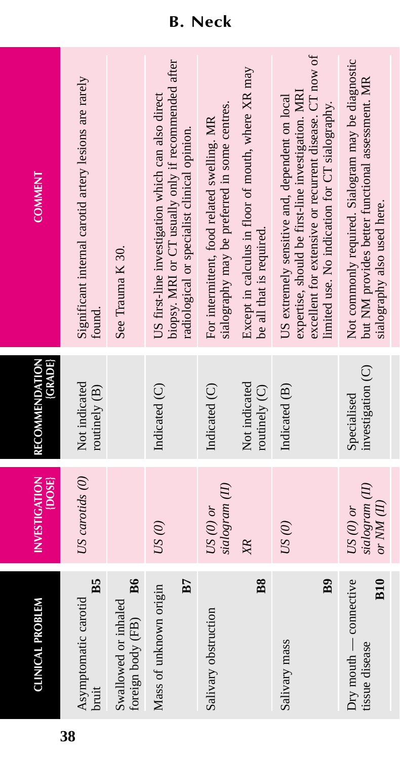## B. Neck

| CLINICAL PROBLEM | INVESTIGATION [DOSE] | RECOMMENDATION [GRADE] | COMMENT |
|---|---|---|---|
| Asymptomatic carotid bruit **B5** | *US carotids (0)* | Not indicated routinely (B) | Significant internal carotid artery lesions are rarely found. |
| Swallowed or inhaled foreign body (FB) **B6** | | | See Trauma K 30. |
| Mass of unknown origin **B7** | *US (0)* | Indicated (C) | US first-line investigation which can also direct biopsy. MRI or CT usually only if recommended after radiological or specialist clinical opinion. |
| Salivary obstruction **B8** | *US (0) or sialogram (II)* | Indicated (C) | For intermittent, food related swelling. MR sialography may be preferred in some centres. |
| | *XR* | Not indicated routinely (C) | Except in calculus in floor of mouth, where XR may be all that is required. |
| Salivary mass **B9** | *US (0)* | Indicated (B) | US extremely sensitive and, dependent on local expertise, should be first-line investigation. MRI excellent for extensive or recurrent disease. CT now of limited use. No indication for CT sialography. |
| Dry mouth — connective tissue disease **B10** | *US (0) or sialogram (II) or NM (II)* | Specialised investigation (C) | Not commonly required. Sialogram may be diagnostic but NM provides better functional assessment. MR sialography also used here. |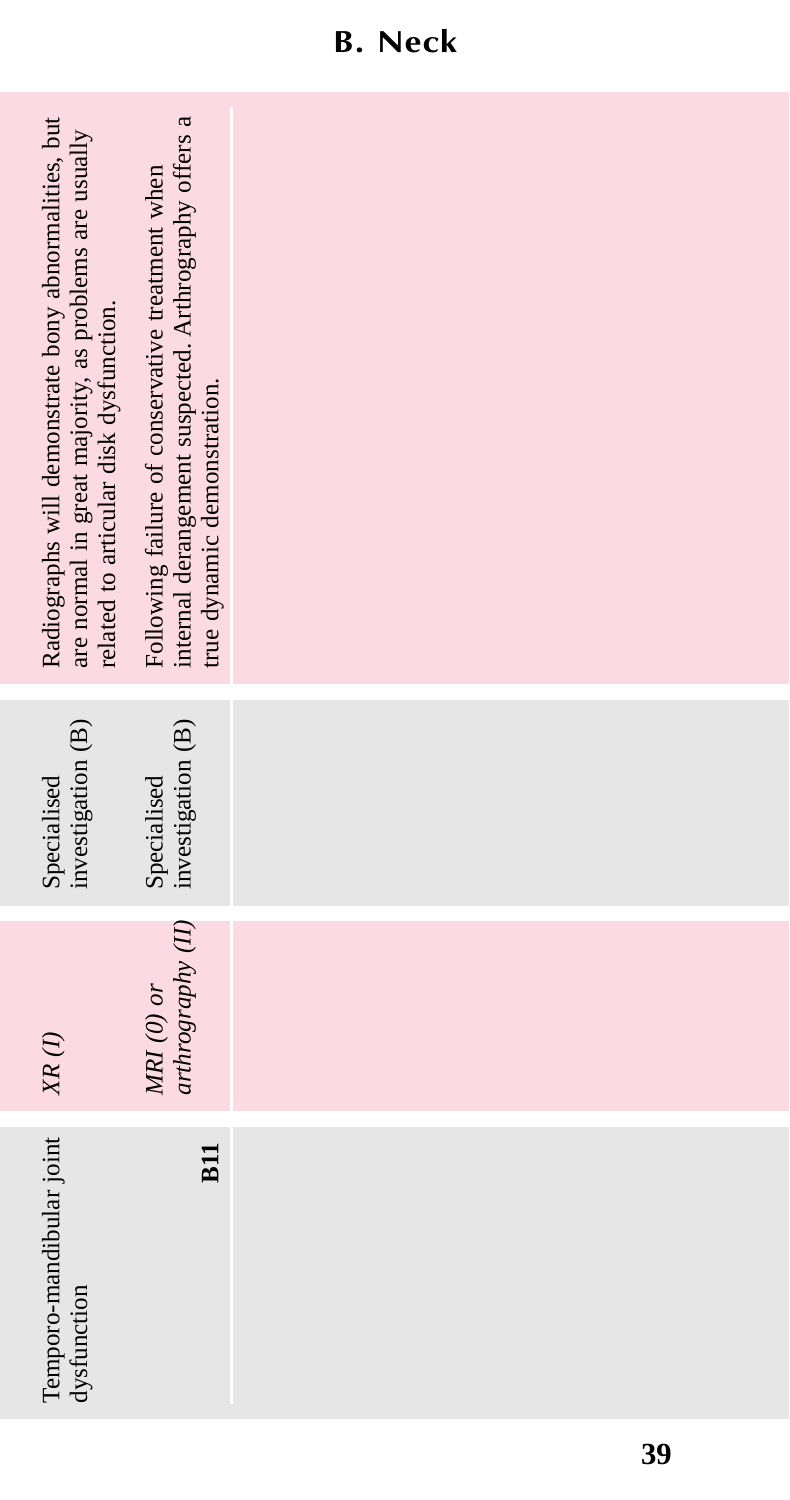## B. Neck

| | | | |
|---|---|---|---|
| Temporo-mandibular joint dysfunction **B11** | *XR (I)* | Specialised investigation (B) | Radiographs will demonstrate bony abnormalities, but are normal in great majority, as problems are usually related to articular disk dysfunction. |
| | *MRI (0) or arthrography (II)* | Specialised investigation (B) | Following failure of conservative treatment when internal derangement suspected. Arthrography offers a true dynamic demonstration. |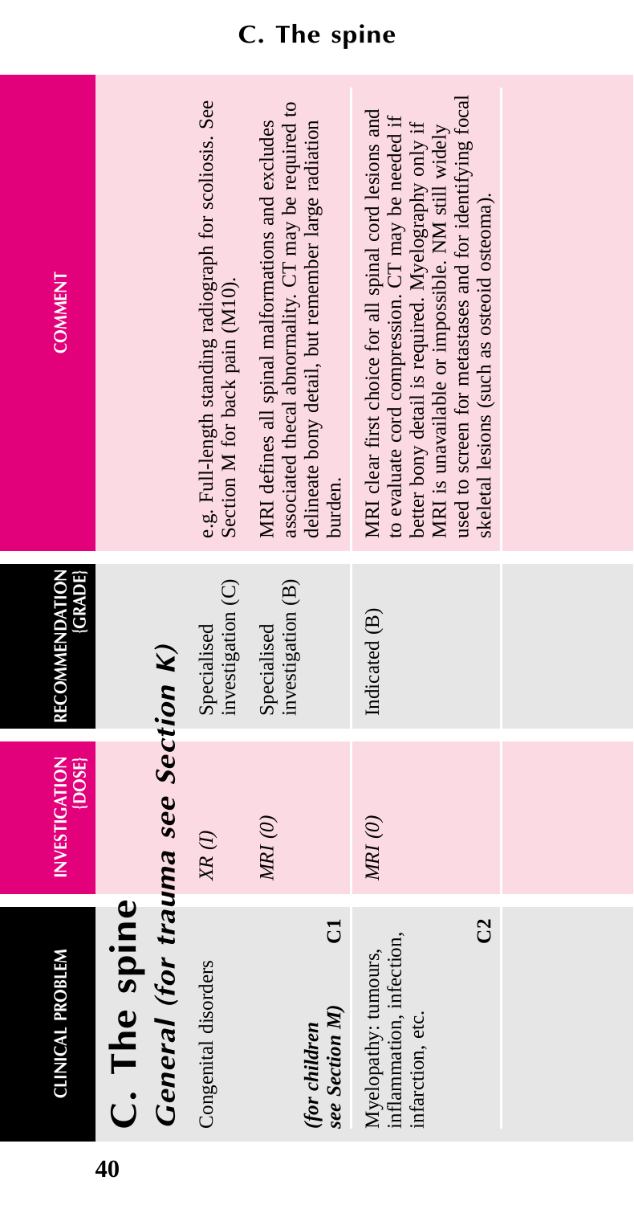# C. The spine

## General (for trauma see Section K)

| CLINICAL PROBLEM | INVESTIGATION {DOSE} | RECOMMENDATION {GRADE} | COMMENT |
|---|---|---|---|
| Congenital disorders (for children see Section M) C1 | XR (I) | Specialised investigation (C) | e.g. Full-length standing radiograph for scoliosis. See Section M for back pain (M10). |
| | MRI (0) | Specialised investigation (B) | MRI defines all spinal malformations and excludes associated thecal abnormality. CT may be required to delineate bony detail, but remember large radiation burden. |
| Myelopathy: tumours, inflammation, infection, infarction, etc. C2 | MRI (0) | Indicated (B) | MRI clear first choice for all spinal cord lesions and to evaluate cord compression. CT may be needed if better bony detail is required. Myelography only if MRI is unavailable or impossible. NM still widely used to screen for metastases and for identifying focal skeletal lesions (such as osteoid osteoma). |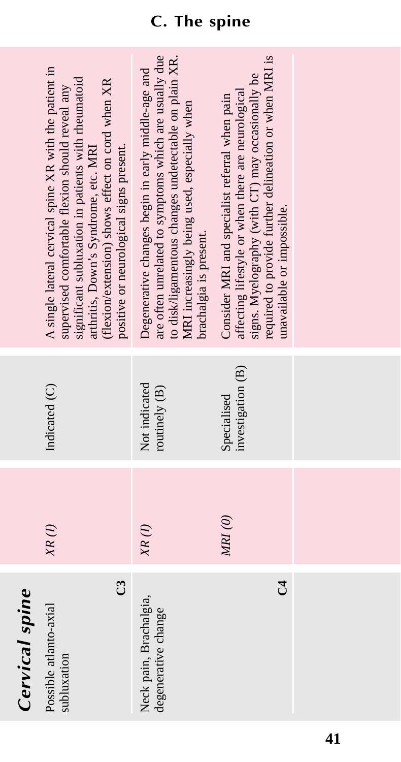## C. The spine

### *Cervical spine*

| Clinical problem | Investigation (Dose) | Recommendation (Grade) | Comment |
|---|---|---|---|
| Possible atlanto-axial subluxation **C3** | *XR (I)* | Indicated (C) | A single lateral cervical spine XR with the patient in supervised comfortable flexion should reveal any significant subluxation in patients with rheumatoid arthritis, Down's Syndrome, etc. MRI (flexion/extension) shows effect on cord when XR positive or neurological signs present. |
| Neck pain, Brachalgia, degenerative change **C4** | *XR (I)* | Not indicated routinely (B) | Degenerative changes begin in early middle-age and are often unrelated to symptoms which are usually due to disk/ligamentous changes undetectable on plain XR. MRI increasingly being used, especially when brachalgia is present. |
| | *MRI (0)* | Specialised investigation (B) | Consider MRI and specialist referral when pain affecting lifestyle or when there are neurological signs. Myelography (with CT) may occasionally be required to provide further delineation or when MRI is unavailable or impossible. |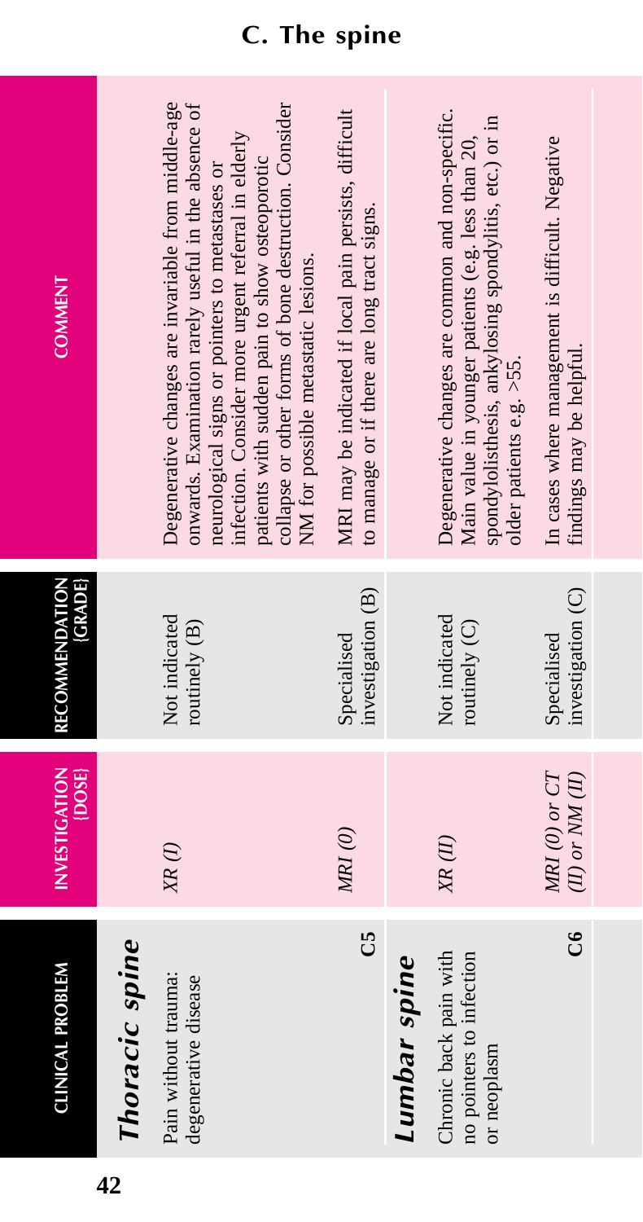## C. The spine

| CLINICAL PROBLEM | INVESTIGATION {DOSE} | RECOMMENDATION {GRADE} | COMMENT |
|---|---|---|---|
| ***Thoracic spine*** | | | |
| Pain without trauma: degenerative disease | *XR (I)* | Not indicated routinely (B) | Degenerative changes are invariable from middle-age onwards. Examination rarely useful in the absence of neurological signs or pointers to metastases or infection. Consider more urgent referral in elderly patients with sudden pain to show osteoporotic collapse or other forms of bone destruction. Consider NM for possible metastatic lesions. |
| **C5** | *MRI (0)* | Specialised investigation (B) | MRI may be indicated if local pain persists, difficult to manage or if there are long tract signs. |
| ***Lumbar spine*** | | | |
| Chronic back pain with no pointers to infection or neoplasm | *XR (II)* | Not indicated routinely (C) | Degenerative changes are common and non-specific. Main value in younger patients (e.g. less than 20, spondylolisthesis, ankylosing spondylitis, etc.) or in older patients e.g. >55. |
| **C6** | *MRI (0) or CT (II) or NM (II)* | Specialised investigation (C) | In cases where management is difficult. Negative findings may be helpful. |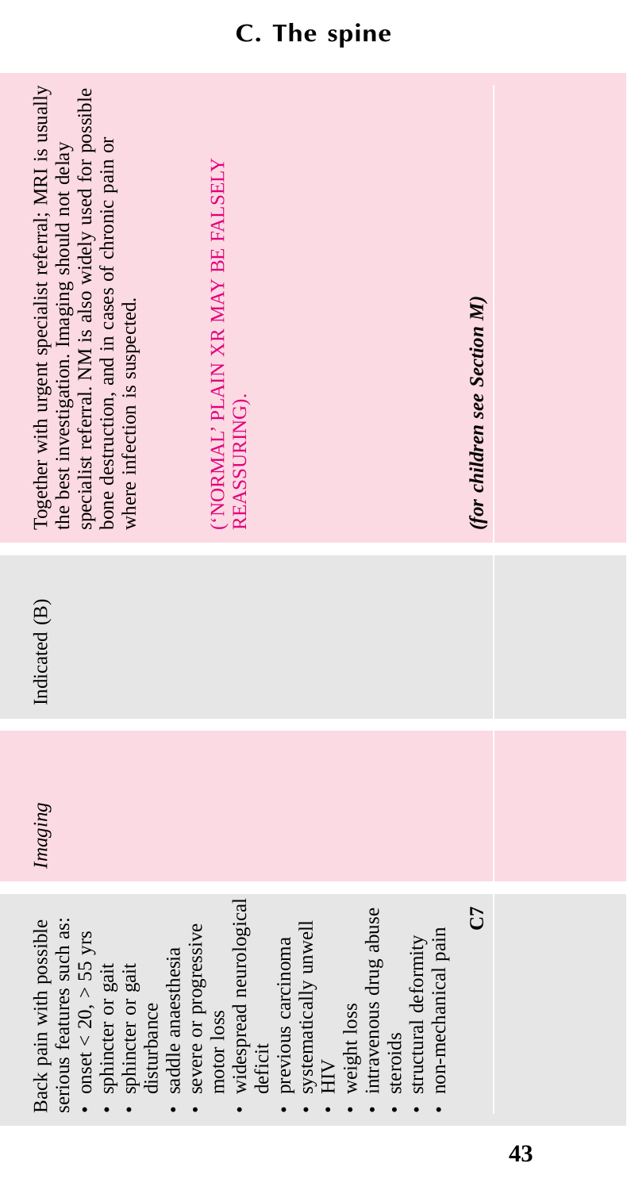## C. The spine

| | | | |
|---|---|---|---|
| Back pain with possible serious features such as:<br>• onset < 20, > 55 yrs<br>• sphincter or gait<br>• sphincter or gait disturbance<br>• saddle anaesthesia<br>• severe or progressive motor loss<br>• widespread neurological deficit<br>• previous carcinoma<br>• systematically unwell<br>• HIV<br>• weight loss<br>• intravenous drug abuse<br>• steroids<br>• structural deformity<br>• non-mechanical pain<br>**C7** | *Imaging* | Indicated (B) | Together with urgent specialist referral; MRI is usually the best investigation. Imaging should not delay specialist referral. NM is also widely used for possible bone destruction, and in cases of chronic pain or where infection is suspected.<br><br>('NORMAL' PLAIN XR MAY BE FALSELY REASSURING).<br><br>***(for children see Section M)*** |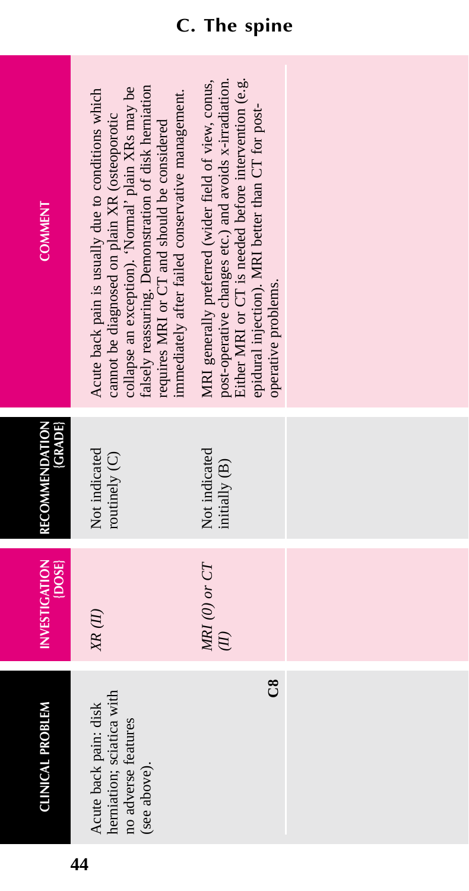## C. The spine

| CLINICAL PROBLEM | INVESTIGATION [DOSE] | RECOMMENDATION [GRADE] | COMMENT |
|---|---|---|---|
| Acute back pain: disk herniation; sciatica with no adverse features (see above). C8 | *XR (II)* | Not indicated routinely (C) | Acute back pain is usually due to conditions which cannot be diagnosed on plain XR (osteoporotic collapse an exception). 'Normal' plain XRs may be falsely reassuring. Demonstration of disk herniation requires MRI or CT and should be considered immediately after failed conservative management. |
| | *MRI (0) or CT (II)* | Not indicated initially (B) | MRI generally preferred (wider field of view, conus, post-operative changes etc.) and avoids x-irradiation. Either MRI or CT is needed before intervention (e.g. epidural injection). MRI better than CT for post-operative problems. |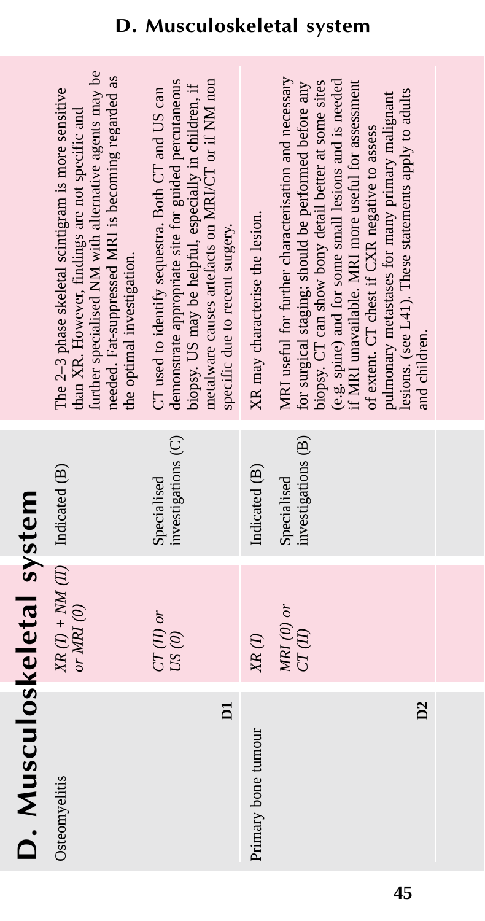# D. Musculoskeletal system

| Clinical problem | Investigation (dose) | Recommendation (grade) | Comment |
|---|---|---|---|
| Osteomyelitis | *XR (I) + NM (II) or MRI (0)* | Indicated (B) | The 2–3 phase skeletal scintigram is more sensitive than XR. However, findings are not specific and further specialised NM with alternative agents may be needed. Fat-suppressed MRI is becoming regarded as the optimal investigation. |
| **D1** | *CT (II) or US (0)* | Specialised investigations (C) | CT used to identify sequestra. Both CT and US can demonstrate appropriate site for guided percutaneous biopsy. US may be helpful, especially in children, if metalware causes artefacts on MRI/CT or if NM non specific due to recent surgery. |
| Primary bone tumour | *XR (I)* | Indicated (B) | XR may characterise the lesion. |
| **D2** | *MRI (0) or CT (II)* | Specialised investigations (B) | MRI useful for further characterisation and necessary for surgical staging; should be performed before any biopsy. CT can show bony detail better at some sites (e.g. spine) and for some small lesions and is needed if MRI unavailable. MRI more useful for assessment of extent. CT chest if CXR negative to assess pulmonary metastases for many primary malignant lesions. (see L41). These statements apply to adults and children. |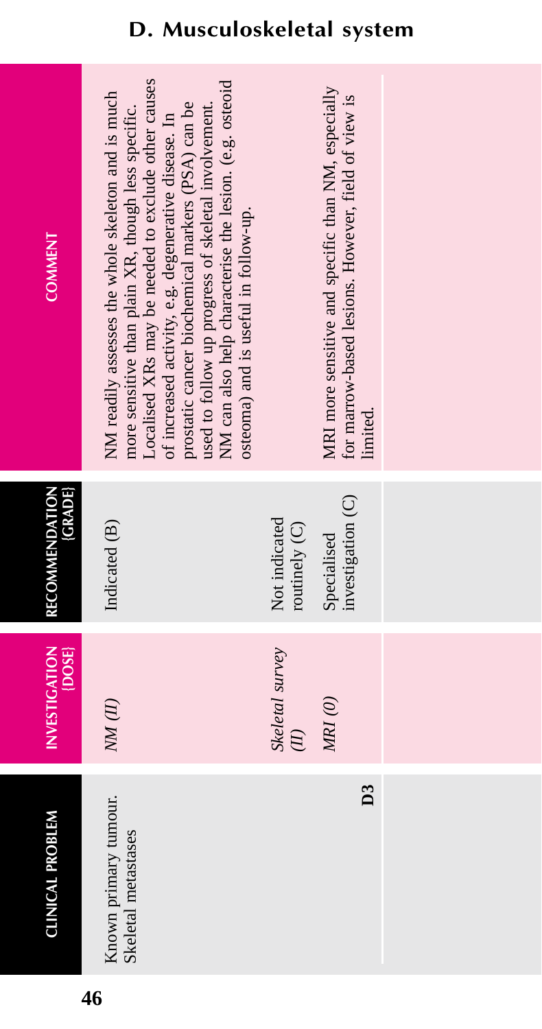# D. Musculoskeletal system

| CLINICAL PROBLEM | INVESTIGATION [DOSE] | RECOMMENDATION [GRADE] | COMMENT |
| --- | --- | --- | --- |
| Known primary tumour. Skeletal metastases **D3** | *NM (II)* | Indicated (B) | NM readily assesses the whole skeleton and is much more sensitive than plain XR, though less specific. Localised XRs may be needed to exclude other causes of increased activity, e.g. degenerative disease. In prostatic cancer biochemical markers (PSA) can be used to follow up progress of skeletal involvement. NM can also help characterise the lesion. (e.g. osteoid osteoma) and is useful in follow-up. |
| | *Skeletal survey (II)* | Not indicated routinely (C) | |
| | *MRI (0)* | Specialised investigation (C) | MRI more sensitive and specific than NM, especially for marrow-based lesions. However, field of view is limited. |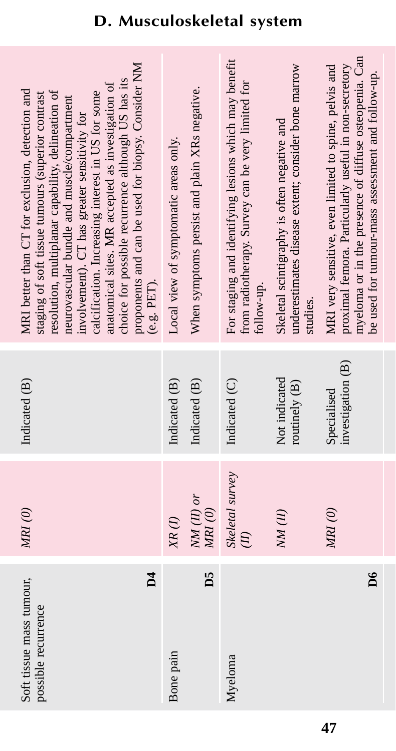# D. Musculoskeletal system

| Clinical problem | Investigation (Dose) | Recommendation (grade) | Comment |
|---|---|---|---|
| Soft tissue mass tumour, possible recurrence **D4** | *MRI (0)* | Indicated (B) | MRI better than CT for exclusion, detection and staging of soft tissue tumours (superior contrast resolution, multiplanar capability, delineation of neurovascular bundle and muscle/compartment involvement). CT has greater sensitivity for calcification. Increasing interest in US for some anatomical sites. MR accepted as investigation of choice for possible recurrence although US has its proponents and can be used for biopsy. Consider NM (e.g. PET). |
| Bone pain **D5** | *XR (I)* | Indicated (B) | Local view of symptomatic areas only. |
| | *NM (II) or MRI (0)* | Indicated (B) | When symptoms persist and plain XRs negative. |
| Myeloma **D6** | *Skeletal survey (II)* | Indicated (C) | For staging and identifying lesions which may benefit from radiotherapy. Survey can be very limited for follow-up. |
| | *NM (II)* | Not indicated routinely (B) | Skeletal scintigraphy is often negative and underestimates disease extent; consider bone marrow studies. |
| | *MRI (0)* | Specialised investigation (B) | MRI very sensitive, even limited to spine, pelvis and proximal femora. Particularly useful in non-secretory myeloma or in the presence of diffuse osteopenia. Can be used for tumour-mass assessment and follow-up. |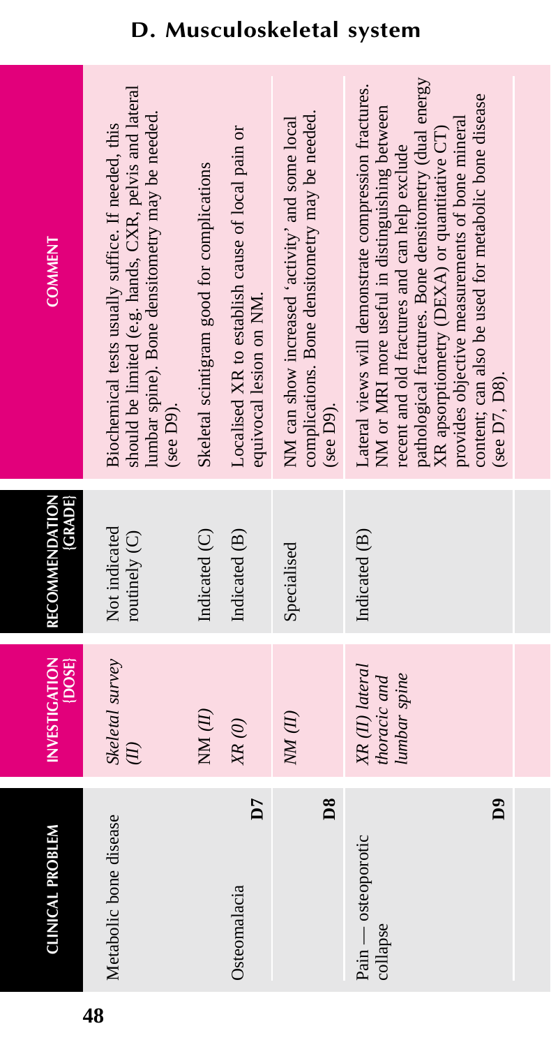# D. Musculoskeletal system

| CLINICAL PROBLEM | INVESTIGATION {DOSE} | RECOMMENDATION {GRADE} | COMMENT |
|---|---|---|---|
| Metabolic bone disease | *Skeletal survey (II)* | Not indicated routinely (C) | Biochemical tests usually suffice. If needed, this should be limited (e.g. hands, CXR, pelvis and lateral lumbar spine). Bone densitometry may be needed. (see D9). |
| D7 | NM (II) | Indicated (C) | Skeletal scintigram good for complications |
| Osteomalacia | *XR (0)* | Indicated (B) | Localised XR to establish cause of local pain or equivocal lesion on NM. |
| D8 | *NM (II)* | Specialised | NM can show increased 'activity' and some local complications. Bone densitometry may be needed. (see D9). |
| Pain — osteoporotic collapse D9 | *XR (II) lateral thoracic and lumbar spine* | Indicated (B) | Lateral views will demonstrate compression fractures. NM or MRI more useful in distinguishing between recent and old fractures and can help exclude pathological fractures. Bone densitometry (dual energy XR apsorptiometry (DEXA) or quantitative CT) provides objective measurements of bone mineral content; can also be used for metabolic bone disease (see D7, D8). |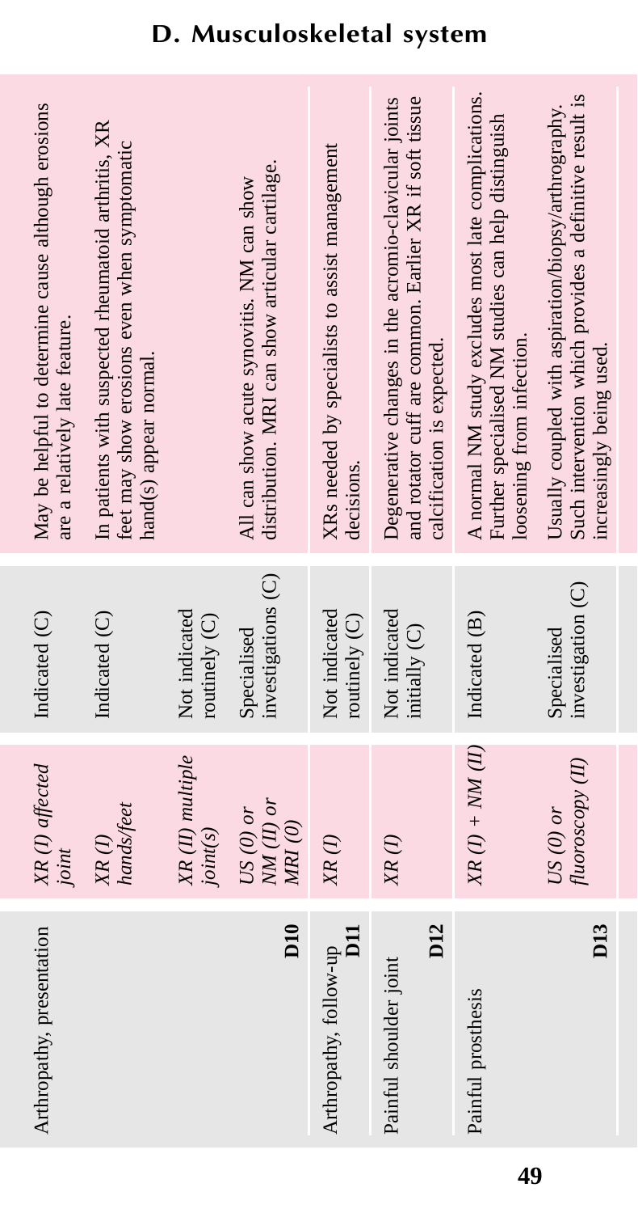## D. Musculoskeletal system

| Clinical problem | Investigation (Dose) | Recommendation (Grade) | Comment |
|---|---|---|---|
| Arthropathy, presentation **D10** | *XR (I) affected joint* | Indicated (C) | May be helpful to determine cause although erosions are a relatively late feature. |
| | *XR (I) hands/feet* | Indicated (C) | In patients with suspected rheumatoid arthritis, XR feet may show erosions even when symptomatic hand(s) appear normal. |
| | *XR (II) multiple joint(s)* | Not indicated routinely (C) | |
| | *US (0) or NM (II) or MRI (0)* | Specialised investigations (C) | All can show acute synovitis. NM can show distribution. MRI can show articular cartilage. |
| Arthropathy, follow-up **D11** | *XR (I)* | Not indicated routinely (C) | XRs needed by specialists to assist management decisions. |
| Painful shoulder joint **D12** | *XR (I)* | Not indicated initially (C) | Degenerative changes in the acromio-clavicular joints and rotator cuff are common. Earlier XR if soft tissue calcification is expected. |
| Painful prosthesis **D13** | *XR (I) + NM (II)* | Indicated (B) | A normal NM study excludes most late complications. Further specialised NM studies can help distinguish loosening from infection. |
| | *US (0) or fluoroscopy (II)* | Specialised investigation (C) | Usually coupled with aspiration/biopsy/arthrography. Such intervention which provides a definitive result is increasingly being used. |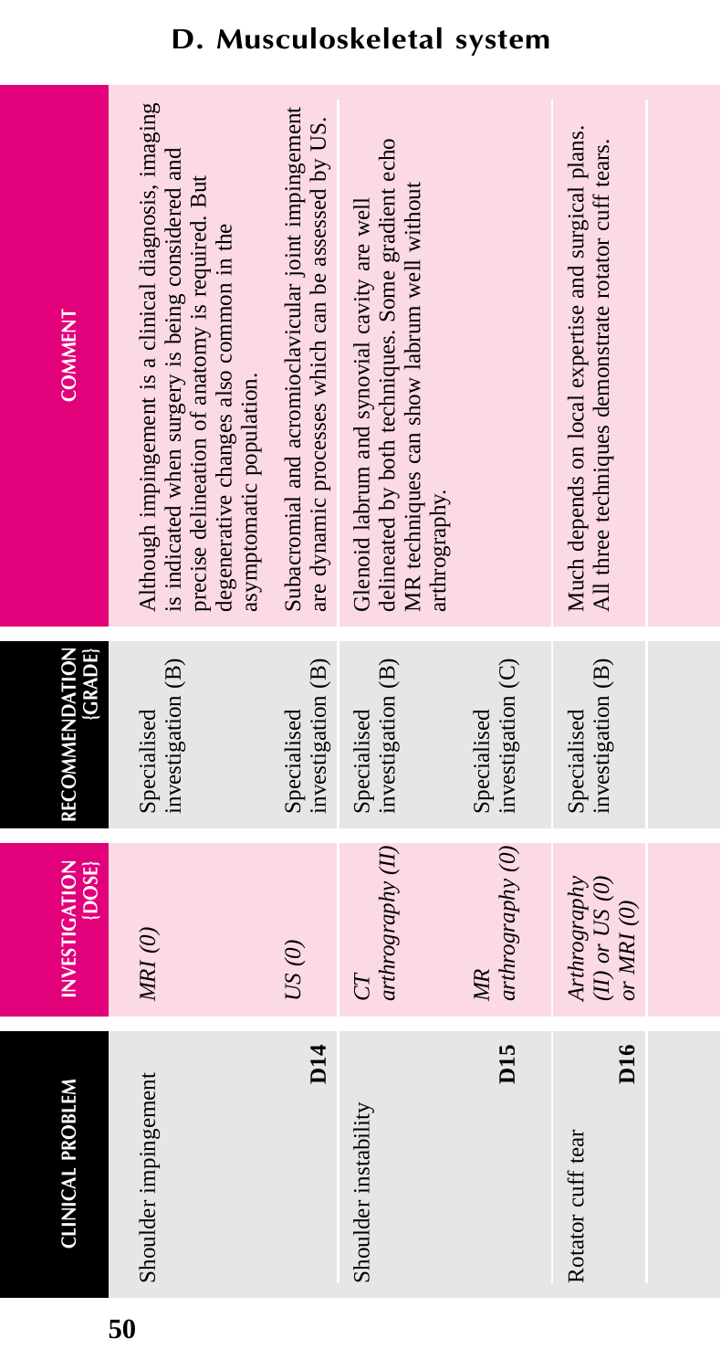# D. Musculoskeletal system

| CLINICAL PROBLEM | INVESTIGATION {DOSE} | RECOMMENDATION {GRADE} | COMMENT |
|---|---|---|---|
| Shoulder impingement **D14** | *MRI (0)* | Specialised investigation (B) | Although impingement is a clinical diagnosis, imaging is indicated when surgery is being considered and precise delineation of anatomy is required. But degenerative changes also common in the asymptomatic population. |
| | *US (0)* | Specialised investigation (B) | Subacromial and acromioclavicular joint impingement are dynamic processes which can be assessed by US. |
| Shoulder instability **D15** | *CT arthrography (II)* | Specialised investigation (B) | Glenoid labrum and synovial cavity are well delineated by both techniques. Some gradient echo MR techniques can show labrum well without arthrography. |
| | *MR arthrography (0)* | Specialised investigation (C) | |
| Rotator cuff tear **D16** | *Arthrography (II) or US (0) or MRI (0)* | Specialised investigation (B) | Much depends on local expertise and surgical plans. All three techniques demonstrate rotator cuff tears. |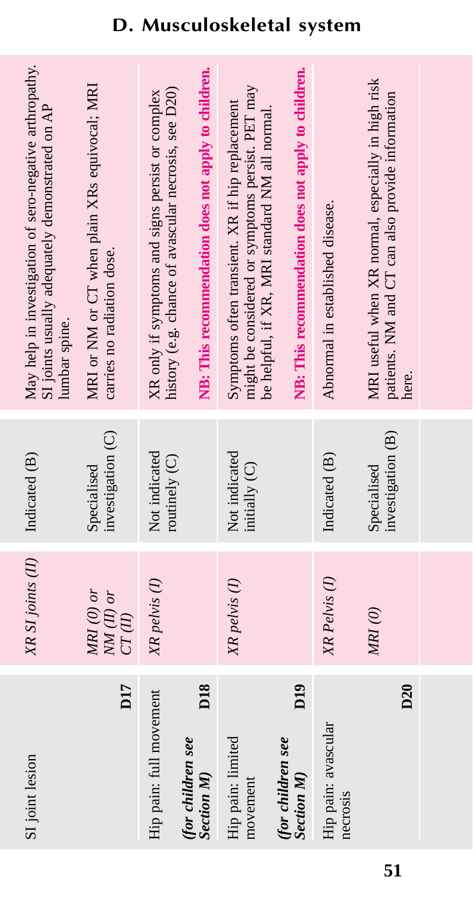## D. Musculoskeletal system

| Clinical problem | Investigation (dose) | Recommendation (grade) | Comment |
|---|---|---|---|
| SI joint lesion **D17** | *XR SI joints (II)* | Indicated (B) | May help in investigation of sero-negative arthropathy. SI joints usually adequately demonstrated on AP lumbar spine. |
| | *MRI (0) or NM (II) or CT (II)* | Specialised investigation (C) | MRI or NM or CT when plain XRs equivocal; MRI carries no radiation dose. |
| Hip pain: full movement *(for children see Section M)* **D18** | *XR pelvis (I)* | Not indicated routinely (C) | XR only if symptoms and signs persist or complex history (e.g. chance of avascular necrosis, see D20) **NB: This recommendation does not apply to children.** |
| Hip pain: limited movement *(for children see Section M)* **D19** | *XR pelvis (I)* | Not indicated initially (C) | Symptoms often transient. XR if hip replacement might be considered or symptoms persist. PET may be helpful, if XR, MRI standard NM all normal. **NB: This recommendation does not apply to children.** |
| Hip pain: avascular necrosis **D20** | *XR Pelvis (I)* | Indicated (B) | Abnormal in established disease. |
| | *MRI (0)* | Specialised investigation (B) | MRI useful when XR normal, especially in high risk patients. NM and CT can also provide information here. |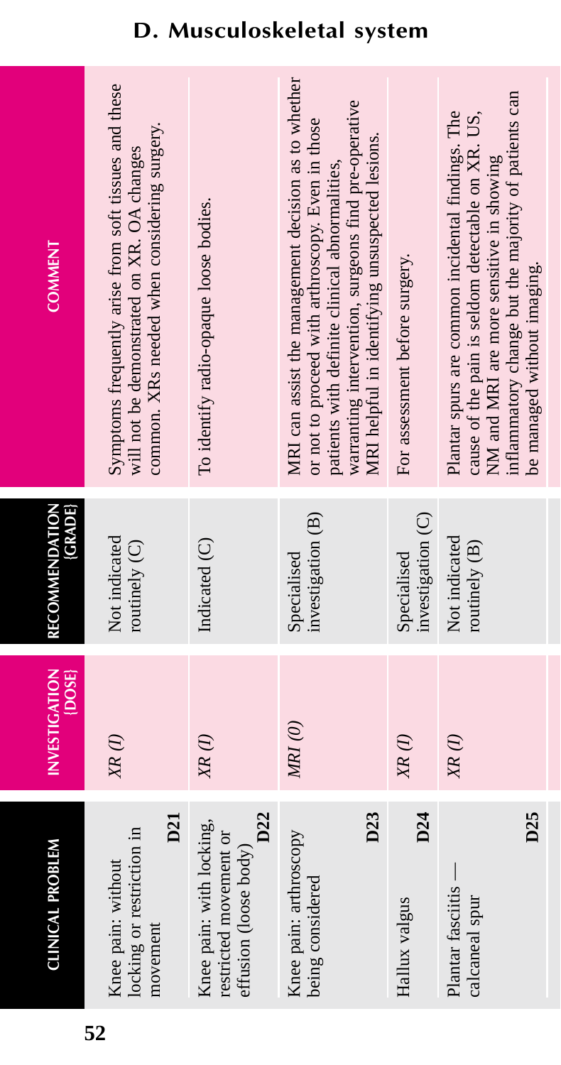# D. Musculoskeletal system

| CLINICAL PROBLEM | INVESTIGATION [DOSE] | RECOMMENDATION [GRADE] | COMMENT |
|---|---|---|---|
| Knee pain: without locking or restriction in movement **D21** | *XR (I)* | Not indicated routinely (C) | Symptoms frequently arise from soft tissues and these will not be demonstrated on XR. OA changes common. XRs needed when considering surgery. |
| Knee pain: with locking, restricted movement or effusion (loose body) **D22** | *XR (I)* | Indicated (C) | To identify radio-opaque loose bodies. |
| Knee pain: arthroscopy being considered **D23** | *MRI (0)* | Specialised investigation (B) | MRI can assist the management decision as to whether or not to proceed with arthroscopy. Even in those patients with definite clinical abnormalities, warranting intervention, surgeons find pre-operative MRI helpful in identifying unsuspected lesions. |
| Hallux valgus **D24** | *XR (I)* | Specialised investigation (C) | For assessment before surgery. |
| Plantar fasciitis — calcaneal spur **D25** | *XR (I)* | Not indicated routinely (B) | Plantar spurs are common incidental findings. The cause of the pain is seldom detectable on XR. US, NM and MRI are more sensitive in showing inflammatory change but the majority of patients can be managed without imaging. |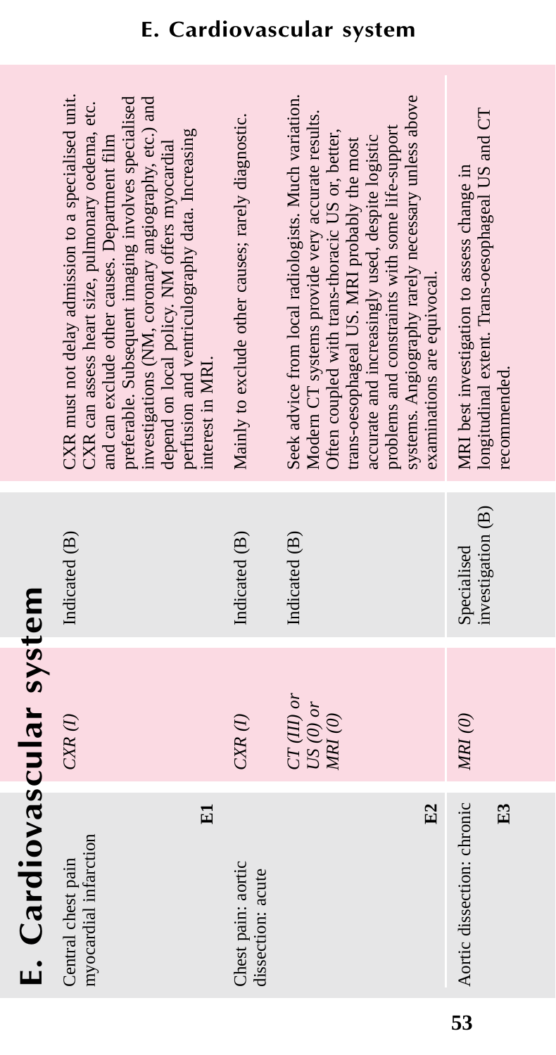# E. Cardiovascular system

| Clinical problem | Investigation (dose) | Recommendation (grade) | Comment |
|---|---|---|---|
| Central chest pain myocardial infarction **E1** | *CXR (I)* | Indicated (B) | CXR must not delay admission to a specialised unit. CXR can assess heart size, pulmonary oedema, etc. and can exclude other causes. Department film preferable. Subsequent imaging involves specialised investigations (NM, coronary angiography, etc.) and depend on local policy. NM offers myocardial perfusion and ventriculography data. Increasing interest in MRI. |
| Chest pain: aortic dissection: acute | *CXR (I)* | Indicated (B) | Mainly to exclude other causes; rarely diagnostic. |
| **E2** | *CT (III) or US (0) or MRI (0)* | Indicated (B) | Seek advice from local radiologists. Much variation. Modern CT systems provide very accurate results. Often coupled with trans-thoracic US or, better, trans-oesophageal US. MRI probably the most accurate and increasingly used, despite logistic problems and constraints with some life-support systems. Angiography rarely necessary unless above examinations are equivocal. |
| Aortic dissection: chronic **E3** | *MRI (0)* | Specialised investigation (B) | MRI best investigation to assess change in longitudinal extent. Trans-oesophageal US and CT recommended. |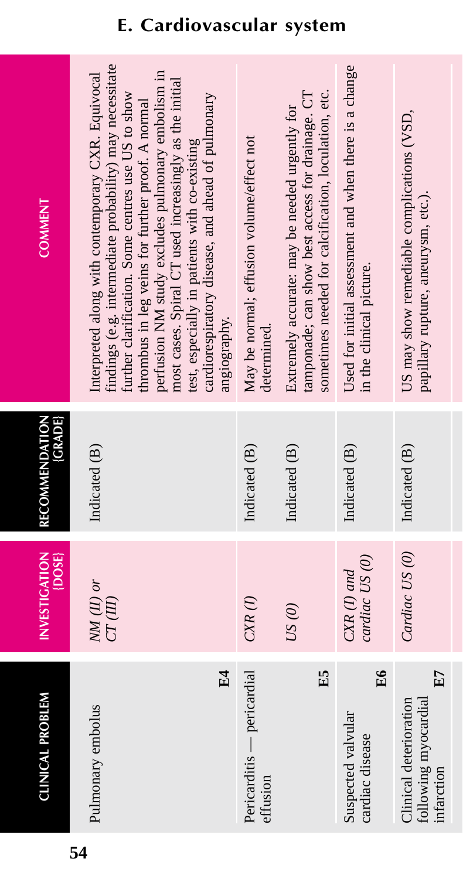## E. Cardiovascular system

| CLINICAL PROBLEM | INVESTIGATION {DOSE} | RECOMMENDATION {GRADE} | COMMENT |
|---|---|---|---|
| Pulmonary embolus **E4** | *NM (II) or CT (III)* | Indicated (B) | Interpreted along with contemporary CXR. Equivocal findings (e.g. intermediate probability) may necessitate further clarification. Some centres use US to show thrombus in leg veins for further proof. A normal perfusion NM study excludes pulmonary embolism in most cases. Spiral CT used increasingly as the initial test, especially in patients with co-existing cardiorespiratory disease, and ahead of pulmonary angiography. |
| Pericarditis — pericardial effusion **E5** | *CXR (I)* | Indicated (B) | May be normal; effusion volume/effect not determined. |
| | *US (0)* | Indicated (B) | Extremely accurate: may be needed urgently for tamponade; can show best access for drainage. CT sometimes needed for calcification, loculation, etc. |
| Suspected valvular cardiac disease **E6** | *CXR (I) and cardiac US (0)* | Indicated (B) | Used for initial assessment and when there is a change in the clinical picture. |
| Clinical deterioration following myocardial infarction **E7** | *Cardiac US (0)* | Indicated (B) | US may show remediable complications (VSD, papillary rupture, aneurysm, etc.). |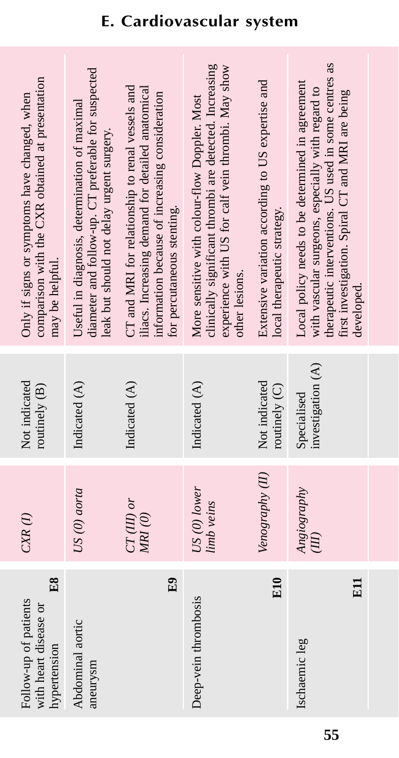## E. Cardiovascular system

| Clinical problem | Investigation (dose) | Recommendation (grade) | Comment |
|---|---|---|---|
| Follow-up of patients with heart disease or hypertension **E8** | *CXR (I)* | Not indicated routinely (B) | Only if signs or symptoms have changed, when comparison with the CXR obtained at presentation may be helpful. |
| Abdominal aortic aneurysm | *US (0) aorta* | Indicated (A) | Useful in diagnosis, determination of maximal diameter and follow-up. CT preferable for suspected leak but should not delay urgent surgery. |
| **E9** | *CT (III) or MRI (0)* | Indicated (A) | CT and MRI for relationship to renal vessels and iliacs. Increasing demand for detailed anatomical information because of increasing consideration for percutaneous stenting. |
| Deep-vein thrombosis | *US (0) lower limb veins* | Indicated (A) | More sensitive with colour-flow Doppler. Most clinically significant thrombi are detected. Increasing experience with US for calf vein thrombi. May show other lesions. |
| **E10** | *Venography (II)* | Not indicated routinely (C) | Extensive variation according to US expertise and local therapeutic strategy. |
| Ischaemic leg **E11** | *Angiography (III)* | Specialised investigation (A) | Local policy needs to be determined in agreement with vascular surgeons, especially with regard to therapeutic interventions. US used in some centres as first investigation. Spiral CT and MRI are being developed. |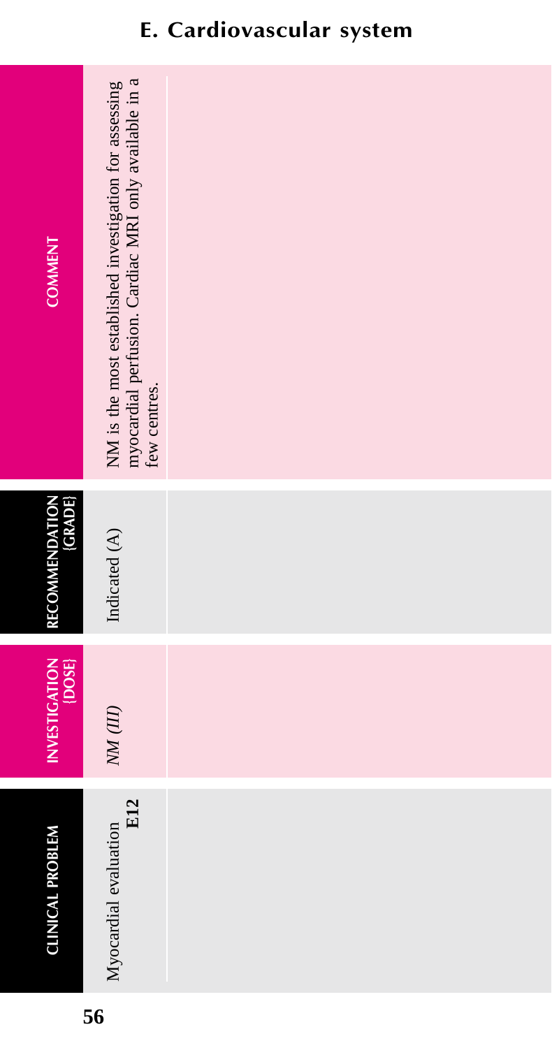## E. Cardiovascular system

| CLINICAL PROBLEM | INVESTIGATION {DOSE} | RECOMMENDATION {GRADE} | COMMENT |
|---|---|---|---|
| Myocardial evaluation **E12** | *NM (III)* | Indicated (A) | NM is the most established investigation for assessing myocardial perfusion. Cardiac MRI only available in a few centres. |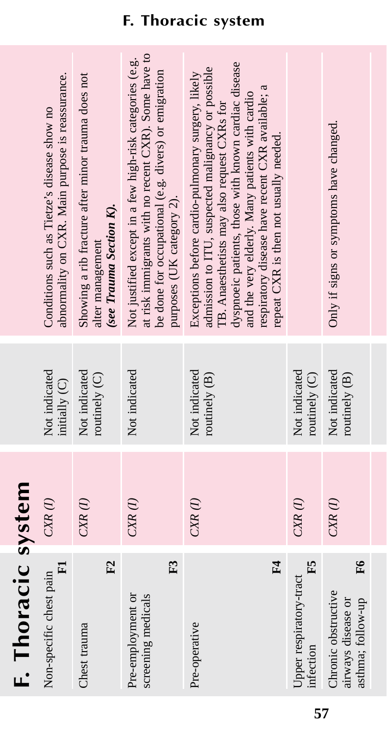# F. Thoracic system

| Clinical problem | Investigation | Recommendation | Comment |
|---|---|---|---|
| Non-specific chest pain **F1** | *CXR (I)* | Not indicated initially (C) | Conditions such as Tietze's disease show no abnormality on CXR. Main purpose is reassurance. |
| Chest trauma **F2** | *CXR (I)* | Not indicated routinely (C) | Showing a rib fracture after minor trauma does not alter management ***(see Trauma Section K).*** |
| Pre-employment or screening medicals **F3** | *CXR (I)* | Not indicated | Not justified except in a few high-risk categories (e.g. at risk immigrants with no recent CXR). Some have to be done for occupational (e.g. divers) or emigration purposes (UK category 2). |
| Pre-operative **F4** | *CXR (I)* | Not indicated routinely (B) | Exceptions before cardio-pulmonary surgery, likely admission to ITU, suspected malignancy or possible TB. Anaesthetists may also request CXRs for dyspnoeic patients, those with known cardiac disease and the very elderly. Many patients with cardio respiratory disease have recent CXR available; a repeat CXR is then not usually needed. |
| Upper respiratory-tract infection **F5** | *CXR (I)* | Not indicated routinely (C) | |
| Chronic obstructive airways disease or asthma; follow-up **F6** | *CXR (I)* | Not indicated routinely (B) | Only if signs or symptoms have changed. |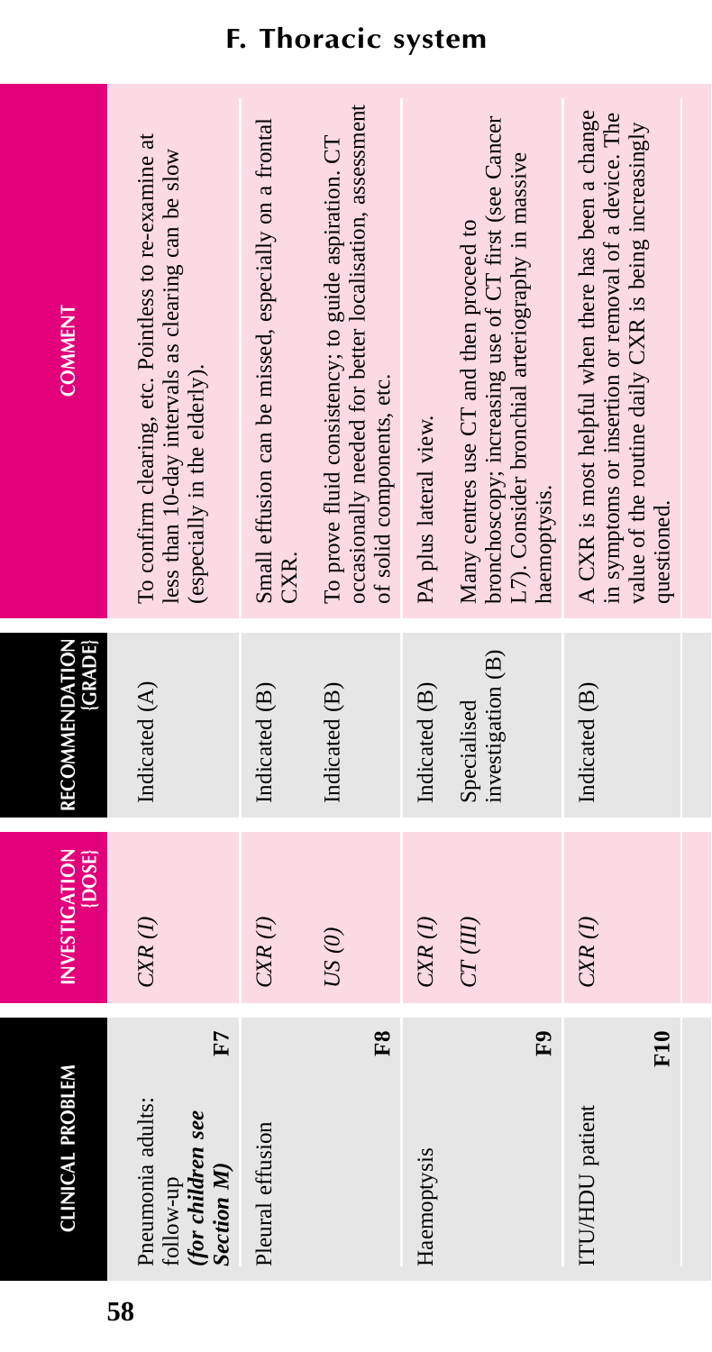## F. Thoracic system

| CLINICAL PROBLEM | INVESTIGATION {DOSE} | RECOMMENDATION {GRADE} | COMMENT |
|---|---|---|---|
| Pneumonia adults: follow-up ***(for children see Section M)*** **F7** | *CXR (I)* | Indicated (A) | To confirm clearing, etc. Pointless to re-examine at less than 10-day intervals as clearing can be slow (especially in the elderly). |
| Pleural effusion **F8** | *CXR (I)* | Indicated (B) | Small effusion can be missed, especially on a frontal CXR. |
| | *US (0)* | Indicated (B) | To prove fluid consistency; to guide aspiration. CT occasionally needed for better localisation, assessment of solid components, etc. |
| Haemoptysis **F9** | *CXR (I)* | Indicated (B) | PA plus lateral view. |
| | *CT (III)* | Specialised investigation (B) | Many centres use CT and then proceed to bronchoscopy; increasing use of CT first (see Cancer L7). Consider bronchial arteriography in massive haemoptysis. |
| ITU/HDU patient **F10** | *CXR (I)* | Indicated (B) | A CXR is most helpful when there has been a change in symptoms or insertion or removal of a device. The value of the routine daily CXR is being increasingly questioned. |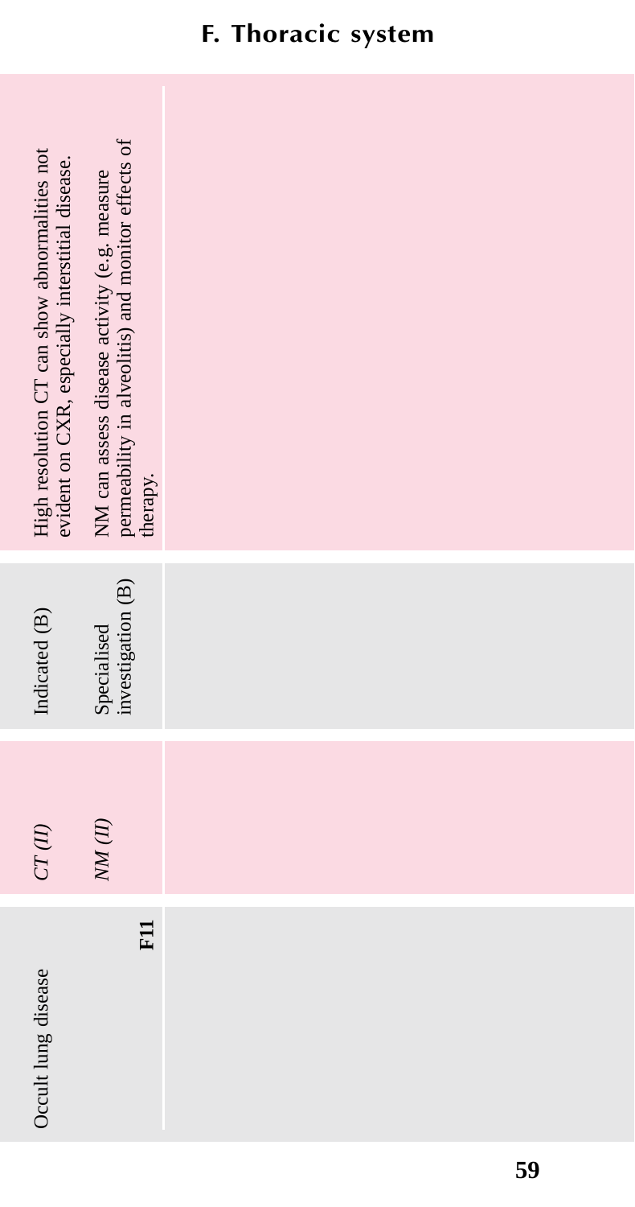## F. Thoracic system

| Clinical problem | Investigation (Dose) | Recommendation (Grade) | Comment |
|---|---|---|---|
| Occult lung disease **F11** | *CT (II)* | Indicated (B) | High resolution CT can show abnormalities not evident on CXR, especially interstitial disease. |
| | *NM (II)* | Specialised investigation (B) | NM can assess disease activity (e.g. measure permeability in alveolitis) and monitor effects of therapy. |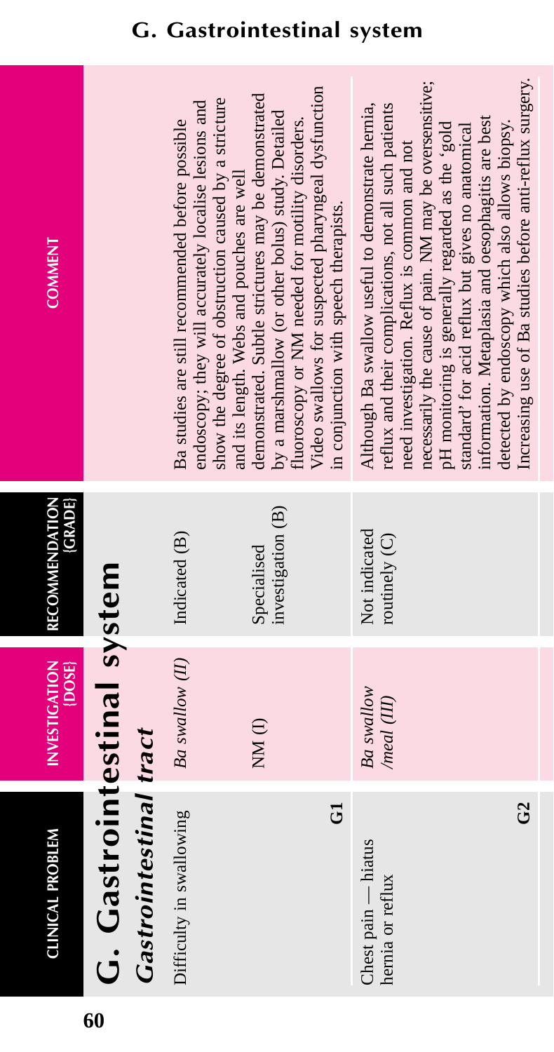# G. Gastrointestinal system

## Gastrointestinal tract

| CLINICAL PROBLEM | INVESTIGATION {DOSE} | RECOMMENDATION {GRADE} | COMMENT |
|---|---|---|---|
| Difficulty in swallowing | *Ba swallow (II)* | Indicated (B) | Ba studies are still recommended before possible endoscopy; they will accurately localise lesions and show the degree of obstruction caused by a stricture and its length. Webs and pouches are well demonstrated. Subtle strictures may be demonstrated by a marshmallow (or other bolus) study. Detailed fluoroscopy or NM needed for motility disorders. |
| G1 | NM (I) | Specialised investigation (B) | Video swallows for suspected pharyngeal dysfunction in conjunction with speech therapists. |
| Chest pain — hiatus hernia or reflux G2 | *Ba swallow /meal (III)* | Not indicated routinely (C) | Although Ba swallow useful to demonstrate hernia, reflux and their complications, not all such patients need investigation. Reflux is common and not necessarily the cause of pain. NM may be oversensitive; pH monitoring is generally regarded as the 'gold standard' for acid reflux but gives no anatomical information. Metaplasia and oesophagitis are best detected by endoscopy which also allows biopsy. Increasing use of Ba studies before anti-reflux surgery. |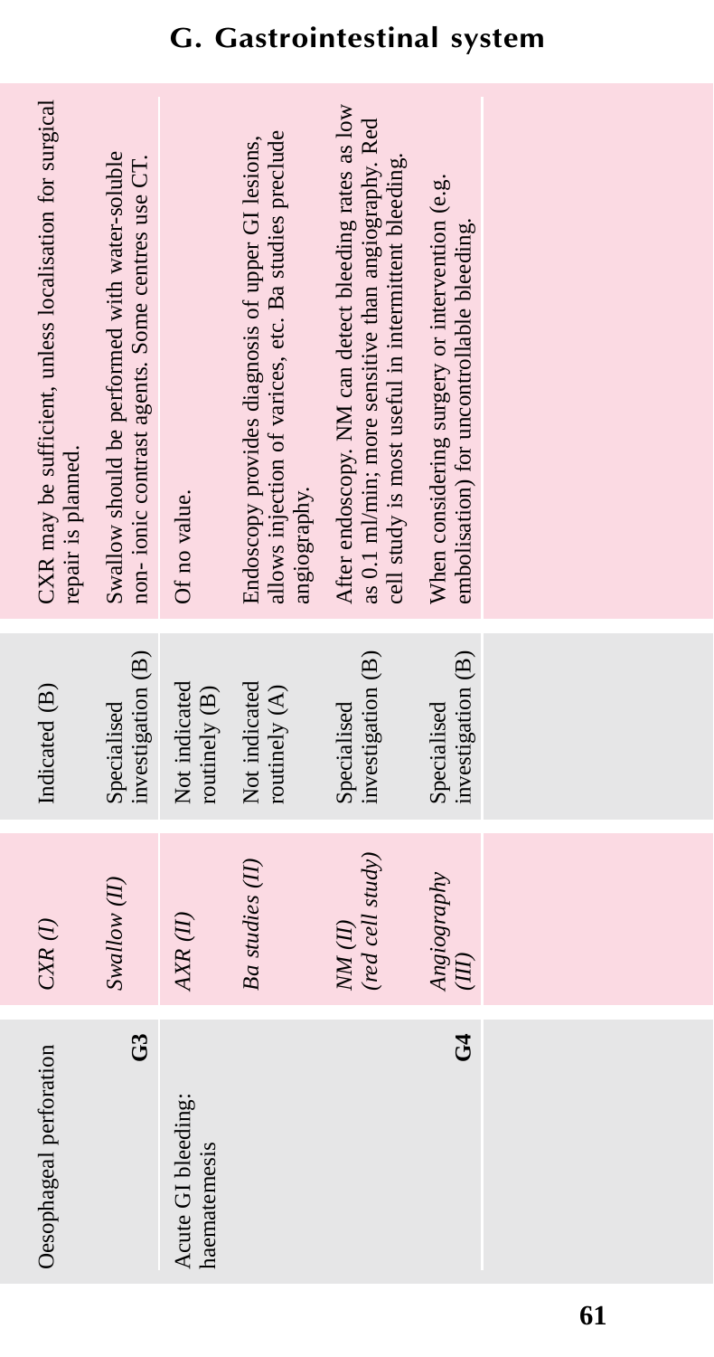## G. Gastrointestinal system

| Clinical problem | Investigation | Recommendation (grade) | Comment |
|---|---|---|---|
| Oesophageal perforation **G3** | *CXR (I)* | Indicated (B) | CXR may be sufficient, unless localisation for surgical repair is planned. |
| | *Swallow (II)* | Specialised investigation (B) | Swallow should be performed with water-soluble non- ionic contrast agents. Some centres use CT. |
| Acute GI bleeding: haematemesis **G4** | *AXR (II)* | Not indicated routinely (B) | Of no value. |
| | *Ba studies (II)* | Not indicated routinely (A) | Endoscopy provides diagnosis of upper GI lesions, allows injection of varices, etc. Ba studies preclude angiography. |
| | *NM (II) (red cell study)* | Specialised investigation (B) | After endoscopy. NM can detect bleeding rates as low as 0.1 ml/min; more sensitive than angiography. Red cell study is most useful in intermittent bleeding. |
| | *Angiography (III)* | Specialised investigation (B) | When considering surgery or intervention (e.g. embolisation) for uncontrollable bleeding. |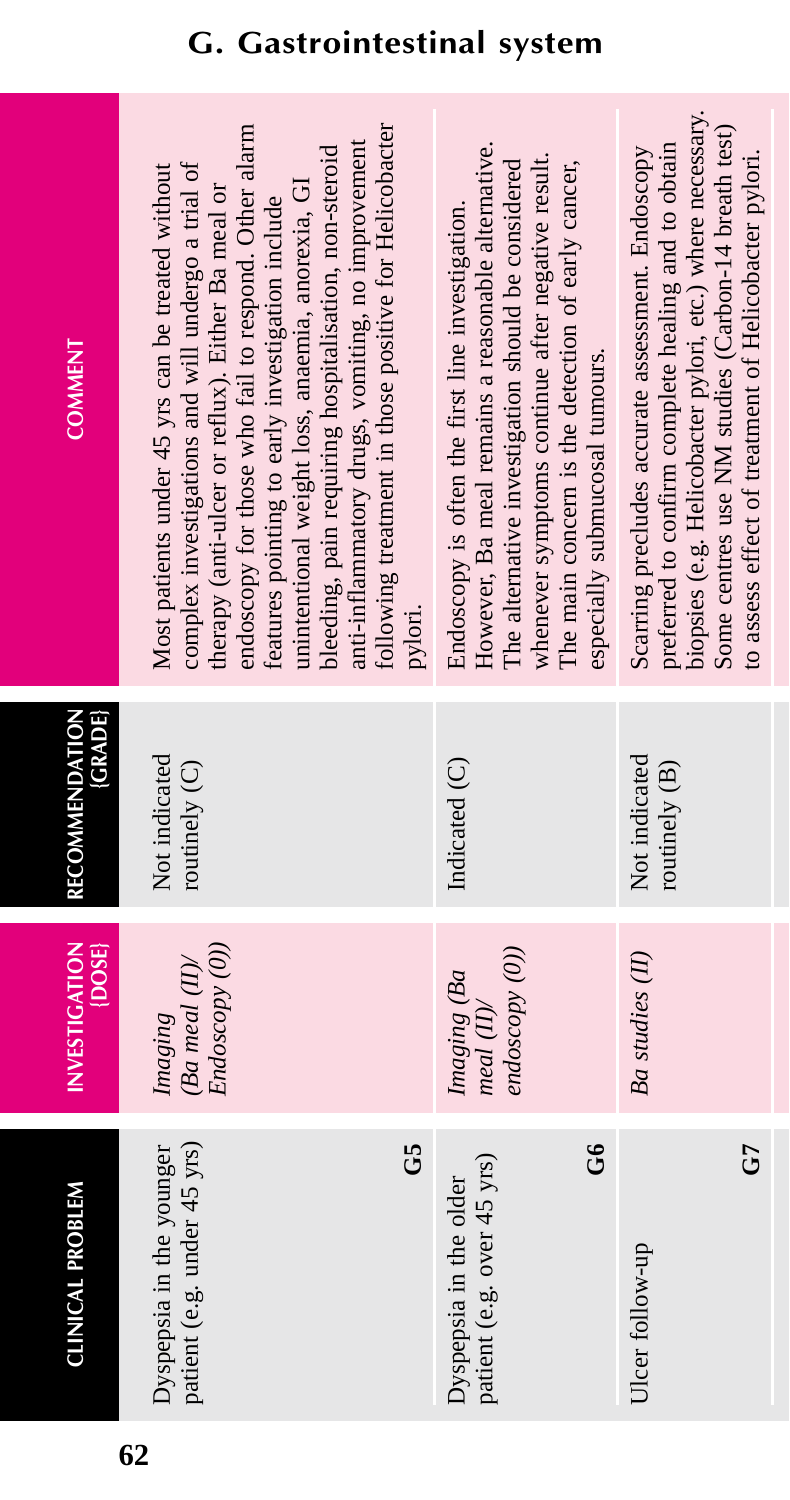# G. Gastrointestinal system

| CLINICAL PROBLEM | INVESTIGATION {DOSE} | RECOMMENDATION {GRADE} | COMMENT |
|---|---|---|---|
| Dyspepsia in the younger patient (e.g. under 45 yrs) **G5** | *Imaging (Ba meal (II)/ Endoscopy (0))* | Not indicated routinely (C) | Most patients under 45 yrs can be treated without complex investigations and will undergo a trial of therapy (anti-ulcer or reflux). Either Ba meal or endoscopy for those who fail to respond. Other alarm features pointing to early investigation include unintentional weight loss, anaemia, anorexia, GI bleeding, pain requiring hospitalisation, non-steroid anti-inflammatory drugs, vomiting, no improvement following treatment in those positive for Helicobacter pylori. |
| Dyspepsia in the older patient (e.g. over 45 yrs) **G6** | *Imaging (Ba meal (II)/ endoscopy (0))* | Indicated (C) | Endoscopy is often the first line investigation. However, Ba meal remains a reasonable alternative. The alternative investigation should be considered whenever symptoms continue after negative result. The main concern is the detection of early cancer, especially submucosal tumours. |
| Ulcer follow-up **G7** | *Ba studies (II)* | Not indicated routinely (B) | Scarring precludes accurate assessment. Endoscopy preferred to confirm complete healing and to obtain biopsies (e.g. Helicobacter pylori, etc.) where necessary. Some centres use NM studies (Carbon-14 breath test) to assess effect of treatment of Helicobacter pylori. |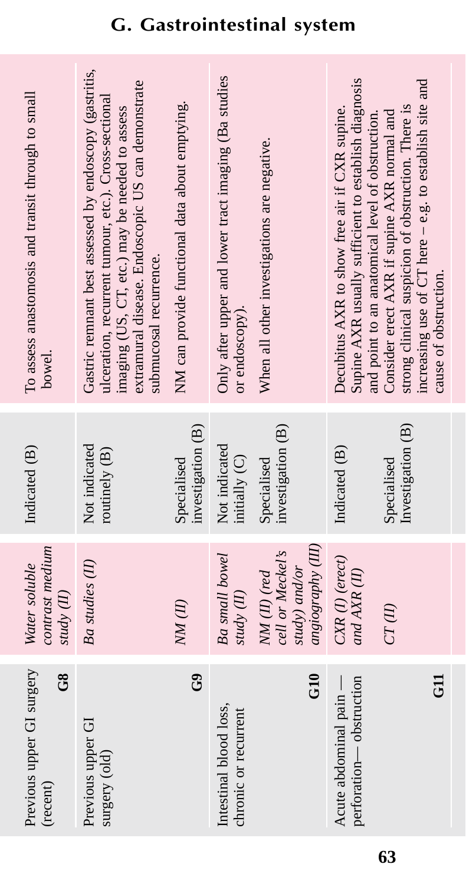## G. Gastrointestinal system

| | | | |
|---|---|---|---|
| Previous upper GI surgery (recent) **G8** | *Water soluble contrast medium study (II)* | Indicated (B) | To assess anastomosis and transit through to small bowel. |
| Previous upper GI surgery (old) | *Ba studies (II)* | Not indicated routinely (B) | Gastric remnant best assessed by endoscopy (gastritis, ulceration, recurrent tumour, etc.). Cross-sectional imaging (US, CT, etc.) may be needed to assess extramural disease. Endoscopic US can demonstrate submucosal recurrence. |
| **G9** | *NM (II)* | Specialised investigation (B) | NM can provide functional data about emptying. |
| Intestinal blood loss, chronic or recurrent | *Ba small bowel study (II)* | Not indicated initially (C) | Only after upper and lower tract imaging (Ba studies or endoscopy). |
| **G10** | *NM (II) (red cell or Meckel's study) and/or angiography (III)* | Specialised investigation (B) | When all other investigations are negative. |
| Acute abdominal pain — perforation— obstruction | *CXR (I) (erect) and AXR (II)* | Indicated (B) | Decubitus AXR to show free air if CXR supine. Supine AXR usually sufficient to establish diagnosis and point to an anatomical level of obstruction. Consider erect AXR if supine AXR normal and strong clinical suspicion of obstruction. There is increasing use of CT here – e.g. to establish site and cause of obstruction. |
| **G11** | *CT (II)* | Specialised Investigation (B) | |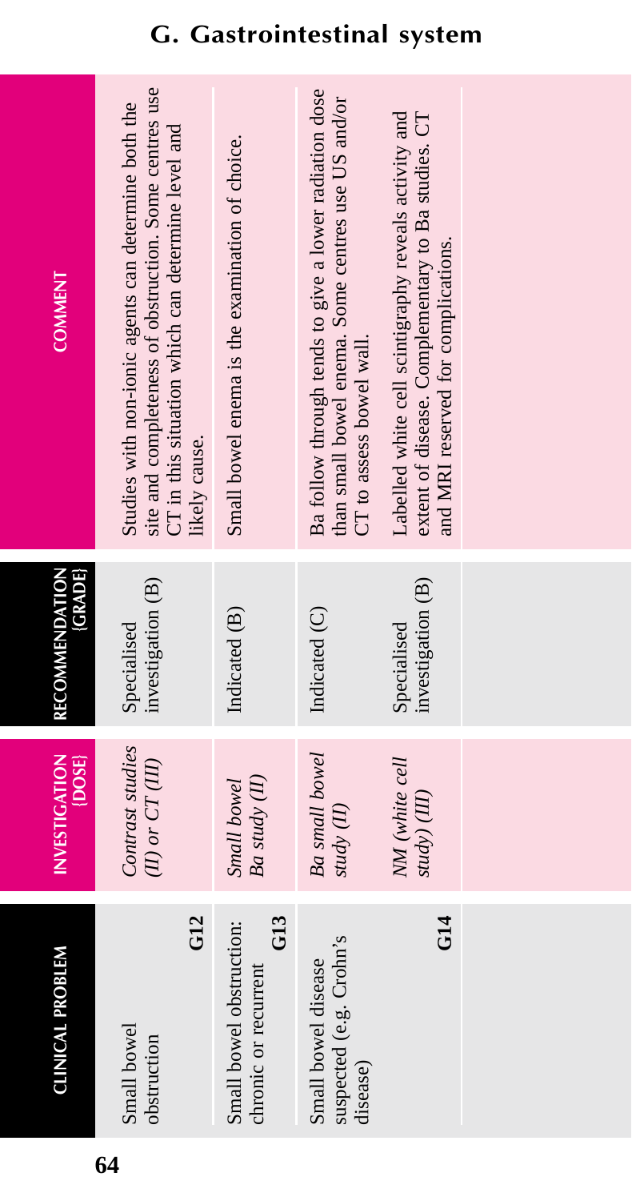## G. Gastrointestinal system

| CLINICAL PROBLEM | INVESTIGATION {DOSE} | RECOMMENDATION {GRADE} | COMMENT |
|---|---|---|---|
| Small bowel obstruction **G12** | *Contrast studies (II) or CT (III)* | Specialised investigation (B) | Studies with non-ionic agents can determine both the site and completeness of obstruction. Some centres use CT in this situation which can determine level and likely cause. |
| Small bowel obstruction: chronic or recurrent **G13** | *Small bowel Ba study (II)* | Indicated (B) | Small bowel enema is the examination of choice. |
| Small bowel disease suspected (e.g. Crohn's disease) **G14** | *Ba small bowel study (II)* | Indicated (C) | Ba follow through tends to give a lower radiation dose than small bowel enema. Some centres use US and/or CT to assess bowel wall. |
| | *NM (white cell study) (III)* | Specialised investigation (B) | Labelled white cell scintigraphy reveals activity and extent of disease. Complementary to Ba studies. CT and MRI reserved for complications. |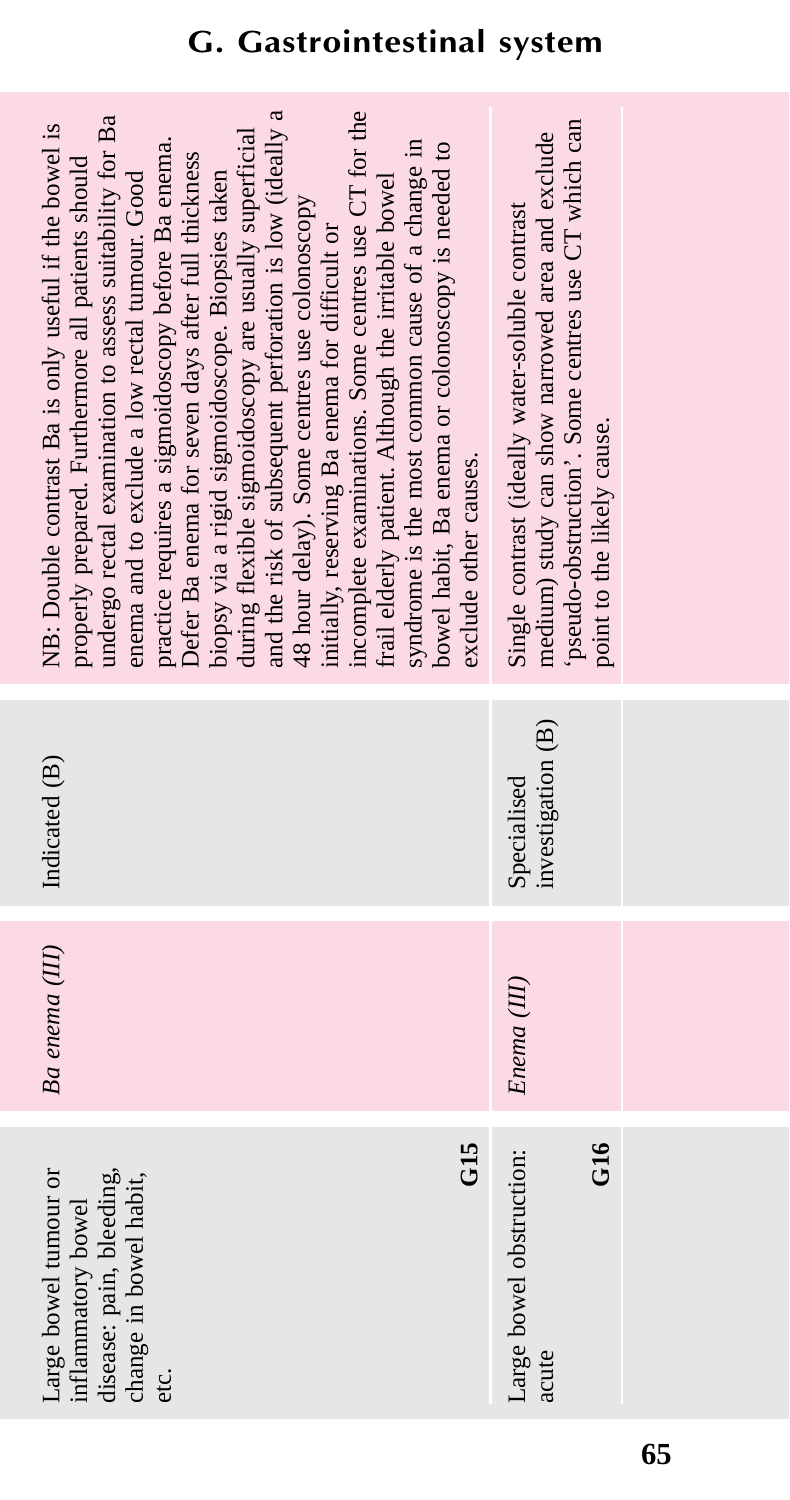## G. Gastrointestinal system

| | | | |
|---|---|---|---|
| Large bowel tumour or inflammatory bowel disease: pain, bleeding, change in bowel habit, etc. **G15** | *Ba enema (III)* | Indicated (B) | NB: Double contrast Ba is only useful if the bowel is properly prepared. Furthermore all patients should undergo rectal examination to assess suitability for Ba enema and to exclude a low rectal tumour. Good practice requires a sigmoidoscopy before Ba enema. Defer Ba enema for seven days after full thickness biopsy via a rigid sigmoidoscope. Biopsies taken during flexible sigmoidoscopy are usually superficial and the risk of subsequent perforation is low (ideally a 48 hour delay). Some centres use colonoscopy initially, reserving Ba enema for difficult or incomplete examinations. Some centres use CT for the frail elderly patient. Although the irritable bowel syndrome is the most common cause of a change in bowel habit, Ba enema or colonoscopy is needed to exclude other causes. |
| Large bowel obstruction: acute **G16** | *Enema (III)* | Specialised investigation (B) | Single contrast (ideally water-soluble contrast medium) study can show narrowed area and exclude 'pseudo-obstruction'. Some centres use CT which can point to the likely cause. |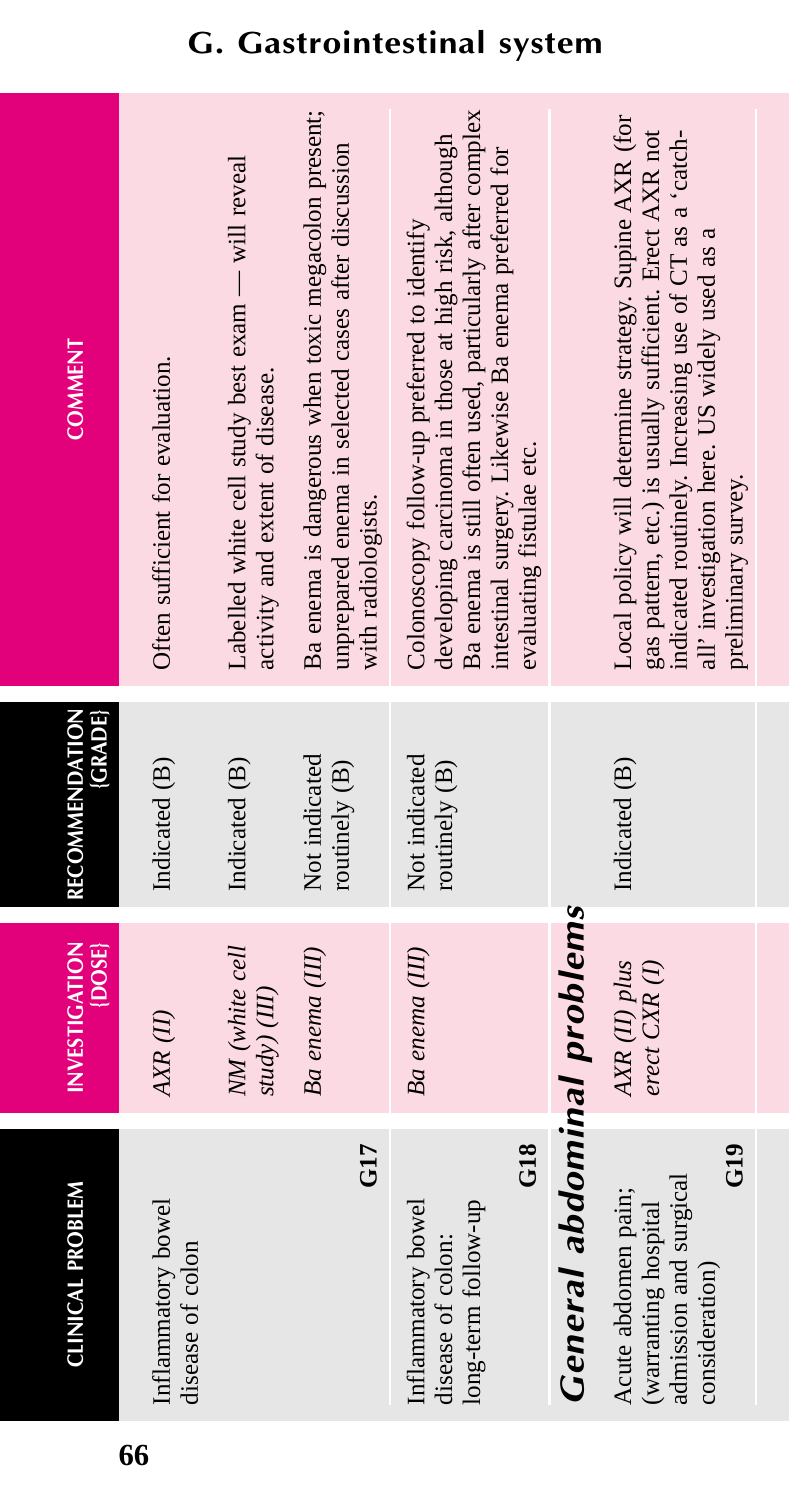# G. Gastrointestinal system

| CLINICAL PROBLEM | INVESTIGATION {DOSE} | RECOMMENDATION {GRADE} | COMMENT |
|---|---|---|---|
| Inflammatory bowel disease of colon | *AXR (II)* | Indicated (B) | Often sufficient for evaluation. |
| | *NM (white cell study) (III)* | Indicated (B) | Labelled white cell study best exam — will reveal activity and extent of disease. |
| G17 | *Ba enema (III)* | Not indicated routinely (B) | Ba enema is dangerous when toxic megacolon present; unprepared enema in selected cases after discussion with radiologists. |
| Inflammatory bowel disease of colon: long-term follow-up G18 | *Ba enema (III)* | Not indicated routinely (B) | Colonoscopy follow-up preferred to identify developing carcinoma in those at high risk, although Ba enema is still often used, particularly after complex intestinal surgery. Likewise Ba enema preferred for evaluating fistulae etc. |
| ***General abdominal problems*** | | | |
| Acute abdomen pain; (warranting hospital admission and surgical consideration) G19 | *AXR (II) plus erect CXR (I)* | Indicated (B) | Local policy will determine strategy. Supine AXR (for gas pattern, etc.) is usually sufficient. Erect AXR not indicated routinely. Increasing use of CT as a 'catch-all' investigation here. US widely used as a preliminary survey. |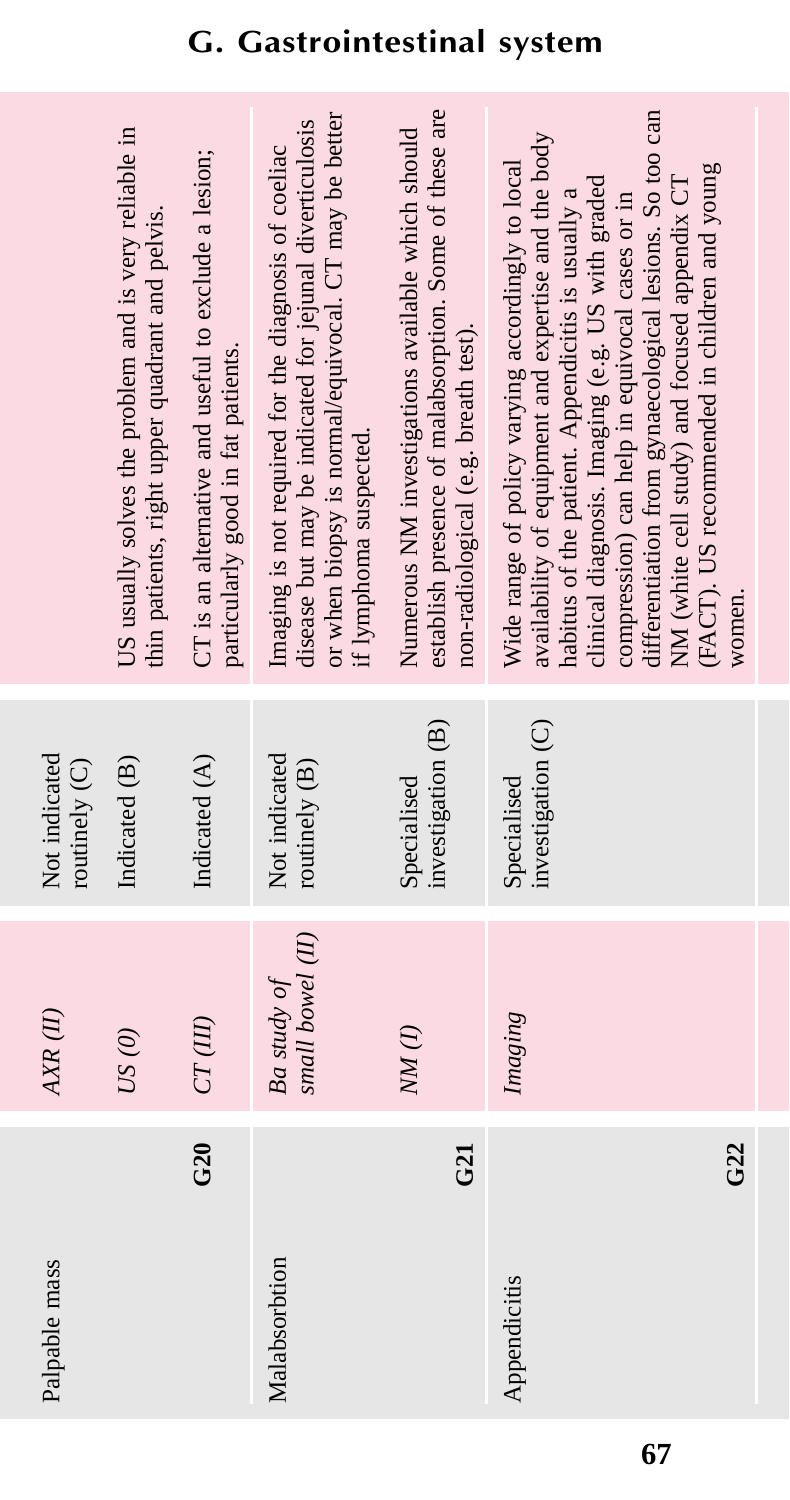# G. Gastrointestinal system

| Clinical problem | | Investigation | Recommendation | Comment |
|---|---|---|---|---|
| Palpable mass | G20 | *AXR (II)* | Not indicated routinely (C) | |
| | | *US (0)* | Indicated (B) | US usually solves the problem and is very reliable in thin patients, right upper quadrant and pelvis. |
| | | *CT (III)* | Indicated (A) | CT is an alternative and useful to exclude a lesion; particularly good in fat patients. |
| Malabsorbtion | G21 | *Ba study of small bowel (II)* | Not indicated routinely (B) | Imaging is not required for the diagnosis of coeliac disease but may be indicated for jejunal diverticulosis or when biopsy is normal/equivocal. CT may be better if lymphoma suspected. |
| | | *NM (I)* | Specialised investigation (B) | Numerous NM investigations available which should establish presence of malabsorption. Some of these are non-radiological (e.g. breath test). |
| Appendicitis | G22 | *Imaging* | Specialised investigation (C) | Wide range of policy varying accordingly to local availability of equipment and expertise and the body habitus of the patient. Appendicitis is usually a clinical diagnosis. Imaging (e.g. US with graded compression) can help in equivocal cases or in differentiation from gynaecological lesions. So too can NM (white cell study) and focused appendix CT (FACT). US recommended in children and young women. |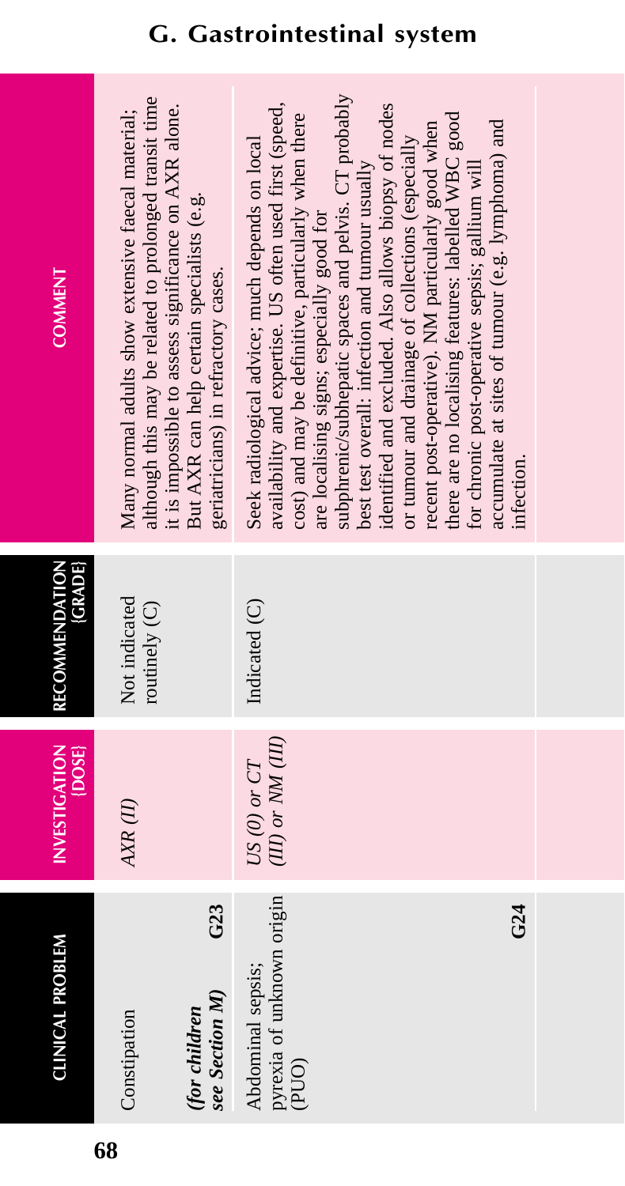# G. Gastrointestinal system

| CLINICAL PROBLEM | INVESTIGATION {DOSE} | RECOMMENDATION {GRADE} | COMMENT |
|---|---|---|---|
| Constipation<br>***(for children see Section M)***<br>**G23** | *AXR (II)* | Not indicated routinely (C) | Many normal adults show extensive faecal material; although this may be related to prolonged transit time it is impossible to assess significance on AXR alone. But AXR can help certain specialists (e.g. geriatricians) in refractory cases. |
| Abdominal sepsis; pyrexia of unknown origin (PUO)<br>**G24** | *US (0) or CT (III) or NM (III)* | Indicated (C) | Seek radiological advice; much depends on local availability and expertise. US often used first (speed, cost) and may be definitive, particularly when there are localising signs; especially good for subphrenic/subhepatic spaces and pelvis. CT probably best test overall: infection and tumour usually identified and excluded. Also allows biopsy of nodes or tumour and drainage of collections (especially recent post-operative). NM particularly good when there are no localising features: labelled WBC good for chronic post-operative sepsis; gallium will accumulate at sites of tumour (e.g. lymphoma) and infection. |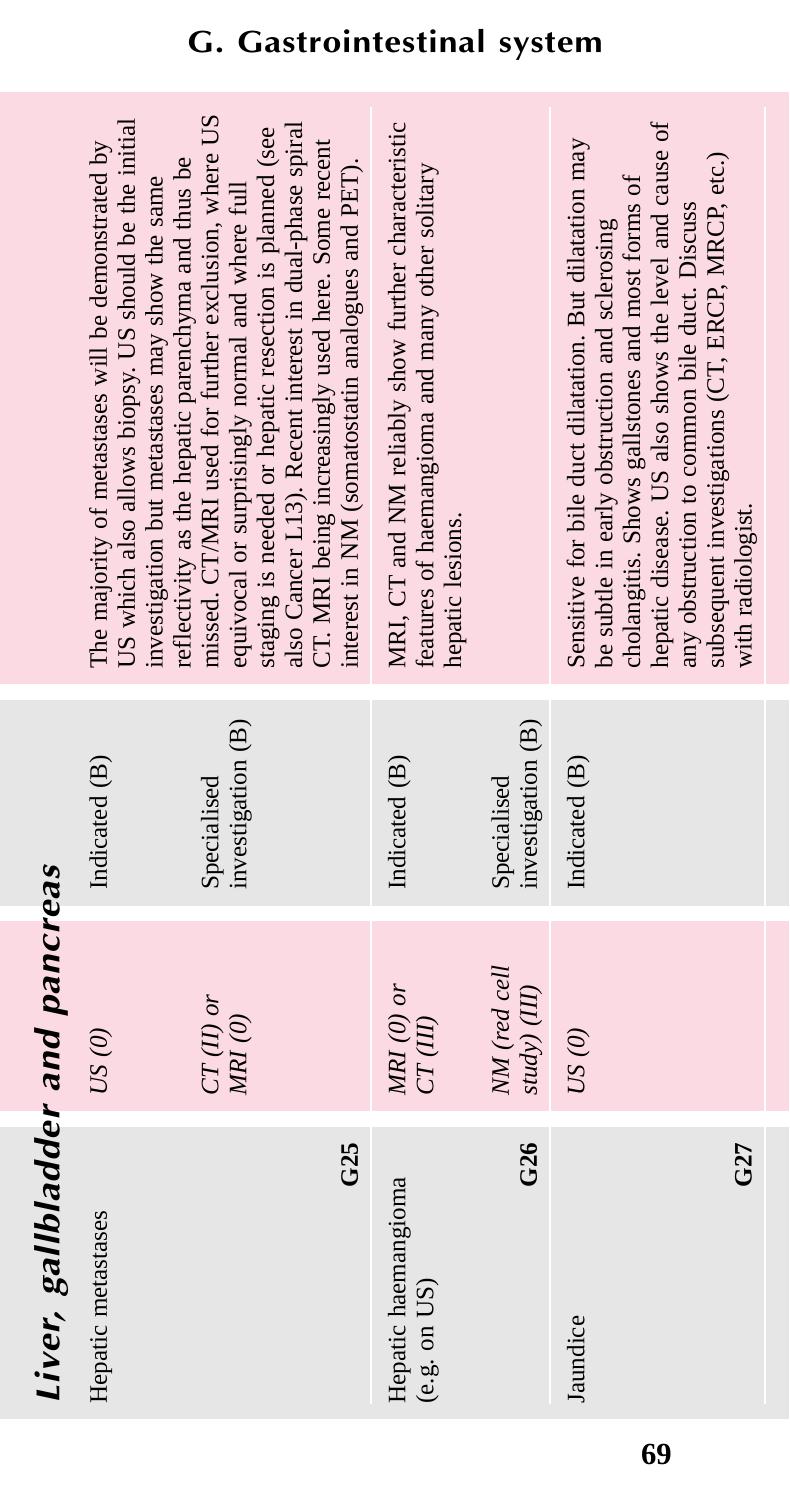# G. Gastrointestinal system

## Liver, gallbladder and pancreas

| Clinical problem | Investigation (Dose) | Recommendation (Grade) | Comment |
|---|---|---|---|
| Hepatic metastases **G25** | *US (0)* | Indicated (B) | The majority of metastases will be demonstrated by US which also allows biopsy. US should be the initial investigation but metastases may show the same reflectivity as the hepatic parenchyma and thus be missed. CT/MRI used for further exclusion, where US equivocal or surprisingly normal and where full staging is needed or hepatic resection is planned (see also Cancer L13). Recent interest in dual-phase spiral CT. MRI being increasingly used here. Some recent interest in NM (somatostatin analogues and PET). |
| | *CT (II) or MRI (0)* | Specialised investigation (B) | |
| Hepatic haemangioma (e.g. on US) **G26** | *MRI (0) or CT (III)* | Indicated (B) | MRI, CT and NM reliably show further characteristic features of haemangioma and many other solitary hepatic lesions. |
| | *NM (red cell study) (III)* | Specialised investigation (B) | |
| Jaundice **G27** | *US (0)* | Indicated (B) | Sensitive for bile duct dilatation. But dilatation may be subtle in early obstruction and sclerosing cholangitis. Shows gallstones and most forms of hepatic disease. US also shows the level and cause of any obstruction to common bile duct. Discuss subsequent investigations (CT, ERCP, MRCP, etc.) with radiologist. |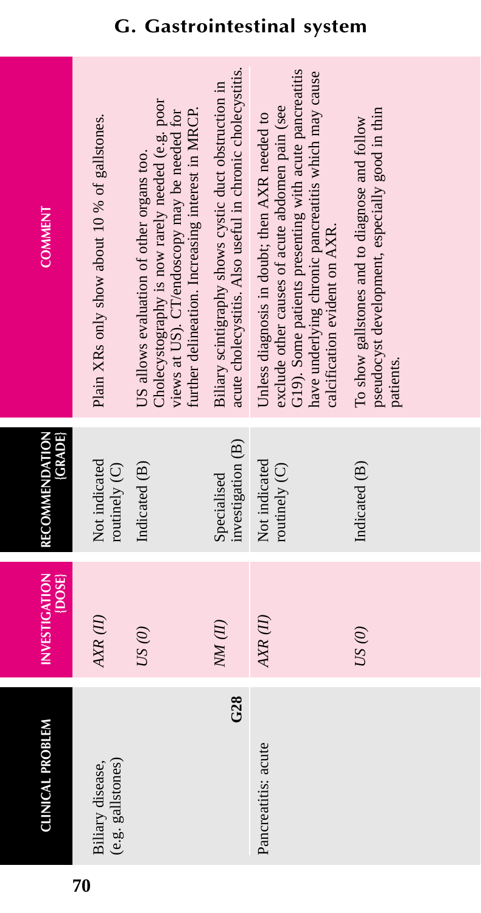# G. Gastrointestinal system

| CLINICAL PROBLEM | INVESTIGATION [DOSE] | RECOMMENDATION [GRADE] | COMMENT |
|---|---|---|---|
| Biliary disease, (e.g. gallstones) **G28** | *AXR (II)* | Not indicated routinely (C) | Plain XRs only show about 10 % of gallstones. |
| | *US (0)* | Indicated (B) | US allows evaluation of other organs too. Cholecystography is now rarely needed (e.g. poor views at US). CT/endoscopy may be needed for further delineation. Increasing interest in MRCP. |
| | *NM (II)* | Specialised investigation (B) | Biliary scintigraphy shows cystic duct obstruction in acute cholecystitis. Also useful in chronic cholecystitis. |
| Pancreatitis: acute | *AXR (II)* | Not indicated routinely (C) | Unless diagnosis in doubt; then AXR needed to exclude other causes of acute abdomen pain (see G19). Some patients presenting with acute pancreatitis have underlying chronic pancreatitis which may cause calcification evident on AXR. |
| | *US (0)* | Indicated (B) | To show gallstones and to diagnose and follow pseudocyst development, especially good in thin patients. |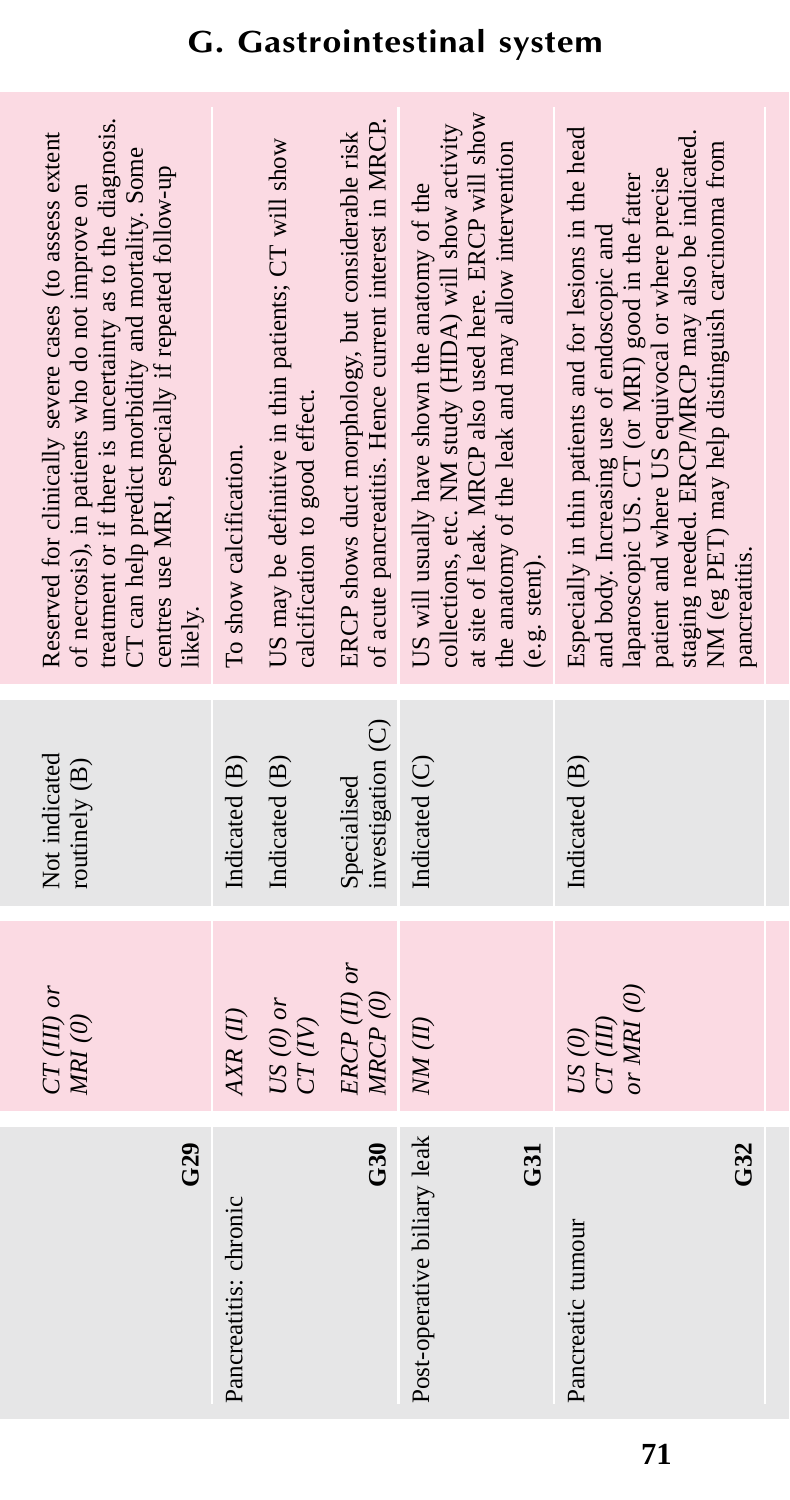# G. Gastrointestinal system

| Clinical/diagnostic problem | Investigation (dose) | Recommendation (grade) | Comment |
|---|---|---|---|
| **G29** | *CT (III) or MRI (0)* | Not indicated routinely (B) | Reserved for clinically severe cases (to assess extent of necrosis), in patients who do not improve on treatment or if there is uncertainty as to the diagnosis. CT can help predict morbidity and mortality. Some centres use MRI, especially if repeated follow-up likely. |
| Pancreatitis: chronic | *AXR (II)* | Indicated (B) | To show calcification. |
| | *US (0) or CT (IV)* | Indicated (B) | US may be definitive in thin patients; CT will show calcification to good effect. |
| **G30** | *ERCP (II) or MRCP (0)* | Specialised investigation (C) | ERCP shows duct morphology, but considerable risk of acute pancreatitis. Hence current interest in MRCP. |
| Post-operative biliary leak **G31** | *NM (II)* | Indicated (C) | US will usually have shown the anatomy of the collections, etc. NM study (HIDA) will show activity at site of leak. MRCP also used here. ERCP will show the anatomy of the leak and may allow intervention (e.g. stent). |
| Pancreatic tumour **G32** | *US (0) CT (III) or MRI (0)* | Indicated (B) | Especially in thin patients and for lesions in the head and body. Increasing use of endoscopic and laparoscopic US. CT (or MRI) good in the fatter patient and where US equivocal or where precise staging needed. ERCP/MRCP may also be indicated. NM (eg PET) may help distinguish carcinoma from pancreatitis. |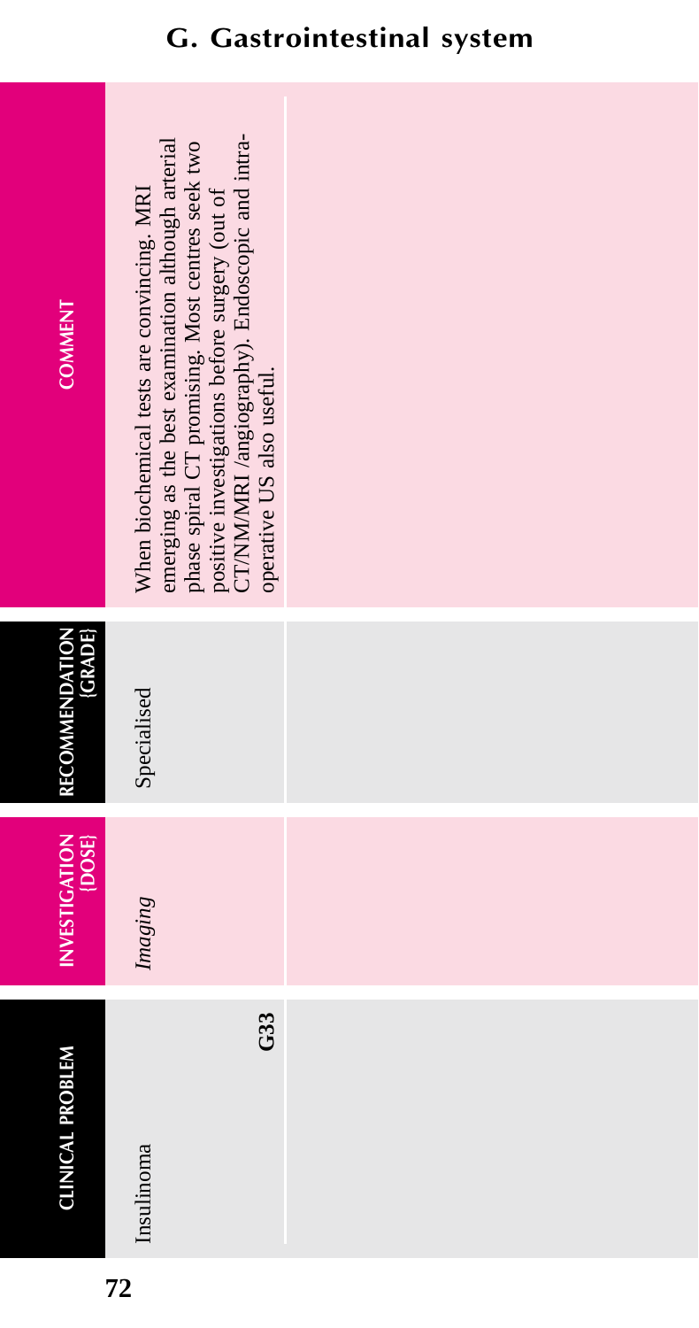## G. Gastrointestinal system

| CLINICAL PROBLEM | INVESTIGATION {DOSE} | RECOMMENDATION {GRADE} | COMMENT |
|---|---|---|---|
| Insulinoma **G33** | *Imaging* | Specialised | When biochemical tests are convincing. MRI emerging as the best examination although arterial phase spiral CT promising. Most centres seek two positive investigations before surgery (out of CT/NM/MRI /angiography). Endoscopic and intra-operative US also useful. |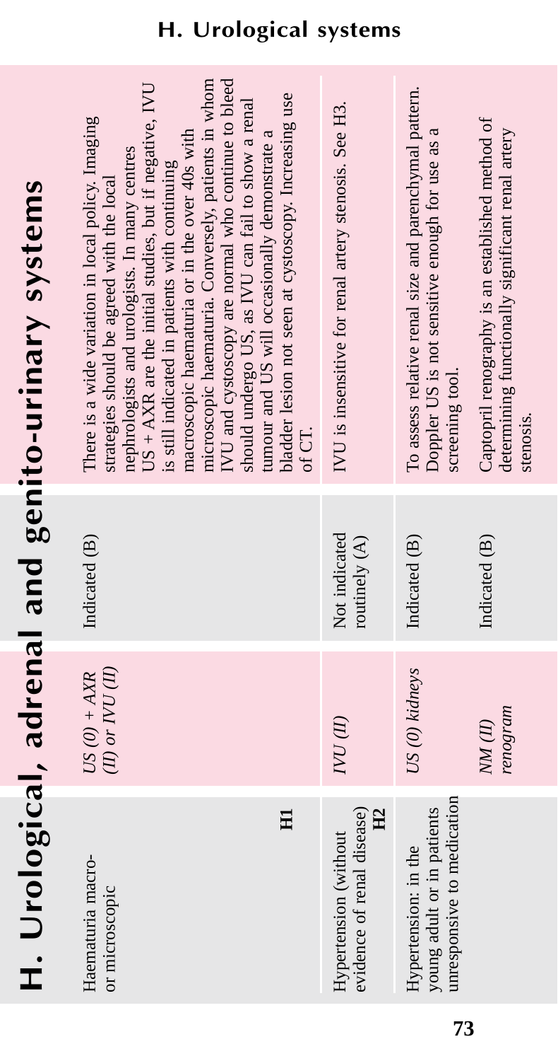# H. Urological, adrenal and genito-urinary systems

| Clinical problem | Investigation | Recommendation (grade) | Comment |
|---|---|---|---|
| Haematuria macro- or microscopic **H1** | *US (0) + AXR (II) or IVU (II)* | Indicated (B) | There is a wide variation in local policy. Imaging strategies should be agreed with the local nephrologists and urologists. In many centres US + AXR are the initial studies, but if negative, IVU is still indicated in patients with continuing macroscopic haematuria or in the over 40s with microscopic haematuria. Conversely, patients in whom IVU and cystoscopy are normal who continue to bleed should undergo US, as IVU can fail to show a renal tumour and US will occasionally demonstrate a bladder lesion not seen at cystoscopy. Increasing use of CT. |
| Hypertension (without evidence of renal disease) **H2** | *IVU (II)* | Not indicated routinely (A) | IVU is insensitive for renal artery stenosis. See H3. |
| Hypertension: in the young adult or in patients unresponsive to medication | *US (0) kidneys* | Indicated (B) | To assess relative renal size and parenchymal pattern. Doppler US is not sensitive enough for use as a screening tool. |
| | *NM (II) renogram* | Indicated (B) | Captopril renography is an established method of determining functionally significant renal artery stenosis. |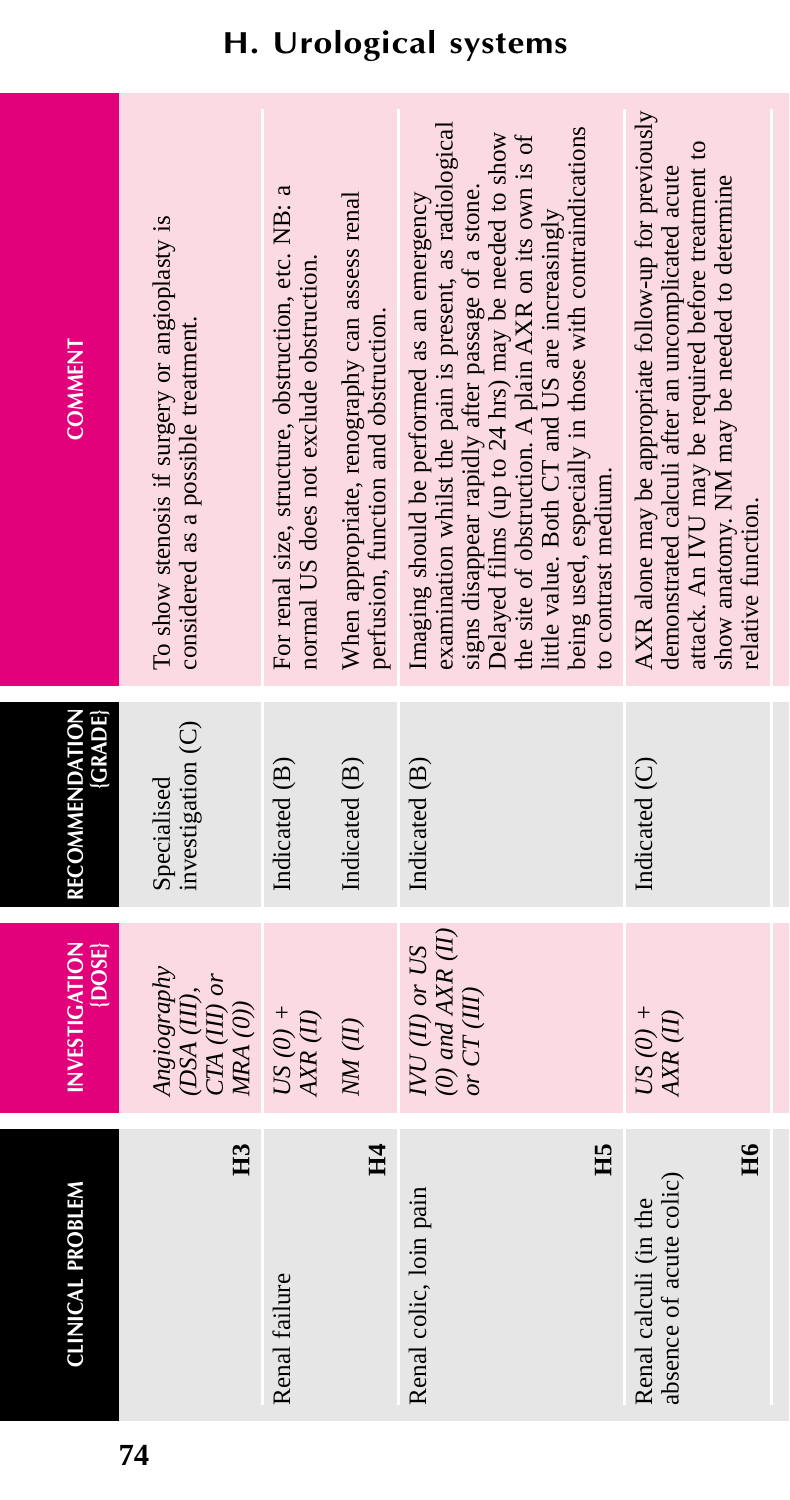## H. Urological systems

| CLINICAL PROBLEM | INVESTIGATION [DOSE] | RECOMMENDATION [GRADE] | COMMENT |
|---|---|---|---|
| H3 | *Angiography (DSA (III), CTA (III) or MRA (0))* | Specialised investigation (C) | To show stenosis if surgery or angioplasty is considered as a possible treatment. |
| Renal failure H4 | *US (0) + AXR (II)* | Indicated (B) | For renal size, structure, obstruction, etc. NB: a normal US does not exclude obstruction. |
| | *NM (II)* | Indicated (B) | When appropriate, renography can assess renal perfusion, function and obstruction. |
| Renal colic, loin pain H5 | *IVU (II) or US (0) and AXR (II) or CT (III)* | Indicated (B) | Imaging should be performed as an emergency examination whilst the pain is present, as radiological signs disappear rapidly after passage of a stone. Delayed films (up to 24 hrs) may be needed to show the site of obstruction. A plain AXR on its own is of little value. Both CT and US are increasingly being used, especially in those with contraindications to contrast medium. |
| Renal calculi (in the absence of acute colic) H6 | *US (0) + AXR (II)* | Indicated (C) | AXR alone may be appropriate follow-up for previously demonstrated calculi after an uncomplicated acute attack. An IVU may be required before treatment to show anatomy. NM may be needed to determine relative function. |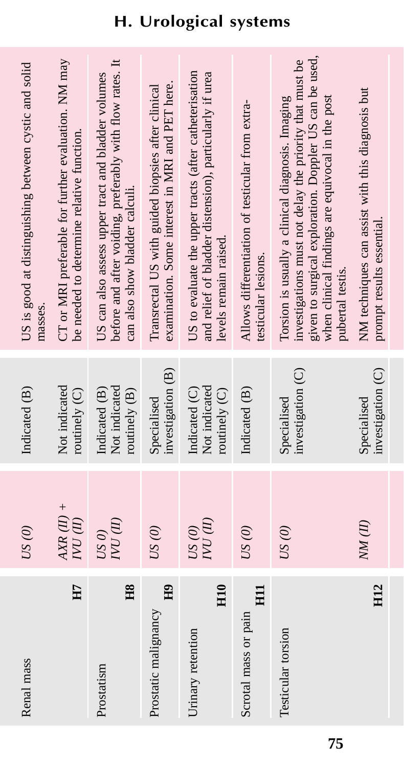## H. Urological systems

| Clinical problem | Investigation (dose) | Recommendation (grade) | Comment |
|---|---|---|---|
| Renal mass **H7** | *US (0)* | Indicated (B) | US is good at distinguishing between cystic and solid masses. |
| | *AXR (II) + IVU (II)* | Not indicated routinely (C) | CT or MRI preferable for further evaluation. NM may be needed to determine relative function. |
| Prostatism **H8** | *US 0)* | Indicated (B) | US can also assess upper tract and bladder volumes before and after voiding, preferably with flow rates. It can also show bladder calculi. |
| | *IVU (II)* | Not indicated routinely (B) | |
| Prostatic malignancy **H9** | *US (0)* | Specialised investigation (B) | Transrectal US with guided biopsies after clinical examination. Some interest in MRI and PET here. |
| Urinary retention **H10** | *US (0)* | Indicated (C) | US to evaluate the upper tracts (after catheterisation and relief of bladder distension), particularly if urea levels remain raised. |
| | *IVU (II)* | Not indicated routinely (C) | |
| Scrotal mass or pain **H11** | *US (0)* | Indicated (B) | Allows differentiation of testicular from extra-testicular lesions. |
| Testicular torsion **H12** | *US (0)* | Specialised investigation (C) | Torsion is usually a clinical diagnosis. Imaging investigations must not delay the priority that must be given to surgical exploration. Doppler US can be used, when clinical findings are equivocal in the post pubertal testis. |
| | *NM (II)* | Specialised investigation (C) | NM techniques can assist with this diagnosis but prompt results essential. |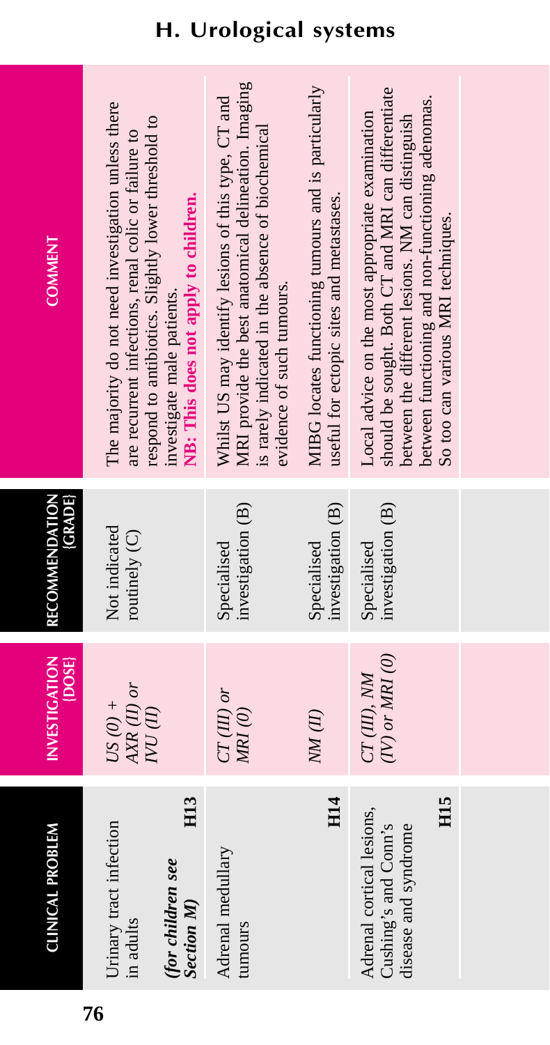# H. Urological systems

| CLINICAL PROBLEM | INVESTIGATION {DOSE} | RECOMMENDATION {GRADE} | COMMENT |
|---|---|---|---|
| Urinary tract infection in adults *(for children see Section M)* **H13** | *US (0) + AXR (II) or IVU (II)* | Not indicated routinely (C) | The majority do not need investigation unless there are recurrent infections, renal colic or failure to respond to antibiotics. Slightly lower threshold to investigate male patients. **NB: This does not apply to children.** |
| Adrenal medullary tumours | *CT (III) or MRI (0)* | Specialised investigation (B) | Whilst US may identify lesions of this type, CT and MRI provide the best anatomical delineation. Imaging is rarely indicated in the absence of biochemical evidence of such tumours. |
| **H14** | *NM (II)* | Specialised investigation (B) | MIBG locates functioning tumours and is particularly useful for ectopic sites and metastases. |
| Adrenal cortical lesions, Cushing's and Conn's disease and syndrome **H15** | *CT (III), NM (IV) or MRI (0)* | Specialised investigation (B) | Local advice on the most appropriate examination should be sought. Both CT and MRI can differentiate between the different lesions. NM can distinguish between functioning and non-functioning adenomas. So too can various MRI techniques. |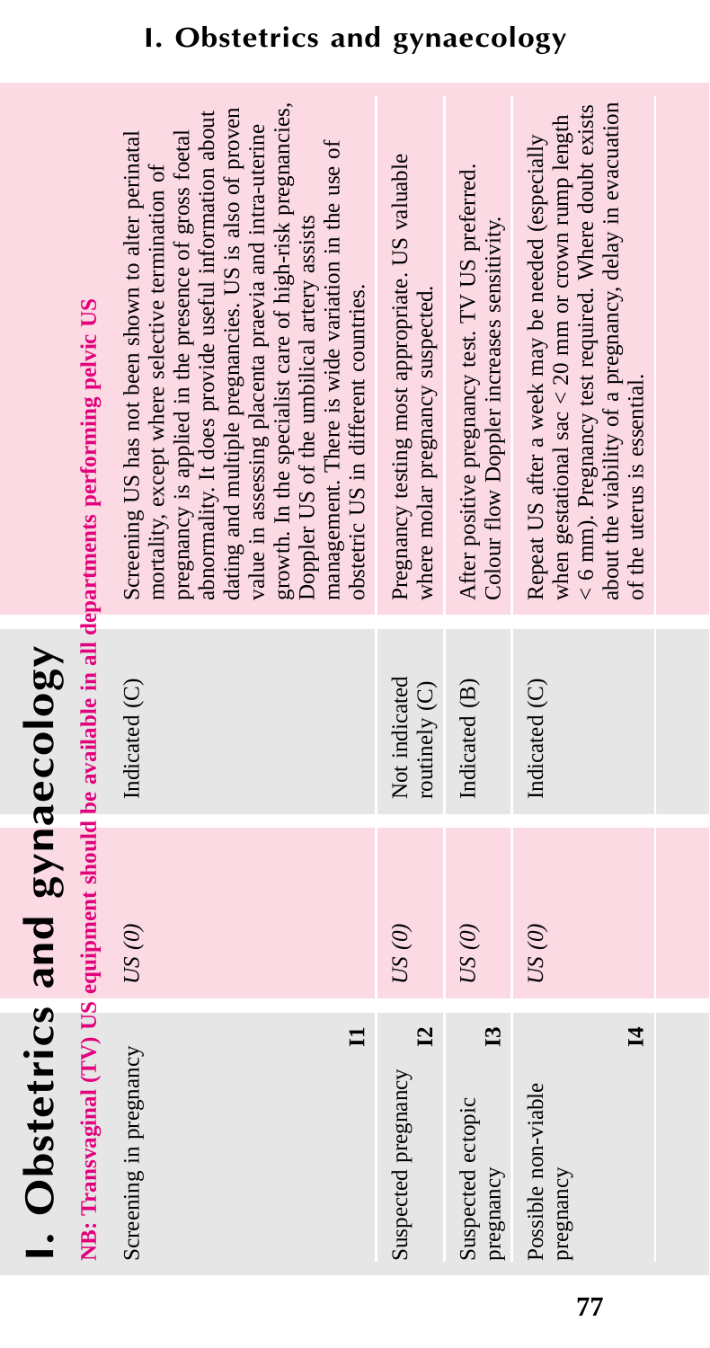# I. Obstetrics and gynaecology

**NB: Transvaginal (TV) US equipment should be available in all departments performing pelvic US**

| Clinical problem | Investigation (dose) | Recommendation (grade) | Comment |
|---|---|---|---|
| Screening in pregnancy **I1** | *US (0)* | Indicated (C) | Screening US has not been shown to alter perinatal mortality, except where selective termination of pregnancy is applied in the presence of gross foetal abnormality. It does provide useful information about dating and multiple pregnancies. US is also of proven value in assessing placenta praevia and intra-uterine growth. In the specialist care of high-risk pregnancies, Doppler US of the umbilical artery assists management. There is wide variation in the use of obstetric US in different countries. |
| Suspected pregnancy **I2** | *US (0)* | Not indicated routinely (C) | Pregnancy testing most appropriate. US valuable where molar pregnancy suspected. |
| Suspected ectopic pregnancy **I3** | *US (0)* | Indicated (B) | After positive pregnancy test. TV US preferred. Colour flow Doppler increases sensitivity. |
| Possible non-viable pregnancy **I4** | *US (0)* | Indicated (C) | Repeat US after a week may be needed (especially when gestational sac < 20 mm or crown rump length < 6 mm). Pregnancy test required. Where doubt exists about the viability of a pregnancy, delay in evacuation of the uterus is essential. |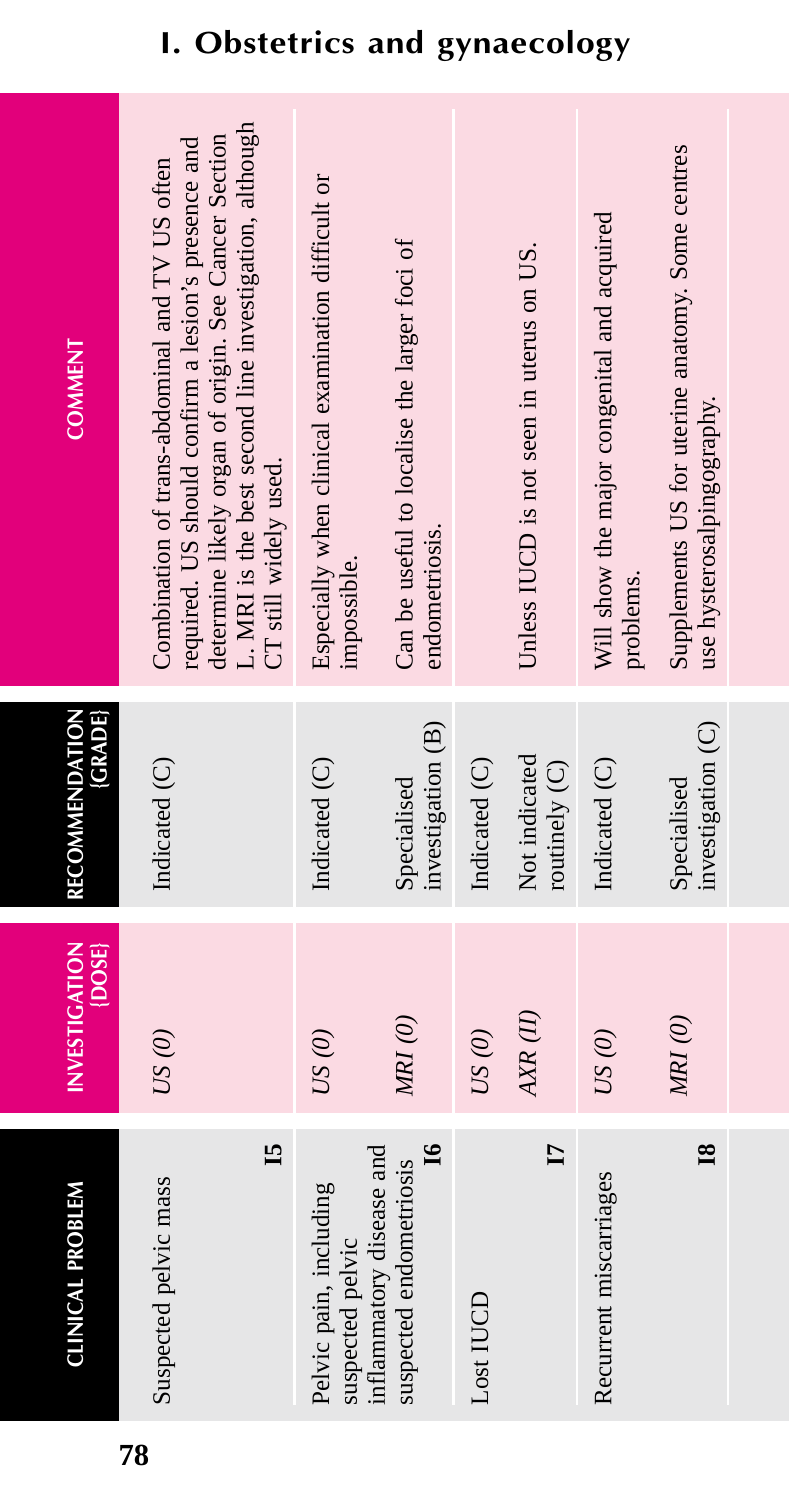# I. Obstetrics and gynaecology

| CLINICAL PROBLEM | INVESTIGATION (DOSE) | RECOMMENDATION (GRADE) | COMMENT |
|---|---|---|---|
| Suspected pelvic mass **I5** | *US (0)* | Indicated (C) | Combination of trans-abdominal and TV US often required. US should confirm a lesion's presence and determine likely organ of origin. See Cancer Section L. MRI is the best second line investigation, although CT still widely used. |
| Pelvic pain, including suspected pelvic inflammatory disease and suspected endometriosis **I6** | *US (0)* | Indicated (C) | Especially when clinical examination difficult or impossible. |
| | *MRI (0)* | Specialised investigation (B) | Can be useful to localise the larger foci of endometriosis. |
| Lost IUCD **I7** | *US (0)* | Indicated (C) | |
| | *AXR (II)* | Not indicated routinely (C) | Unless IUCD is not seen in uterus on US. |
| Recurrent miscarriages **I8** | *US (0)* | Indicated (C) | Will show the major congenital and acquired problems. |
| | *MRI (0)* | Specialised investigation (C) | Supplements US for uterine anatomy. Some centres use hysterosalpingography. |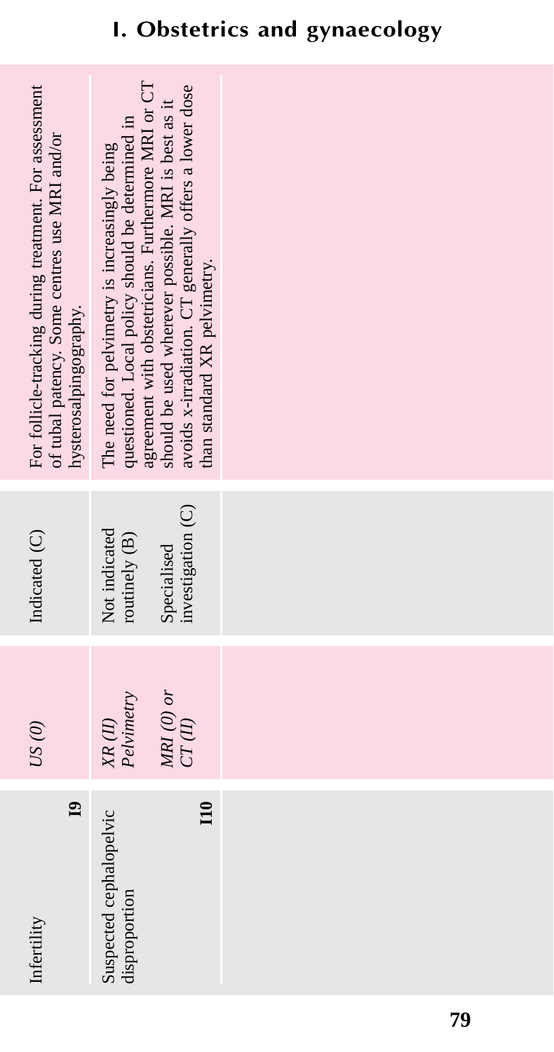# I. Obstetrics and gynaecology

| Clinical problem | Investigation (dose) | Recommendation (grade) | Comment |
|---|---|---|---|
| Infertility **I9** | *US (0)* | Indicated (C) | For follicle-tracking during treatment. For assessment of tubal patency. Some centres use MRI and/or hysterosalpingography. |
| Suspected cephalopelvic disproportion **I10** | *XR (II) Pelvimetry* | Not indicated routinely (B) | The need for pelvimetry is increasingly being questioned. Local policy should be determined in agreement with obstetricians. Furthermore MRI or CT should be used wherever possible. MRI is best as it avoids x-irradiation. CT generally offers a lower dose than standard XR pelvimetry. |
| | *MRI (0) or CT (II)* | Specialised investigation (C) | |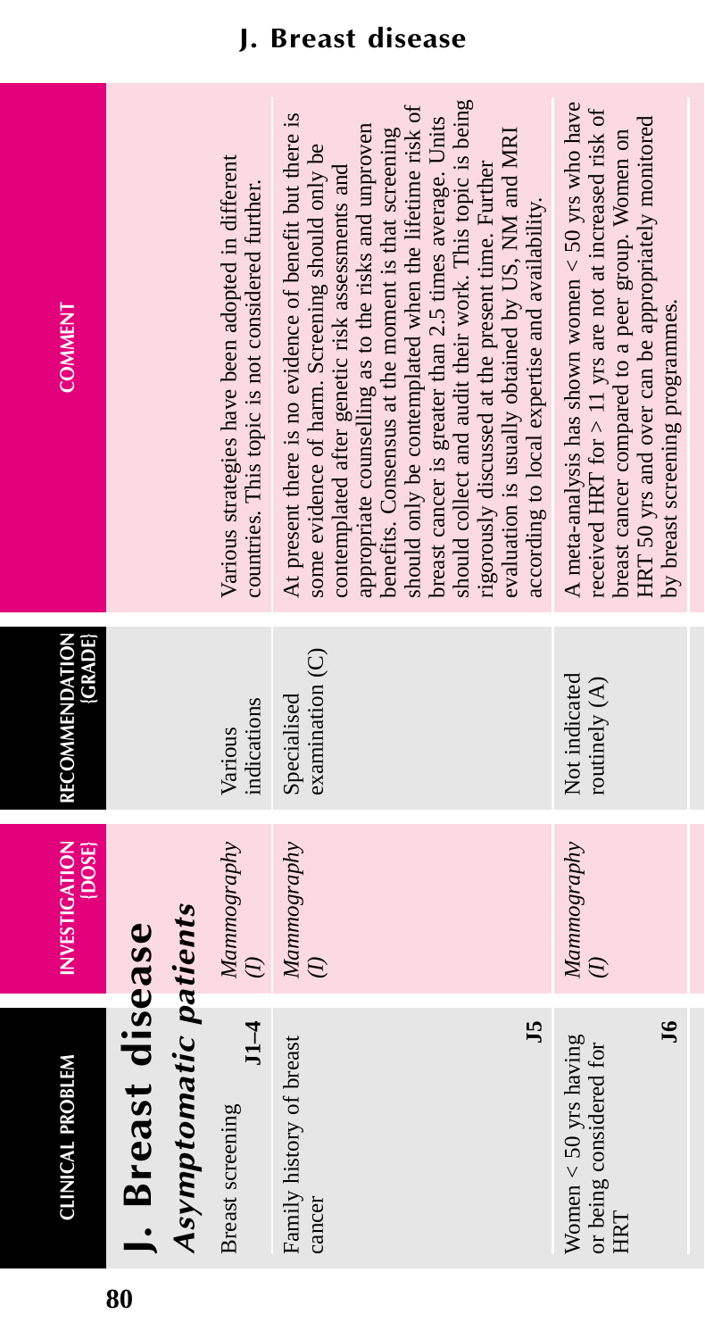# J. Breast disease

| CLINICAL PROBLEM | INVESTIGATION {DOSE} | RECOMMENDATION {GRADE} | COMMENT |
|---|---|---|---|
| **J. Breast disease** | | | |
| ***Asymptomatic patients*** | | | |
| Breast screening **J1–4** | *Mammography (I)* | Various indications | Various strategies have been adopted in different countries. This topic is not considered further. |
| Family history of breast cancer **J5** | *Mammography (I)* | Specialised examination (C) | At present there is no evidence of benefit but there is some evidence of harm. Screening should only be contemplated after genetic risk assessments and appropriate counselling as to the risks and unproven benefits. Consensus at the moment is that screening should only be contemplated when the lifetime risk of breast cancer is greater than 2.5 times average. Units should collect and audit their work. This topic is being rigorously discussed at the present time. Further evaluation is usually obtained by US, NM and MRI according to local expertise and availability. |
| Women < 50 yrs having or being considered for HRT **J6** | *Mammography (I)* | Not indicated routinely (A) | A meta-analysis has shown women < 50 yrs who have received HRT for > 11 yrs are not at increased risk of breast cancer compared to a peer group. Women on HRT 50 yrs and over can be appropriately monitored by breast screening programmes. |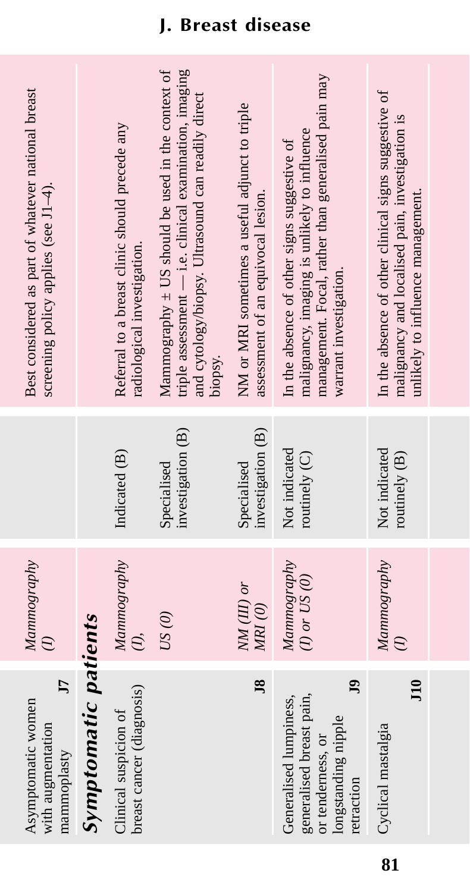## J. Breast disease

| | | | |
|---|---|---|---|
| Asymptomatic women with augmentation mammoplasty **J7** | *Mammography (I)* | | Best considered as part of whatever national breast screening policy applies (see J1–4). |
| ***Symptomatic patients*** | | | |
| Clinical suspicion of breast cancer (diagnosis) | *Mammography (I),* | Indicated (B) | Referral to a breast clinic should precede any radiological investigation. |
| | *US (0)* | Specialised investigation (B) | Mammography ± US should be used in the context of triple assessment — i.e. clinical examination, imaging and cytology/biopsy. Ultrasound can readily direct biopsy. |
| **J8** | *NM (III) or MRI (0)* | Specialised investigation (B) | NM or MRI sometimes a useful adjunct to triple assessment of an equivocal lesion. |
| Generalised lumpiness, generalised breast pain, or tenderness, or longstanding nipple retraction **J9** | *Mammography (I) or US (0)* | Not indicated routinely (C) | In the absence of other signs suggestive of malignancy, imaging is unlikely to influence management. Focal, rather than generalised pain may warrant investigation. |
| Cyclical mastalgia **J10** | *Mammography (I)* | Not indicated routinely (B) | In the absence of other clinical signs suggestive of malignancy and localised pain, investigation is unlikely to influence management. |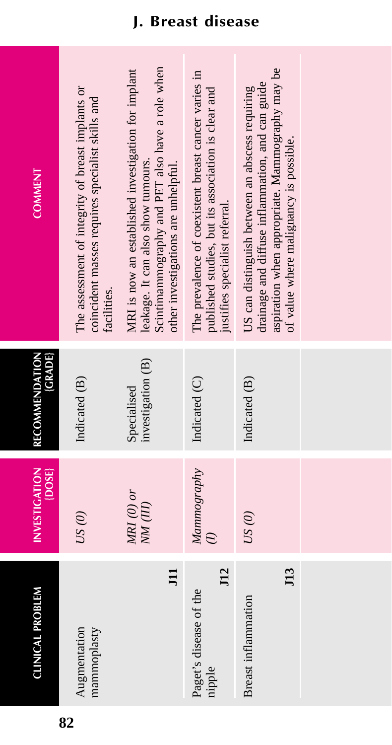## J. Breast disease

| CLINICAL PROBLEM | INVESTIGATION [DOSE] | RECOMMENDATION [GRADE] | COMMENT |
|---|---|---|---|
| Augmentation mammoplasty **J11** | *US (0)* | Indicated (B) | The assessment of integrity of breast implants or coincident masses requires specialist skills and facilities. |
| | *MRI (0) or NM (III)* | Specialised investigation (B) | MRI is now an established investigation for implant leakage. It can also show tumours. Scintimammography and PET also have a role when other investigations are unhelpful. |
| Paget's disease of the nipple **J12** | *Mammography (I)* | Indicated (C) | The prevalence of coexistent breast cancer varies in published studies, but its association is clear and justifies specialist referral. |
| Breast inflammation **J13** | *US (0)* | Indicated (B) | US can distinguish between an abscess requiring drainage and diffuse inflammation, and can guide aspiration when appropriate. Mammography may be of value where malignancy is possible. |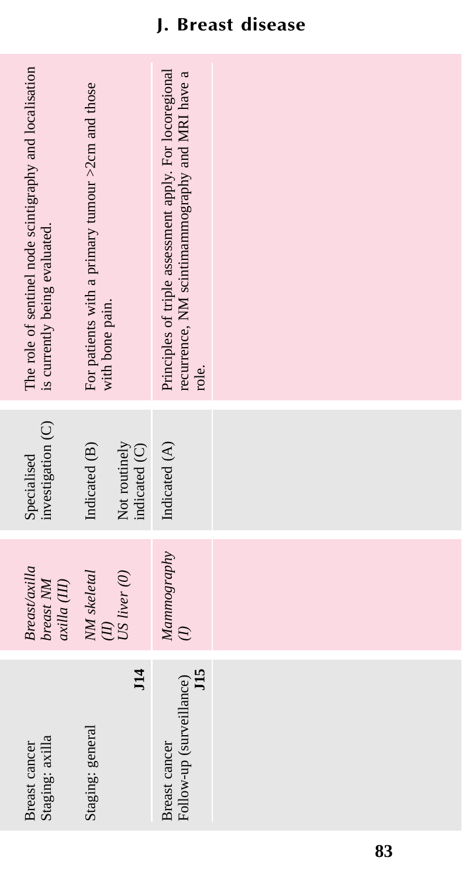## J. Breast disease

| Clinical/diagnostic problem | Investigation (dose) | Recommendation (grade) | Comment |
|---|---|---|---|
| Breast cancer Staging: axilla | *Breast/axilla breast NM axilla (III)* | Specialised investigation (C) | The role of sentinel node scintigraphy and localisation is currently being evaluated. |
| Staging: general **J14** | *NM skeletal (II)* | Indicated (B) | For patients with a primary tumour >2cm and those with bone pain. |
| | *US liver (0)* | Not routinely indicated (C) | |
| Breast cancer Follow-up (surveillance) **J15** | *Mammography (I)* | Indicated (A) | Principles of triple assessment apply. For locoregional recurrence, NM scintimammography and MRI have a role. |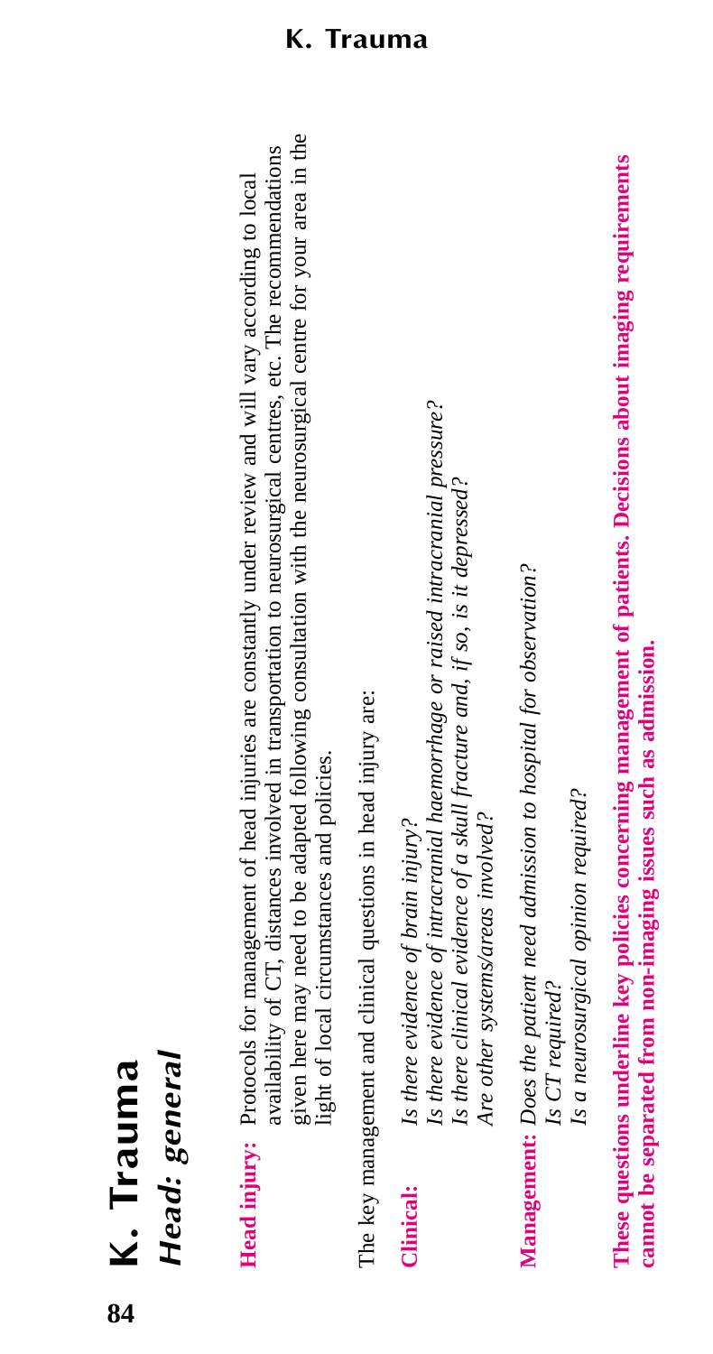# K. Trauma

## *Head: general*

**Head injury:** Protocols for management of head injuries are constantly under review and will vary according to local availability of CT, distances involved in transportation to neurosurgical centres, etc. The recommendations given here may need to be adapted following consultation with the neurosurgical centre for your area in the light of local circumstances and policies.

The key management and clinical questions in head injury are:

**Clinical:**
*Is there evidence of brain injury?*
*Is there evidence of intracranial haemorrhage or raised intracranial pressure?*
*Is there clinical evidence of a skull fracture and, if so, is it depressed?*
*Are other systems/areas involved?*

**Management:**
*Does the patient need admission to hospital for observation?*
*Is CT required?*
*Is a neurosurgical opinion required?*

**These questions underline key policies concerning management of patients. Decisions about imaging requirements cannot be separated from non-imaging issues such as admission.**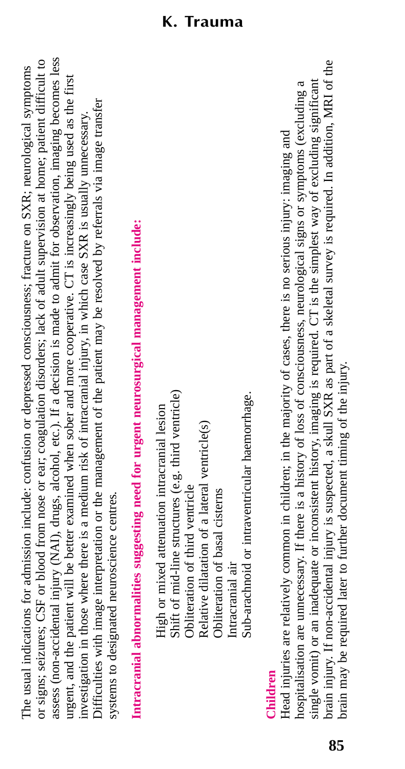The usual indications for admission include: confusion or depressed consciousness; fracture on SXR; neurological symptoms or signs; seizures; CSF or blood from nose or ear; coagulation disorders; lack of adult supervision at home; patient difficult to assess (non-accidental injury (NAI), drugs, alcohol, etc.). If a decision is made to admit for observation, imaging becomes less urgent, and the patient will be better examined when sober and more cooperative. CT is increasingly being used as the first investigation in those where there is a medium risk of intracranial injury, in which case SXR is usually unnecessary. Difficulties with image interpretation or the management of the patient may be resolved by referrals via image transfer systems to designated neuroscience centres.

**Intracranial abnormalities suggesting need for urgent neurosurgical management include:**

- High or mixed attenuation intracranial lesion
- Shift of mid-line structures (e.g. third ventricle)
- Obliteration of third ventricle
- Relative dilatation of a lateral ventricle(s)
- Obliteration of basal cisterns
- Intracranial air
- Sub-arachnoid or intraventricular haemorrhage.

## Children

Head injuries are relatively common in children; in the majority of cases, there is no serious injury: imaging and hospitalisation are unnecessary. If there is a history of loss of consciousness, neurological signs or symptoms (excluding a single vomit) or an inadequate or inconsistent history, imaging is required. CT is the simplest way of excluding significant brain injury. If non-accidental injury is suspected, a skull SXR as part of a skeletal survey is required. In addition, MRI of the brain may be required later to further document timing of the injury.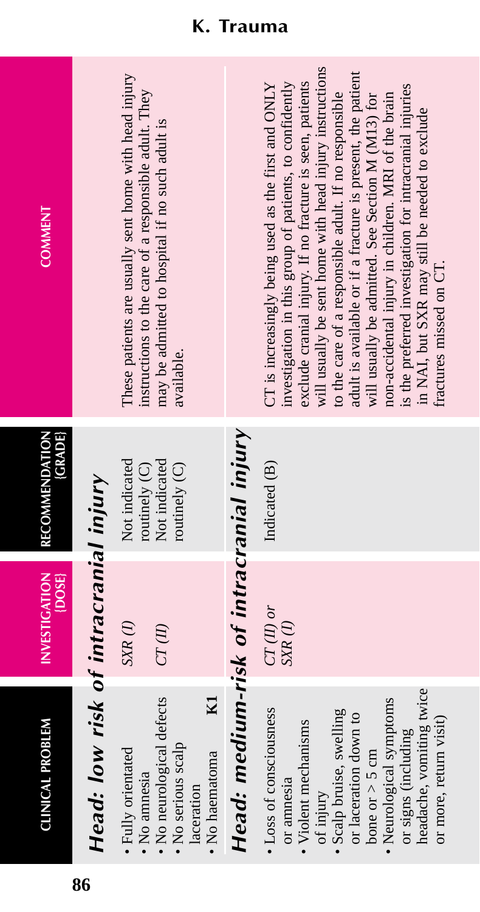# K. Trauma

| CLINICAL PROBLEM | INVESTIGATION {DOSE} | RECOMMENDATION {GRADE} | COMMENT |
|---|---|---|---|
| ***Head: low risk of intracranial injury*** | | | |
| • Fully orientated<br>• No amnesia<br>• No neurological defects<br>• No serious scalp laceration<br>• No haematoma **K1** | *SXR (I)*<br>*CT (II)* | Not indicated routinely (C)<br>Not indicated routinely (C) | These patients are usually sent home with head injury instructions to the care of a responsible adult. They may be admitted to hospital if no such adult is available. |
| ***Head: medium-risk of intracranial injury*** | | | |
| • Loss of consciousness or amnesia<br>• Violent mechanisms of injury<br>• Scalp bruise, swelling or laceration down to bone or > 5 cm<br>• Neurological symptoms or signs (including headache, vomiting twice or more, return visit) | *CT (II) or SXR (I)* | Indicated (B) | CT is increasingly being used as the first and ONLY investigation in this group of patients, to confidently exclude cranial injury. If no fracture is seen, patients will usually be sent home with head injury instructions to the care of a responsible adult. If no responsible adult is available or if a fracture is present, the patient will usually be admitted. See Section M (M13) for non-accidental injury in children. MRI of the brain is the preferred investigation for intracranial injuries in NAI, but SXR may still be needed to exclude fractures missed on CT. |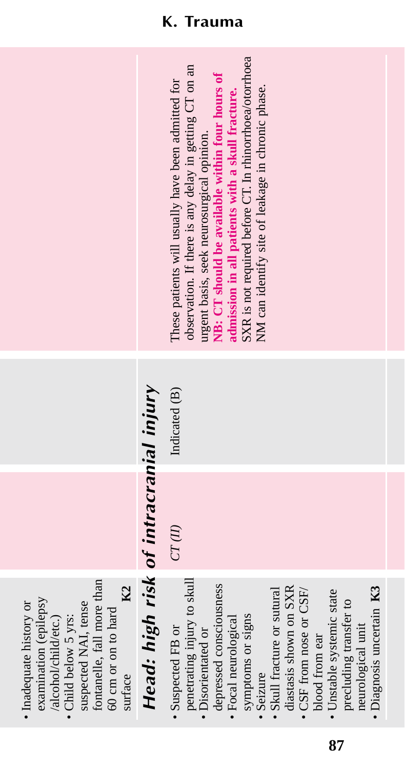| | | | |
|---|---|---|---|
| • Inadequate history or examination (epilepsy /alcohol/child/etc.)<br>• Child below 5 yrs: suspected NAI, tense fontanelle, fall more than 60 cm or on to hard surface **K2** | | | |

## *Head: high risk of intracranial injury*

| | | | |
|---|---|---|---|
| • Suspected FB or penetrating injury to skull<br>• Disorientated or depressed consciousness<br>• Focal neurological symptoms or signs<br>• Seizure<br>• Skull fracture or sutural diastasis shown on SXR<br>• CSF from nose or CSF/ blood from ear<br>• Unstable systemic state precluding transfer to neurological unit<br>• Diagnosis uncertain **K3** | *CT (II)* | Indicated (B) | These patients will usually have been admitted for observation. If there is any delay in getting CT on an urgent basis, seek neurosurgical opinion.<br>**NB: CT should be available within four hours of admission in all patients with a skull fracture.**<br>SXR is not required before CT. In rhinorrhoea/otorrhoea NM can identify site of leakage in chronic phase. |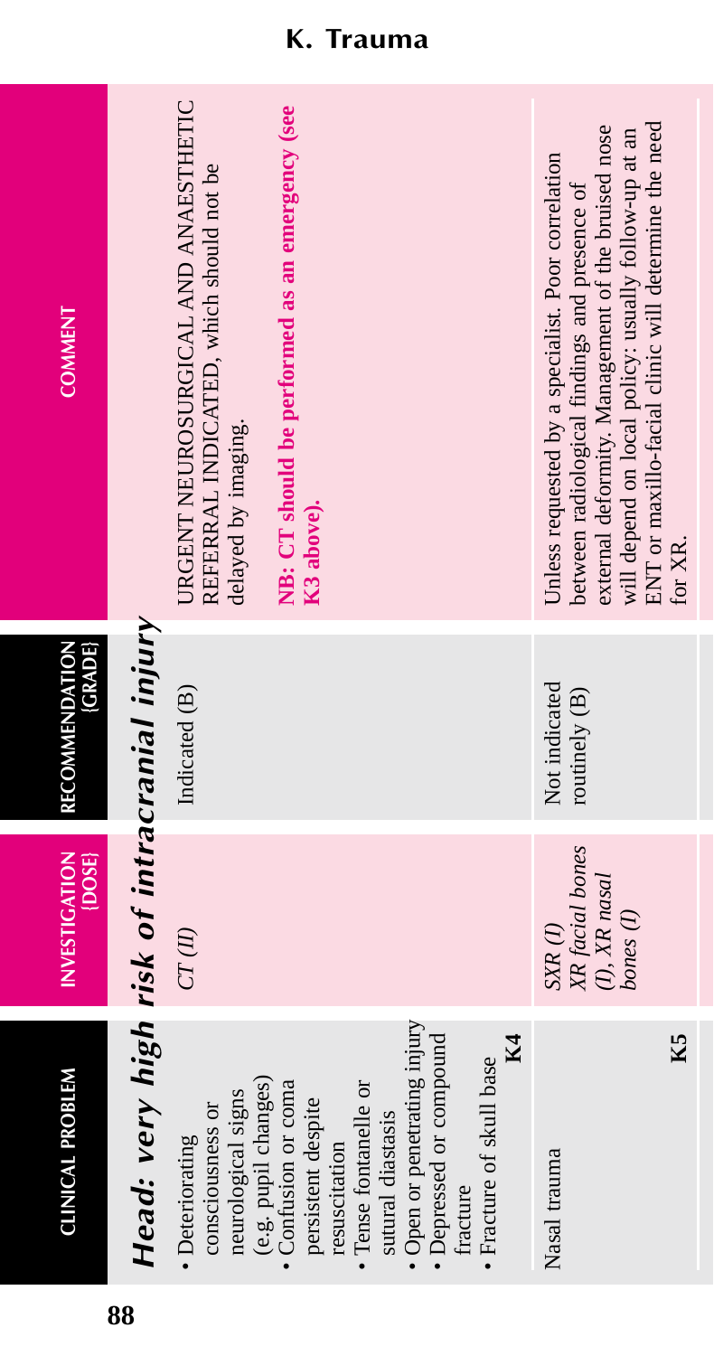## K. Trauma

| CLINICAL PROBLEM | INVESTIGATION {DOSE} | RECOMMENDATION {GRADE} | COMMENT |
|---|---|---|---|
| ***Head: very high risk of intracranial injury*** | | | |
| • Deteriorating consciousness or neurological signs (e.g. pupil changes) • Confusion or coma persistent despite resuscitation • Tense fontanelle or sutural diastasis • Open or penetrating injury • Depressed or compound fracture • Fracture of skull base **K4** | *CT (II)* | Indicated (B) | URGENT NEUROSURGICAL AND ANAESTHETIC REFERRAL INDICATED, which should not be delayed by imaging. **NB: CT should be performed as an emergency (see K3 above).** |
| Nasal trauma **K5** | *SXR (I) XR facial bones (I), XR nasal bones (I)* | Not indicated routinely (B) | Unless requested by a specialist. Poor correlation between radiological findings and presence of external deformity. Management of the bruised nose will depend on local policy: usually follow-up at an ENT or maxillo-facial clinic will determine the need for XR. |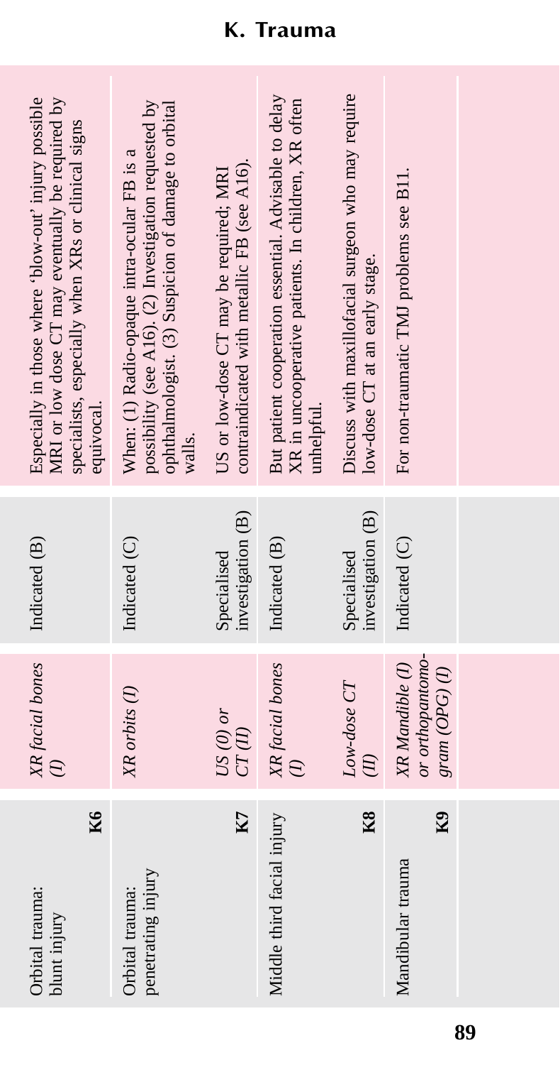# K. Trauma

| Clinical/diagnostic problem | | Investigation (dose) | Recommendation (grade) | Comment |
|---|---|---|---|---|
| Orbital trauma: blunt injury | K6 | *XR facial bones (I)* | Indicated (B) | Especially in those where 'blow-out' injury possible MRI or low dose CT may eventually be required by specialists, especially when XRs or clinical signs equivocal. |
| Orbital trauma: penetrating injury | K7 | *XR orbits (I)* | Indicated (C) | When: (1) Radio-opaque intra-ocular FB is a possibility (see A16). (2) Investigation requested by ophthalmologist. (3) Suspicion of damage to orbital walls. |
| | | *US (0) or CT (II)* | Specialised investigation (B) | US or low-dose CT may be required; MRI contraindicated with metallic FB (see A16). |
| Middle third facial injury | K8 | *XR facial bones (I)* | Indicated (B) | But patient cooperation essential. Advisable to delay XR in uncooperative patients. In children, XR often unhelpful. |
| | | *Low-dose CT (II)* | Specialised investigation (B) | Discuss with maxillofacial surgeon who may require low-dose CT at an early stage. |
| Mandibular trauma | K9 | *XR Mandible (I) or orthopantomogram (OPG) (I)* | Indicated (C) | For non-traumatic TMJ problems see B11. |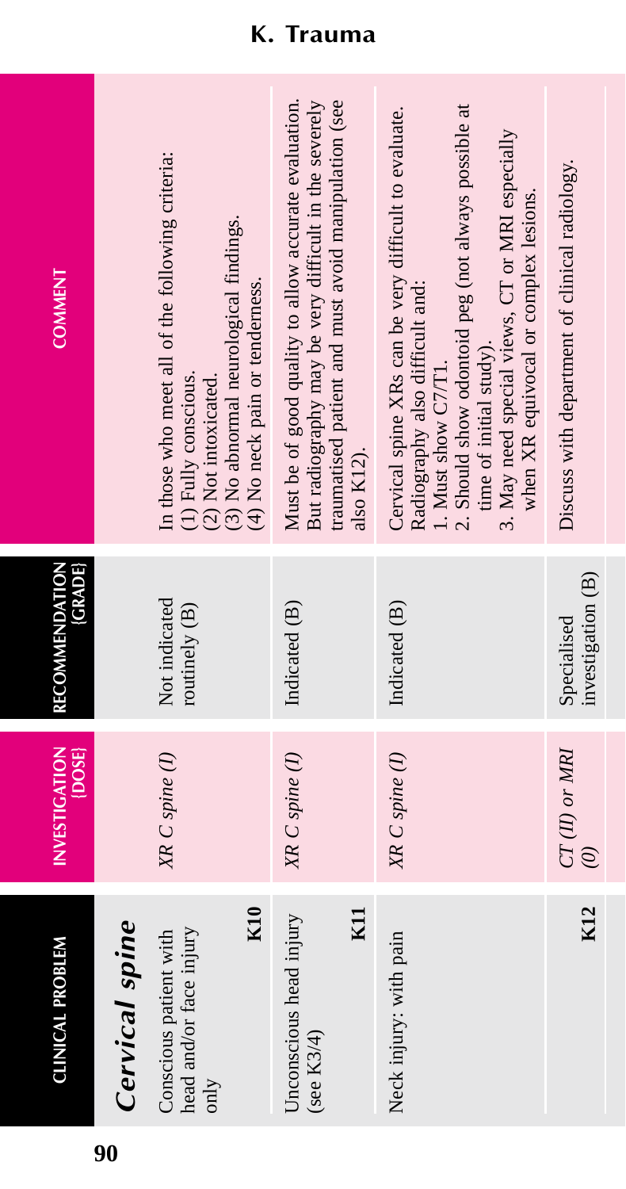## K. Trauma

| CLINICAL PROBLEM | INVESTIGATION (DOSE) | RECOMMENDATION (GRADE) | COMMENT |
|---|---|---|---|
| ***Cervical spine*** | | | |
| Conscious patient with head and/or face injury only **K10** | *XR C spine (I)* | Not indicated routinely (B) | In those who meet all of the following criteria: (1) Fully conscious. (2) Not intoxicated. (3) No abnormal neurological findings. (4) No neck pain or tenderness. |
| Unconscious head injury (see K3/4) **K11** | *XR C spine (I)* | Indicated (B) | Must be of good quality to allow accurate evaluation. But radiography may be very difficult in the severely traumatised patient and must avoid manipulation (see also K12). |
| Neck injury: with pain | *XR C spine (I)* | Indicated (B) | Cervical spine XRs can be very difficult to evaluate. Radiography also difficult and: 1. Must show C7/T1. 2. Should show odontoid peg (not always possible at time of initial study). 3. May need special views, CT or MRI especially when XR equivocal or complex lesions. |
| **K12** | *CT (II) or MRI (0)* | Specialised investigation (B) | Discuss with department of clinical radiology. |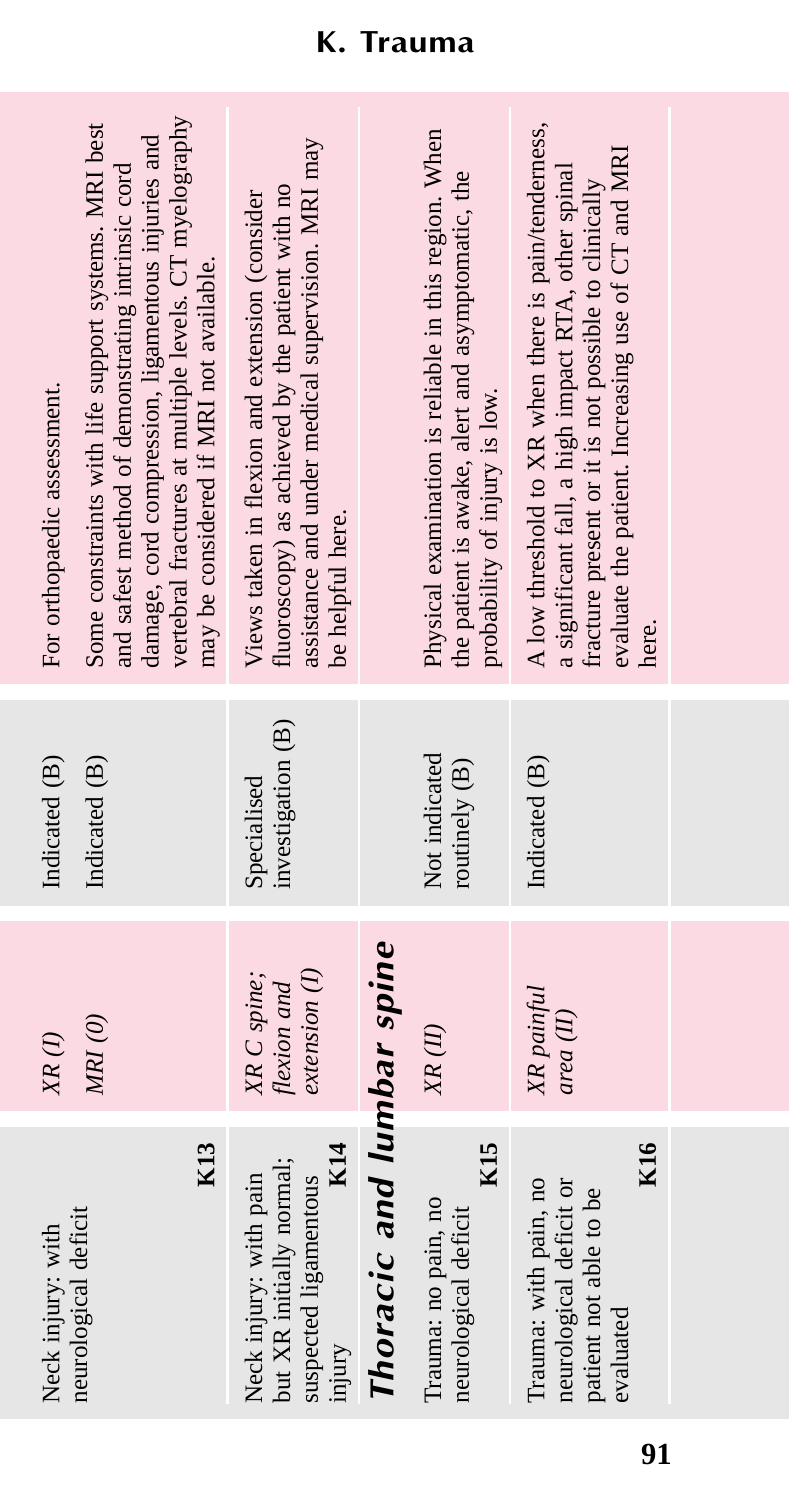# K. Trauma

| Clinical/diagnostic problem | Investigation | Recommendation (grade) | Comment |
|---|---|---|---|
| Neck injury: with neurological deficit **K13** | *XR (I)* | Indicated (B) | For orthopaedic assessment. |
| | *MRI (0)* | Indicated (B) | Some constraints with life support systems. MRI best and safest method of demonstrating intrinsic cord damage, cord compression, ligamentous injuries and vertebral fractures at multiple levels. CT myelography may be considered if MRI not available. |
| Neck injury: with pain but XR initially normal; suspected ligamentous injury **K14** | *XR C spine; flexion and extension (I)* | Specialised investigation (B) | Views taken in flexion and extension (consider fluoroscopy) as achieved by the patient with no assistance and under medical supervision. MRI may be helpful here. |

## Thoracic and lumbar spine

| Clinical/diagnostic problem | Investigation | Recommendation (grade) | Comment |
|---|---|---|---|
| Trauma: no pain, no neurological deficit **K15** | *XR (II)* | Not indicated routinely (B) | Physical examination is reliable in this region. When the patient is awake, alert and asymptomatic, the probability of injury is low. |
| Trauma: with pain, no neurological deficit or patient not able to be evaluated **K16** | *XR painful area (II)* | Indicated (B) | A low threshold to XR when there is pain/tenderness, a significant fall, a high impact RTA, other spinal fracture present or it is not possible to clinically evaluate the patient. Increasing use of CT and MRI here. |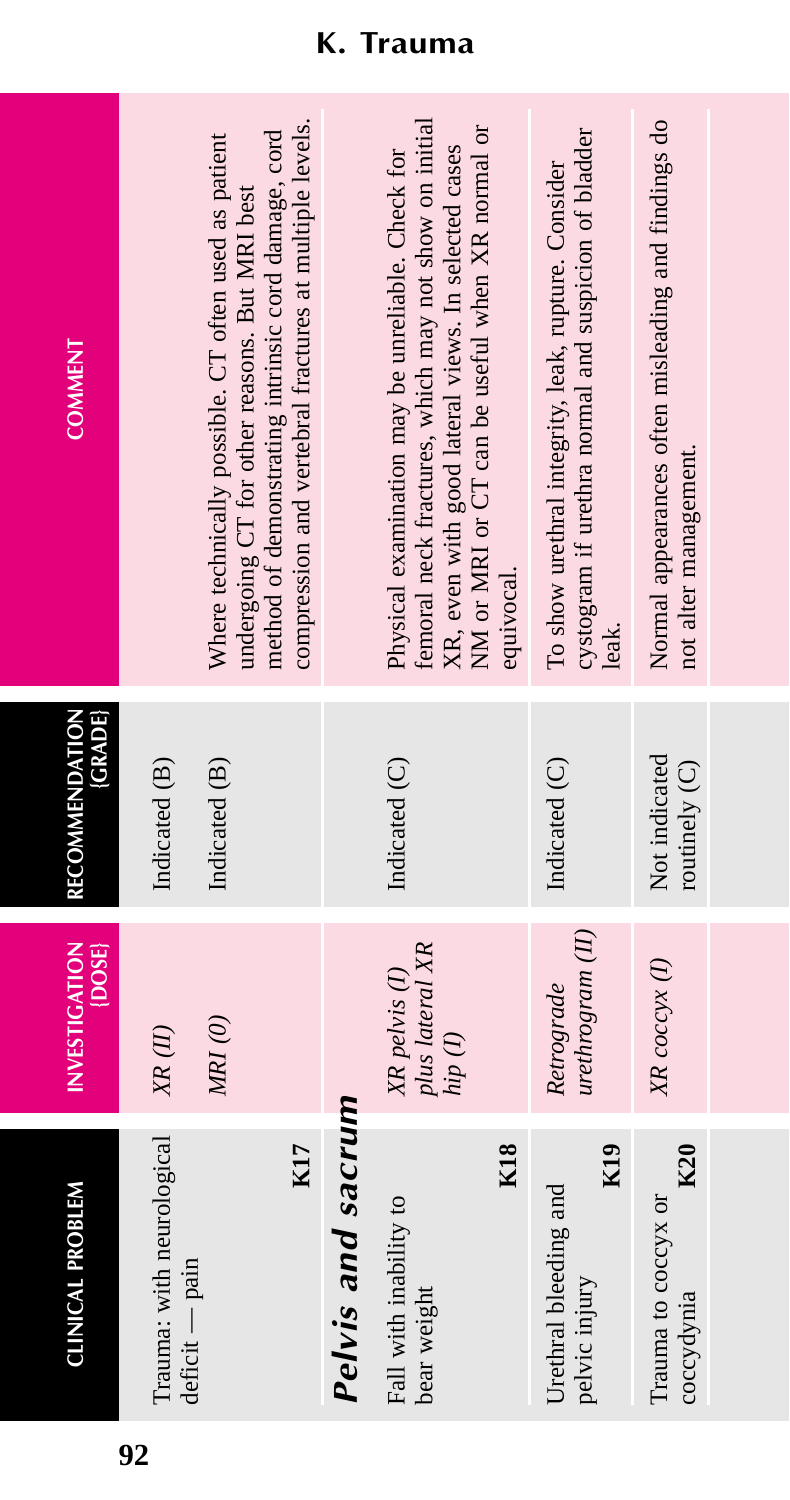## K. Trauma

| CLINICAL PROBLEM | INVESTIGATION {DOSE} | RECOMMENDATION {GRADE} | COMMENT |
|---|---|---|---|
| Trauma: with neurological deficit — pain **K17** | *XR (II)* | Indicated (B) | |
| | *MRI (0)* | Indicated (B) | Where technically possible. CT often used as patient undergoing CT for other reasons. But MRI best method of demonstrating intrinsic cord damage, cord compression and vertebral fractures at multiple levels. |
| ***Pelvis and sacrum*** | | | |
| Fall with inability to bear weight **K18** | *XR pelvis (I) plus lateral XR hip (I)* | Indicated (C) | Physical examination may be unreliable. Check for femoral neck fractures, which may not show on initial XR, even with good lateral views. In selected cases NM or MRI or CT can be useful when XR normal or equivocal. |
| Urethral bleeding and pelvic injury **K19** | *Retrograde urethrogram (II)* | Indicated (C) | To show urethral integrity, leak, rupture. Consider cystogram if urethra normal and suspicion of bladder leak. |
| Trauma to coccyx or coccydynia **K20** | *XR coccyx (I)* | Not indicated routinely (C) | Normal appearances often misleading and findings do not alter management. |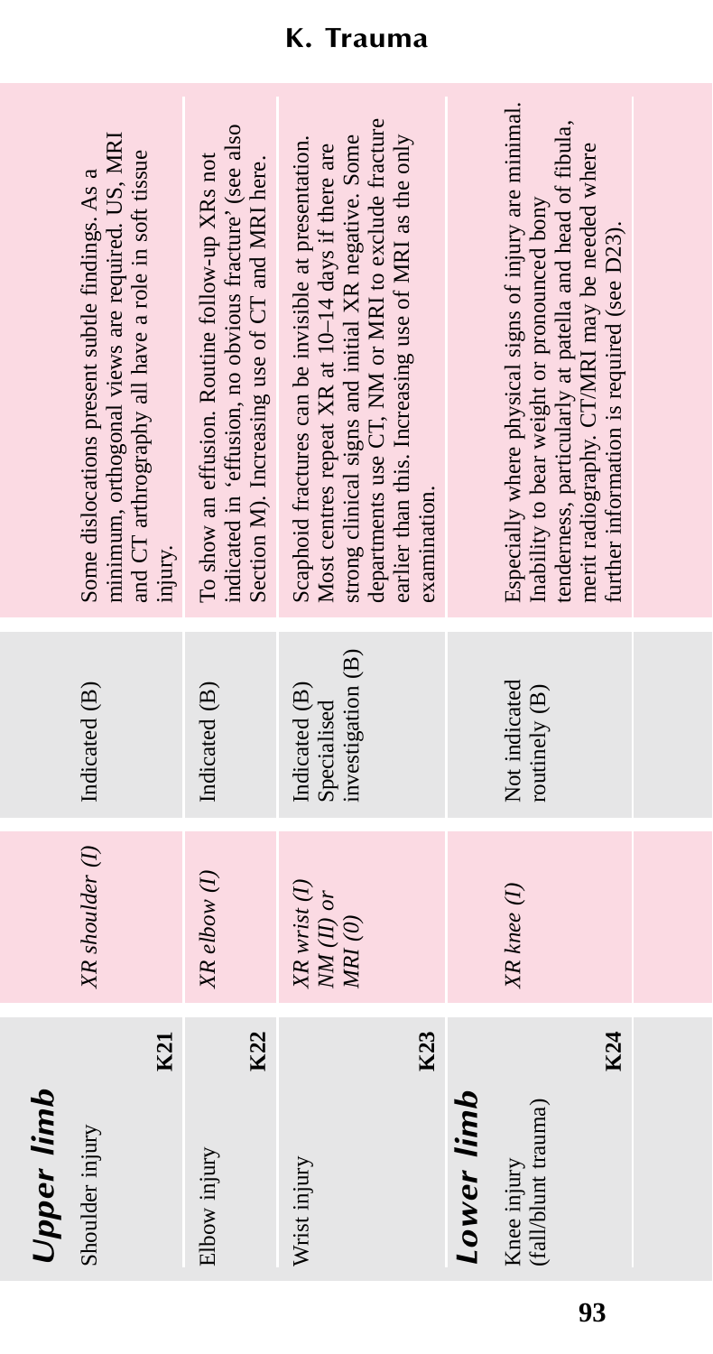# K. Trauma

| | | | |
|---|---|---|---|
| ***Upper limb*** | | | |
| Shoulder injury **K21** | *XR shoulder (I)* | Indicated (B) | Some dislocations present subtle findings. As a minimum, orthogonal views are required. US, MRI and CT arthrography all have a role in soft tissue injury. |
| Elbow injury **K22** | *XR elbow (I)* | Indicated (B) | To show an effusion. Routine follow-up XRs not indicated in 'effusion, no obvious fracture' (see also Section M). Increasing use of CT and MRI here. |
| Wrist injury **K23** | *XR wrist (I) NM (II) or MRI (0)* | Indicated (B) Specialised investigation (B) | Scaphoid fractures can be invisible at presentation. Most centres repeat XR at 10–14 days if there are strong clinical signs and initial XR negative. Some departments use CT, NM or MRI to exclude fracture earlier than this. Increasing use of MRI as the only examination. |
| ***Lower limb*** | | | |
| Knee injury (fall/blunt trauma) **K24** | *XR knee (I)* | Not indicated routinely (B) | Especially where physical signs of injury are minimal. Inability to bear weight or pronounced bony tenderness, particularly at patella and head of fibula, merit radiography. CT/MRI may be needed where further information is required (see D23). |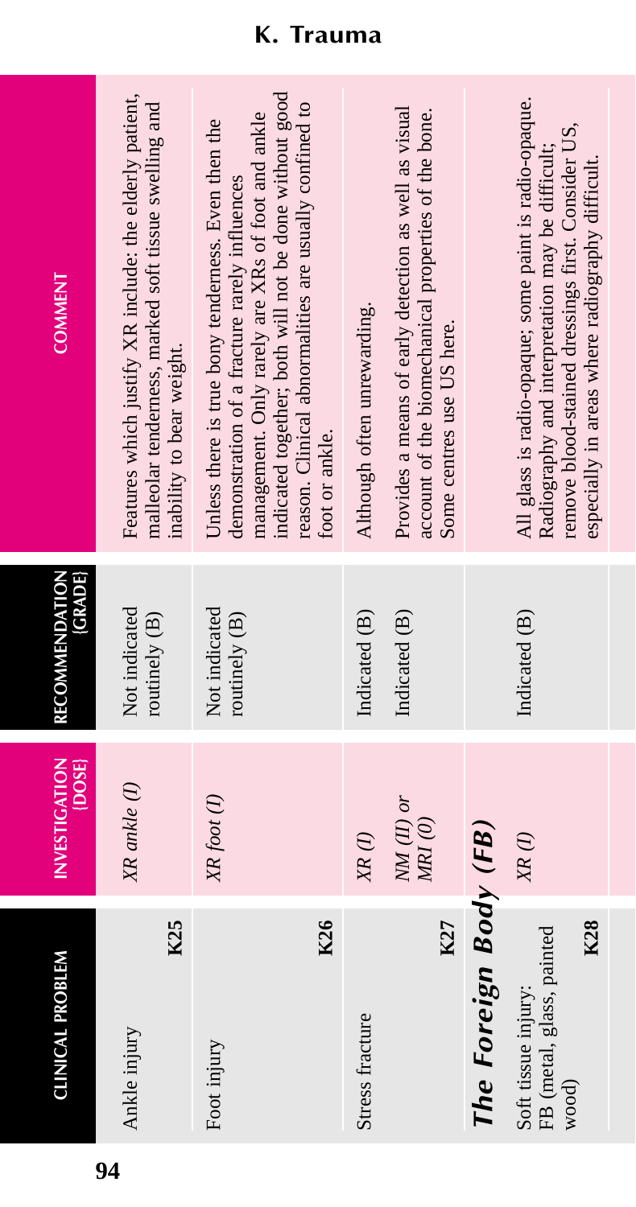# K. Trauma

| CLINICAL PROBLEM | INVESTIGATION {DOSE} | RECOMMENDATION {GRADE} | COMMENT |
|---|---|---|---|
| Ankle injury **K25** | *XR ankle (I)* | Not indicated routinely (B) | Features which justify XR include: the elderly patient, malleolar tenderness, marked soft tissue swelling and inability to bear weight. |
| Foot injury **K26** | *XR foot (I)* | Not indicated routinely (B) | Unless there is true bony tenderness. Even then the demonstration of a fracture rarely influences management. Only rarely are XRs of foot and ankle indicated together; both will not be done without good reason. Clinical abnormalities are usually confined to foot or ankle. |
| Stress fracture **K27** | *XR (I)* | Indicated (B) | Although often unrewarding. |
| | *NM (II) or MRI (0)* | Indicated (B) | Provides a means of early detection as well as visual account of the biomechanical properties of the bone. Some centres use US here. |
| ***The Foreign Body (FB)*** | | | |
| Soft tissue injury: FB (metal, glass, painted wood) **K28** | *XR (I)* | Indicated (B) | All glass is radio-opaque; some paint is radio-opaque. Radiography and interpretation may be difficult; remove blood-stained dressings first. Consider US, especially in areas where radiography difficult. |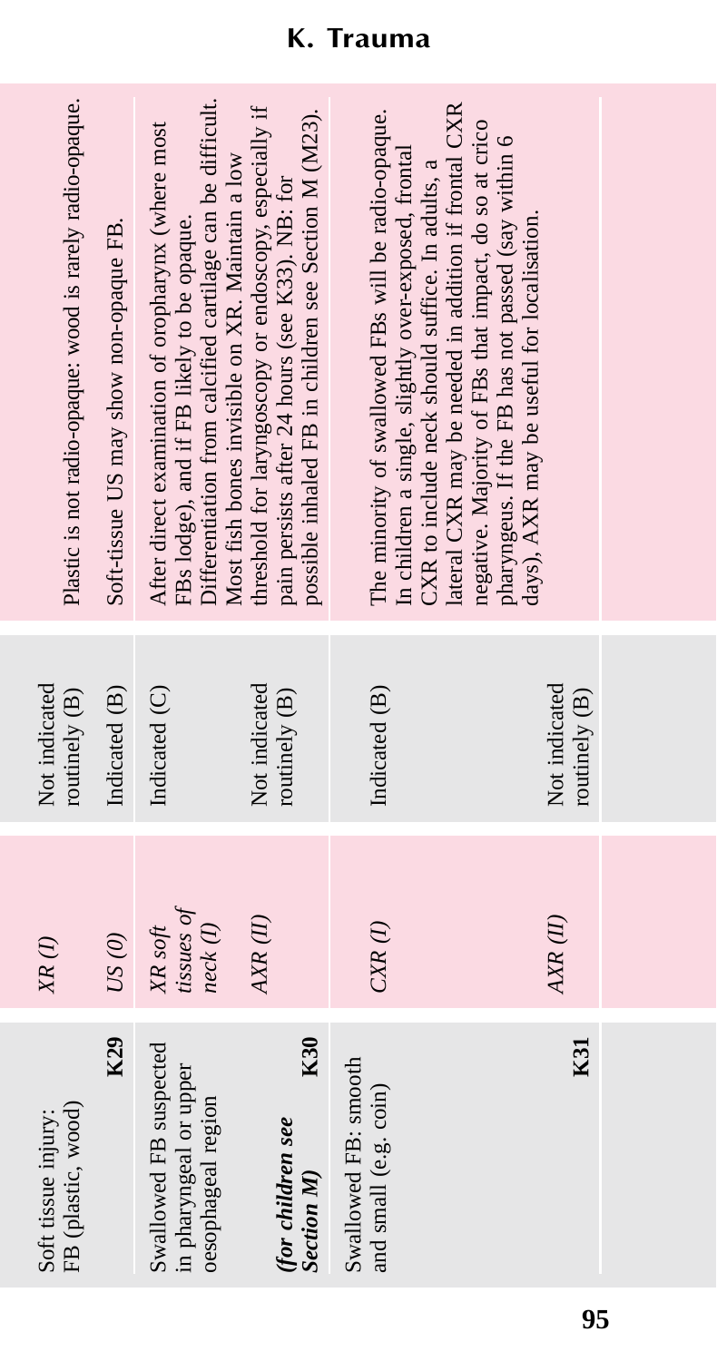## K. Trauma

| Clinical problem | Investigation | Recommendation (grade) | Comment |
|---|---|---|---|
| Soft tissue injury: FB (plastic, wood) **K29** | *XR (I)* | Not indicated routinely (B) | Plastic is not radio-opaque: wood is rarely radio-opaque. |
| | *US (0)* | Indicated (B) | Soft-tissue US may show non-opaque FB. |
| Swallowed FB suspected in pharyngeal or upper oesophageal region | *XR soft tissues of neck (I)* | Indicated (C) | After direct examination of oropharynx (where most FBs lodge), and if FB likely to be opaque. Differentiation from calcified cartilage can be difficult. Most fish bones invisible on XR. Maintain a low threshold for laryngoscopy or endoscopy, especially if pain persists after 24 hours (see K33). NB: for possible inhaled FB in children see Section M (M23). |
| ***(for children see Section M)*** **K30** | *AXR (II)* | Not indicated routinely (B) | |
| Swallowed FB: smooth and small (e.g. coin) | *CXR (I)* | Indicated (B) | The minority of swallowed FBs will be radio-opaque. In children a single, slightly over-exposed, frontal CXR to include neck should suffice. In adults, a lateral CXR may be needed in addition if frontal CXR negative. Majority of FBs that impact, do so at crico pharyngeus. If the FB has not passed (say within 6 days), AXR may be useful for localisation. |
| **K31** | *AXR (II)* | Not indicated routinely (B) | |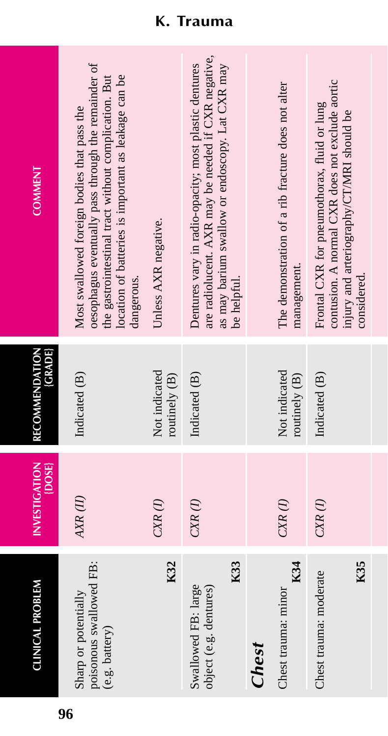## K. Trauma

| CLINICAL PROBLEM | INVESTIGATION [DOSE] | RECOMMENDATION [GRADE] | COMMENT |
|---|---|---|---|
| Sharp or potentially poisonous swallowed FB: (e.g. battery) **K32** | *AXR (II)* | Indicated (B) | Most swallowed foreign bodies that pass the oesophagus eventually pass through the remainder of the gastrointestinal tract without complication. But location of batteries is important as leakage can be dangerous. |
| | *CXR (I)* | Not indicated routinely (B) | Unless AXR negative. |
| Swallowed FB: large object (e.g. dentures) **K33** | *CXR (I)* | Indicated (B) | Dentures vary in radio-opacity; most plastic dentures are radiolucent. AXR may be needed if CXR negative, as may barium swallow or endoscopy. Lat CXR may be helpful. |
| ***Chest*** | | | |
| Chest trauma: minor **K34** | *CXR (I)* | Not indicated routinely (B) | The demonstration of a rib fracture does not alter management. |
| Chest trauma: moderate **K35** | *CXR (I)* | Indicated (B) | Frontal CXR for pneumothorax, fluid or lung contusion. A normal CXR does not exclude aortic injury and arteriography/CT/MRI should be considered. |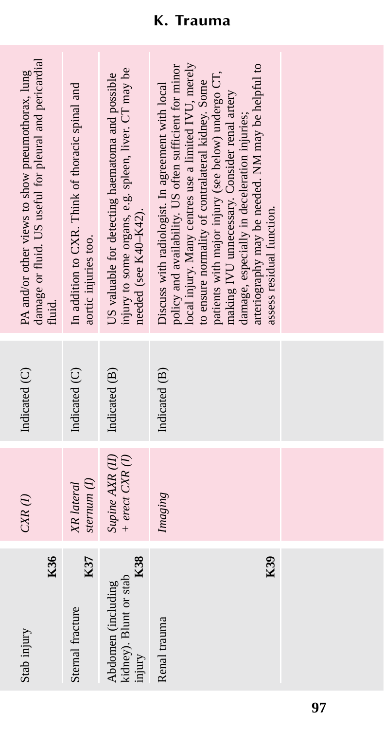## K. Trauma

| | | | |
|---|---|---|---|
| Stab injury **K36** | *CXR (I)* | Indicated (C) | PA and/or other views to show pneumothorax, lung damage or fluid. US useful for pleural and pericardial fluid. |
| Sternal fracture **K37** | *XR lateral sternum (I)* | Indicated (C) | In addition to CXR. Think of thoracic spinal and aortic injuries too. |
| Abdomen (including kidney). Blunt or stab injury **K38** | *Supine AXR (II) + erect CXR (I)* | Indicated (B) | US valuable for detecting haematoma and possible injury to some organs, e.g. spleen, liver. CT may be needed (see K40–K42). |
| Renal trauma **K39** | *Imaging* | Indicated (B) | Discuss with radiologist. In agreement with local policy and availability. US often sufficient for minor local injury. Many centres use a limited IVU, merely to ensure normality of contralateral kidney. Some patients with major injury (see below) undergo CT, making IVU unnecessary. Consider renal artery damage, especially in deceleration injuries; arteriography may be needed. NM may be helpful to assess residual function. |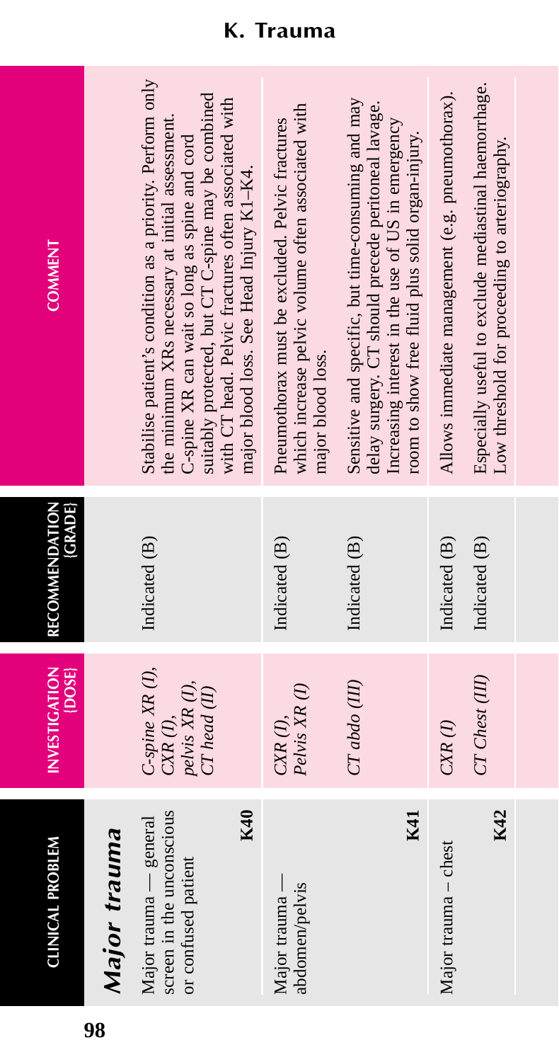# K. Trauma

| CLINICAL PROBLEM | INVESTIGATION {DOSE} | RECOMMENDATION {GRADE} | COMMENT |
|---|---|---|---|
| ***Major trauma*** | | | |
| Major trauma — general screen in the unconscious or confused patient **K40** | *C-spine XR (I), CXR (I), pelvis XR (I), CT head (II)* | Indicated (B) | Stabilise patient's condition as a priority. Perform only the minimum XRs necessary at initial assessment. C-spine XR can wait so long as spine and cord suitably protected, but CT C-spine may be combined with CT head. Pelvic fractures often associated with major blood loss. See Head Injury K1–K4. |
| Major trauma — abdomen/pelvis **K41** | *CXR (I), Pelvis XR (I)* | Indicated (B) | Pneumothorax must be excluded. Pelvic fractures which increase pelvic volume often associated with major blood loss. |
| | *CT abdo (III)* | Indicated (B) | Sensitive and specific, but time-consuming and may delay surgery. CT should precede peritoneal lavage. Increasing interest in the use of US in emergency room to show free fluid plus solid organ-injury. |
| Major trauma – chest **K42** | *CXR (I)* | Indicated (B) | Allows immediate management (e.g. pneumothorax). |
| | *CT Chest (III)* | Indicated (B) | Especially useful to exclude mediastinal haemorrhage. Low threshold for proceeding to arteriography. |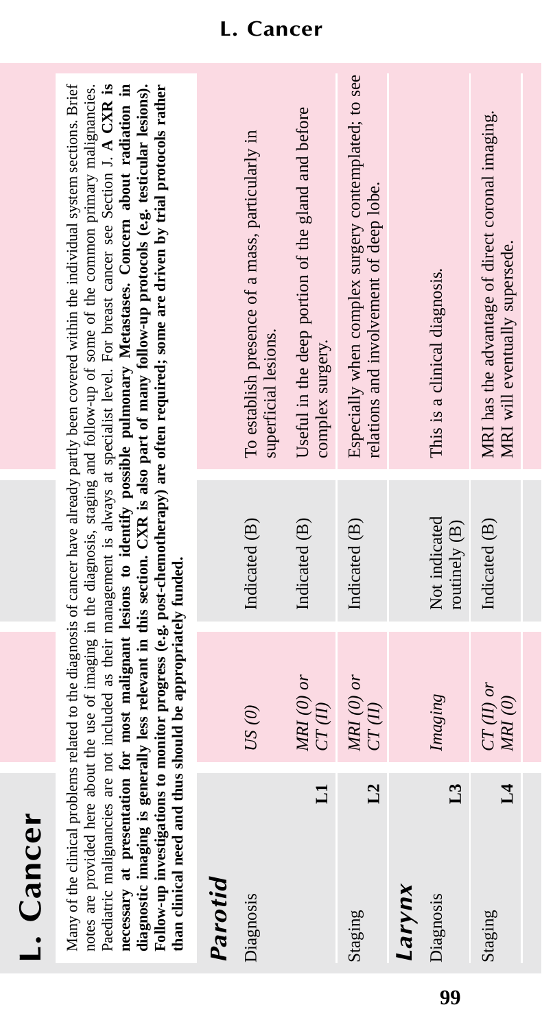# L. Cancer

Many of the clinical problems related to the diagnosis of cancer have already partly been covered within the individual system sections. Brief notes are provided here about the use of imaging in the diagnosis, staging and follow-up of some of the common primary malignancies. Paediatric malignancies are not included as their management is always at specialist level. For breast cancer see Section J. **A CXR is necessary at presentation for most malignant lesions to identify possible pulmonary Metastases. Concern about radiation in diagnostic imaging is generally less relevant in this section. CXR is also part of many follow-up protocols (e.g. testicular lesions). Follow-up investigations to monitor progress (e.g. post-chemotherapy) are often required; some are driven by trial protocols rather than clinical need and thus should be appropriately funded.**

| | | | |
|---|---|---|---|
| ***Parotid*** | | | |
| Diagnosis L1 | *US (0)* | Indicated (B) | To establish presence of a mass, particularly in superficial lesions. |
| | *MRI (0) or CT (II)* | Indicated (B) | Useful in the deep portion of the gland and before complex surgery. |
| Staging L2 | *MRI (0) or CT (II)* | Indicated (B) | Especially when complex surgery contemplated; to see relations and involvement of deep lobe. |
| ***Larynx*** | | | |
| Diagnosis L3 | *Imaging* | Not indicated routinely (B) | This is a clinical diagnosis. |
| Staging L4 | *CT (II) or MRI (0)* | Indicated (B) | MRI has the advantage of direct coronal imaging. MRI will eventually supersede. |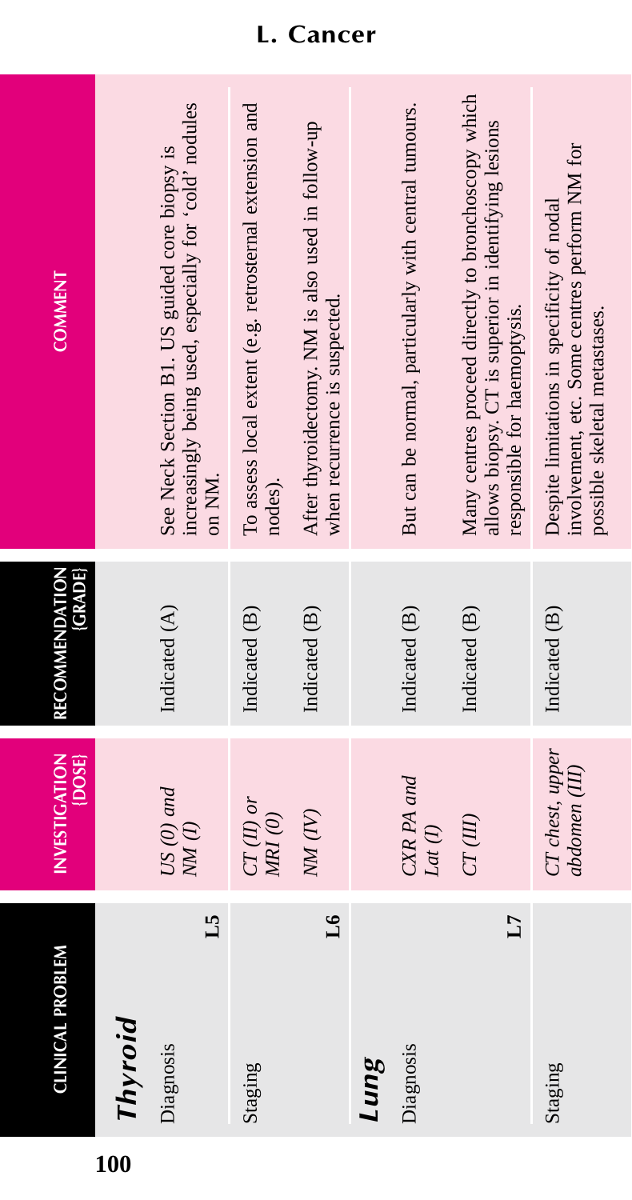# L. Cancer

| CLINICAL PROBLEM | INVESTIGATION {DOSE} | RECOMMENDATION {GRADE} | COMMENT |
|---|---|---|---|
| ***Thyroid*** | | | |
| Diagnosis **L5** | *US (0) and NM (I)* | Indicated (A) | See Neck Section B1. US guided core biopsy is increasingly being used, especially for 'cold' nodules on NM. |
| Staging **L6** | *CT (II) or MRI (0)* | Indicated (B) | To assess local extent (e.g. retrosternal extension and nodes). |
| | *NM (IV)* | Indicated (B) | After thyroidectomy. NM is also used in follow-up when recurrence is suspected. |
| ***Lung*** | | | |
| Diagnosis **L7** | *CXR PA and Lat (I)* | Indicated (B) | But can be normal, particularly with central tumours. |
| | *CT (III)* | Indicated (B) | Many centres proceed directly to bronchoscopy which allows biopsy. CT is superior in identifying lesions responsible for haemoptysis. |
| Staging | *CT chest, upper abdomen (III)* | Indicated (B) | Despite limitations in specificity of nodal involvement, etc. Some centres perform NM for possible skeletal metastases. |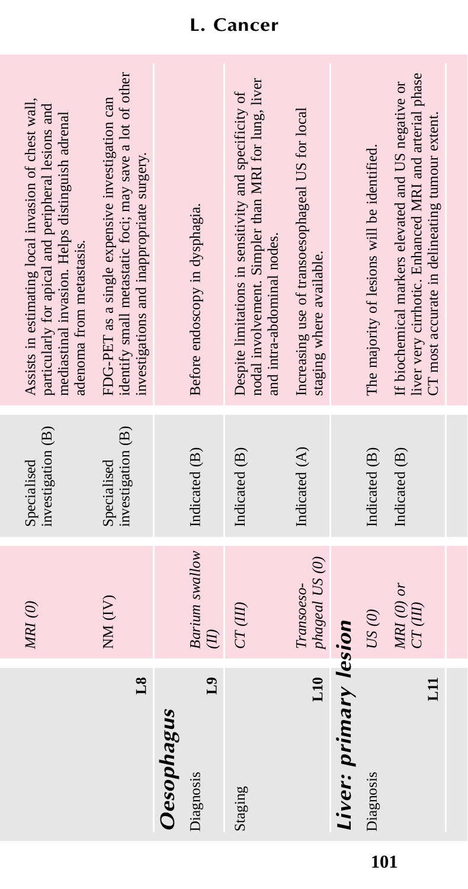## L. Cancer

| Clinical/diagnostic problem | Investigation (dose) | Recommendation (grade) | Comment |
|---|---|---|---|
| | *MRI (0)* | Specialised investigation (B) | Assists in estimating local invasion of chest wall, particularly for apical and peripheral lesions and mediastinal invasion. Helps distinguish adrenal adenoma from metastasis. |
| L8 | NM (IV) | Specialised investigation (B) | FDG-PET as a single expensive investigation can identify small metastatic foci; may save a lot of other investigations and inappropriate surgery. |
| ***Oesophagus*** | | | |
| Diagnosis L9 | *Barium swallow (II)* | Indicated (B) | Before endoscopy in dysphagia. |
| Staging | *CT (III)* | Indicated (B) | Despite limitations in sensitivity and specificity of nodal involvement. Simpler than MRI for lung, liver and intra-abdominal nodes. |
| L10 | *Transoesophageal US (0)* | Indicated (A) | Increasing use of transoesophageal US for local staging where available. |
| ***Liver: primary lesion*** | | | |
| Diagnosis | *US (0)* | Indicated (B) | The majority of lesions will be identified. |
| L11 | *MRI (0) or CT (III)* | Indicated (B) | If biochemical markers elevated and US negative or liver very cirrhotic. Enhanced MRI and arterial phase CT most accurate in delineating tumour extent. |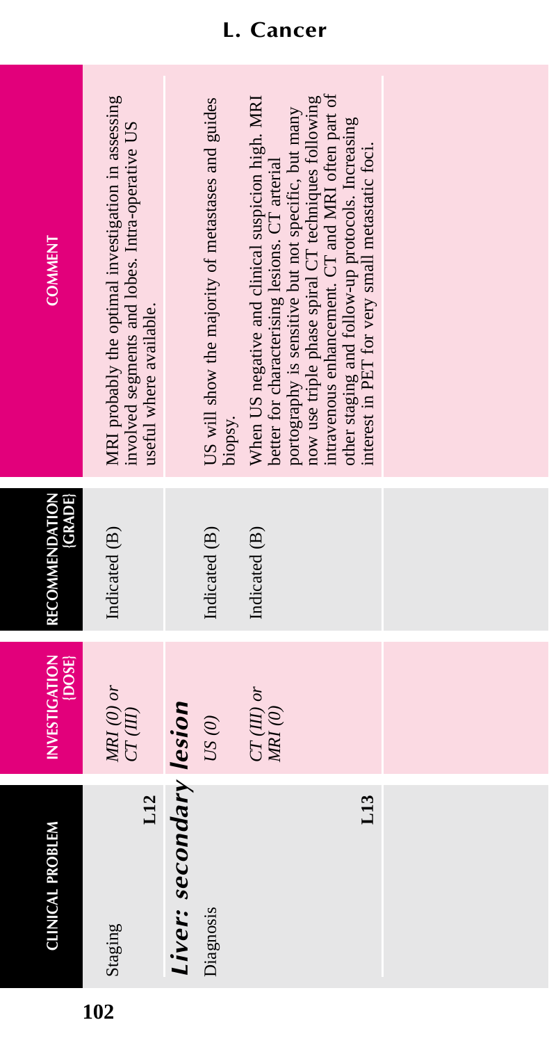# L. Cancer

| CLINICAL PROBLEM | INVESTIGATION {DOSE} | RECOMMENDATION {GRADE} | COMMENT |
|---|---|---|---|
| Staging **L12** | *MRI (0) or CT (III)* | Indicated (B) | MRI probably the optimal investigation in assessing involved segments and lobes. Intra-operative US useful where available. |
| ***Liver: secondary lesion*** | | | |
| Diagnosis | *US (0)* | Indicated (B) | US will show the majority of metastases and guides biopsy. |
| **L13** | *CT (III) or MRI (0)* | Indicated (B) | When US negative and clinical suspicion high. MRI better for characterising lesions. CT arterial portography is sensitive but not specific, but many now use triple phase spiral CT techniques following intravenous enhancement. CT and MRI often part of other staging and follow-up protocols. Increasing interest in PET for very small metastatic foci. |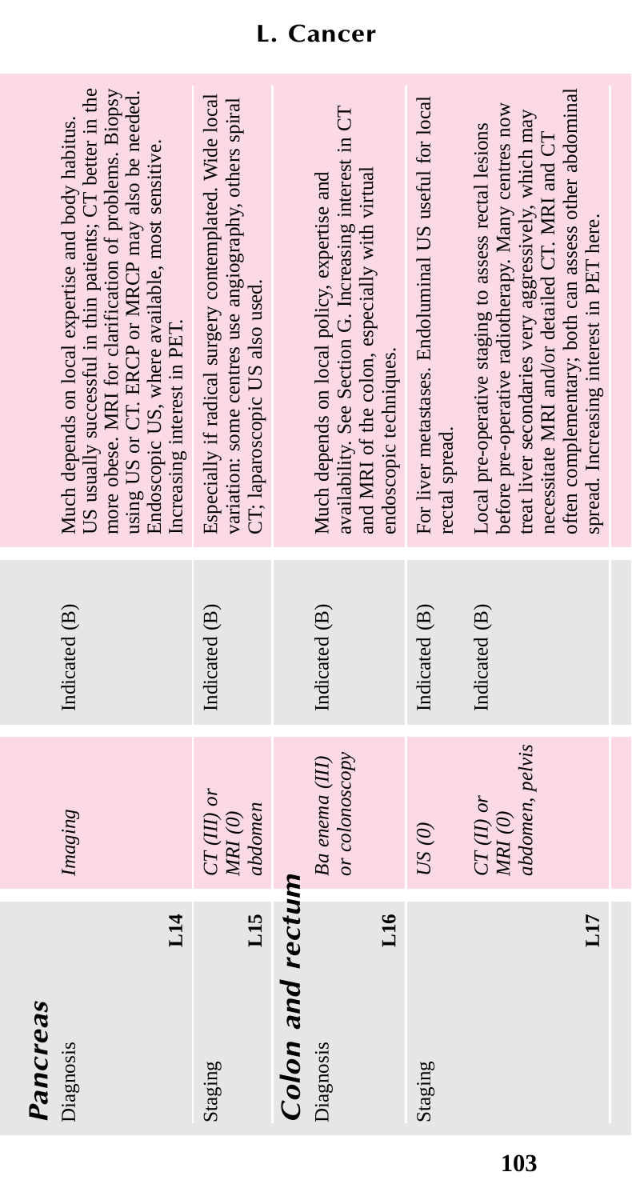## Pancreas

| | | Imaging | | |
|---|---|---|---|---|
| Diagnosis | L14 | *Imaging* | Indicated (B) | Much depends on local expertise and body habitus. US usually successful in thin patients; CT better in the more obese. MRI for clarification of problems. Biopsy using US or CT. ERCP or MRCP may also be needed. Endoscopic US, where available, most sensitive. Increasing interest in PET. |
| Staging | L15 | *CT (III) or MRI (0) abdomen* | Indicated (B) | Especially if radical surgery contemplated. Wide local variation: some centres use angiography, others spiral CT; laparoscopic US also used. |

## Colon and rectum

| | | | | |
|---|---|---|---|---|
| Diagnosis | L16 | *Ba enema (III) or colonoscopy* | Indicated (B) | Much depends on local policy, expertise and availability. See Section G. Increasing interest in CT and MRI of the colon, especially with virtual endoscopic techniques. |
| Staging | L17 | *US (0)* | Indicated (B) | For liver metastases. Endoluminal US useful for local rectal spread. |
| | | *CT (II) or MRI (0) abdomen, pelvis* | Indicated (B) | Local pre-operative staging to assess rectal lesions before pre-operative radiotherapy. Many centres now treat liver secondaries very aggressively, which may necessitate MRI and/or detailed CT. MRI and CT often complementary; both can assess other abdominal spread. Increasing interest in PET here. |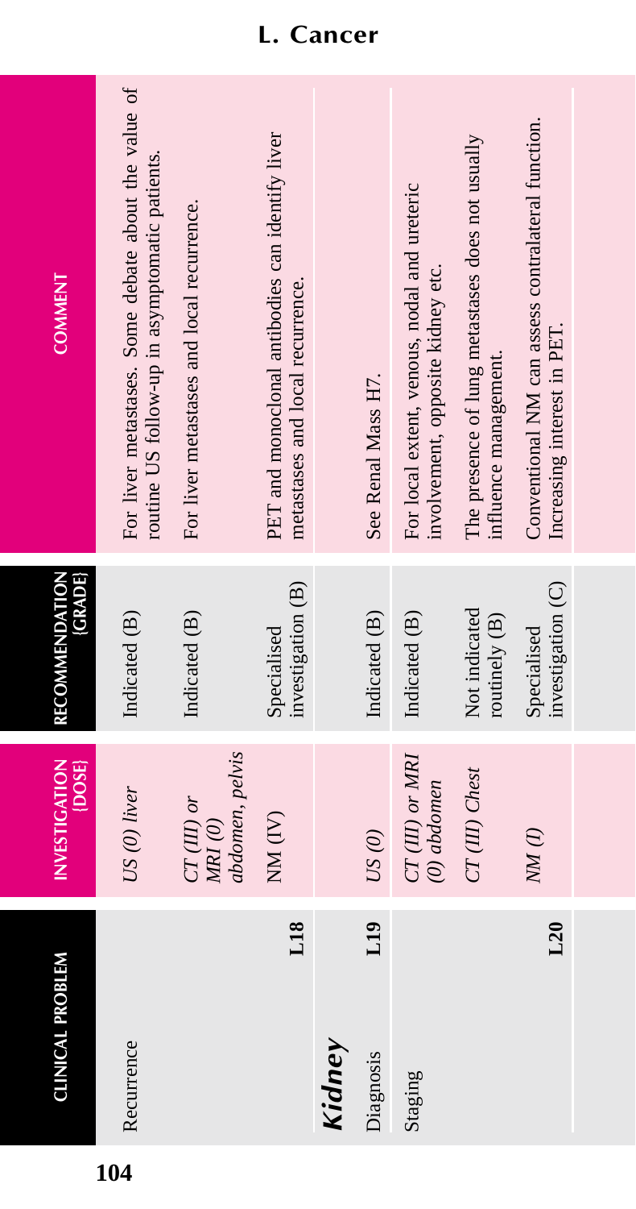# L. Cancer

| CLINICAL PROBLEM | INVESTIGATION [DOSE] | RECOMMENDATION [GRADE] | COMMENT |
|---|---|---|---|
| Recurrence | *US (0) liver* | Indicated (B) | For liver metastases. Some debate about the value of routine US follow-up in asymptomatic patients. |
| | *CT (III) or MRI (0) abdomen, pelvis* | Indicated (B) | For liver metastases and local recurrence. |
| **L18** | NM (IV) | Specialised investigation (B) | PET and monoclonal antibodies can identify liver metastases and local recurrence. |
| ***Kidney*** | | | |
| Diagnosis **L19** | *US (0)* | Indicated (B) | See Renal Mass H7. |
| Staging | *CT (III) or MRI (0) abdomen* | Indicated (B) | For local extent, venous, nodal and ureteric involvement, opposite kidney etc. |
| | *CT (III) Chest* | Not indicated routinely (B) | The presence of lung metastases does not usually influence management. |
| **L20** | *NM (I)* | Specialised investigation (C) | Conventional NM can assess contralateral function. Increasing interest in PET. |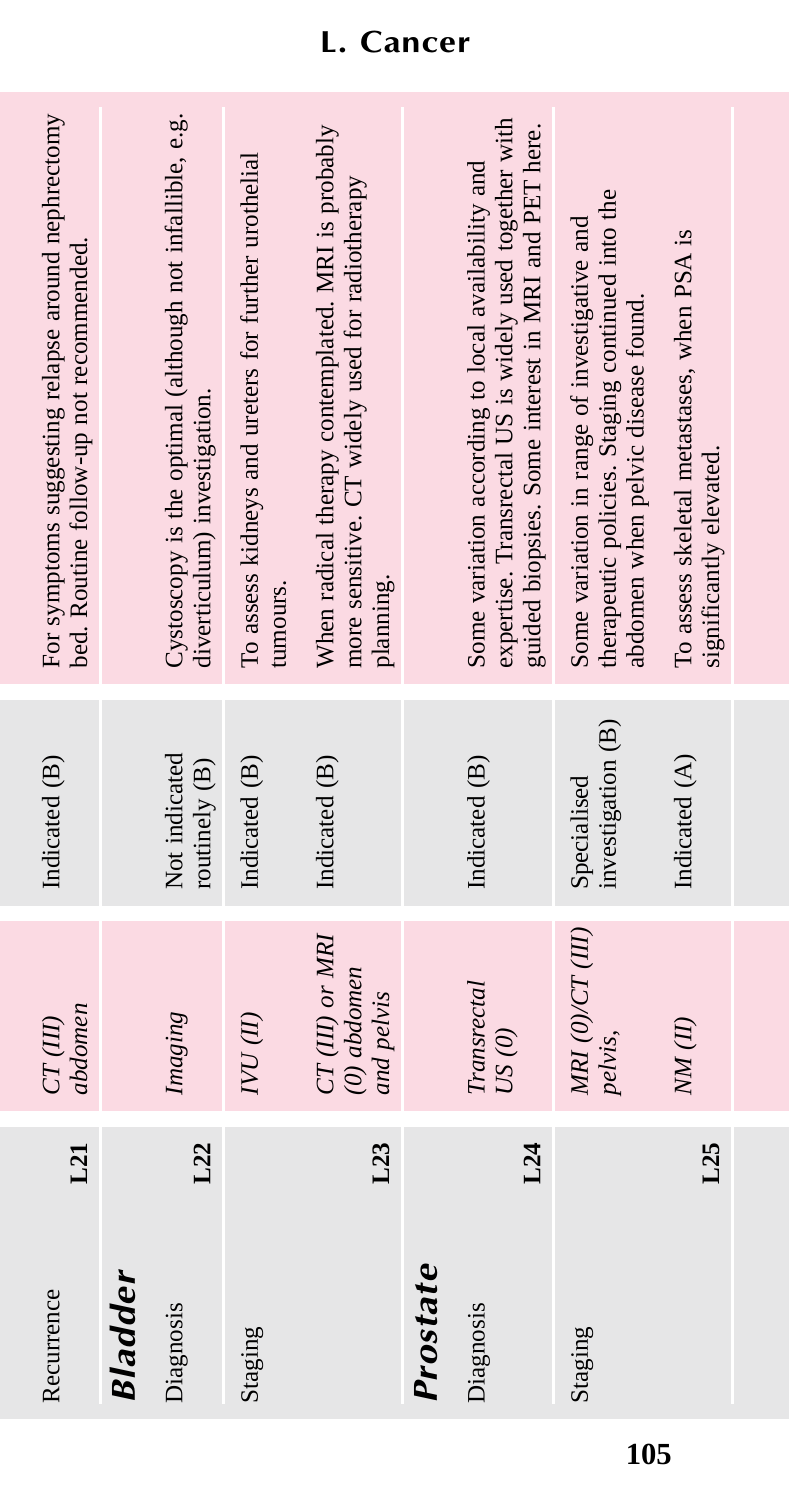## L. Cancer

| Clinical/diagnostic problem | | Investigation (dose) | Recommendation (grade) | Comment |
|---|---|---|---|---|
| Recurrence | L21 | *CT (III) abdomen* | Indicated (B) | For symptoms suggesting relapse around nephrectomy bed. Routine follow-up not recommended. |
| ***Bladder*** | | | | |
| Diagnosis | L22 | *Imaging* | Not indicated routinely (B) | Cystoscopy is the optimal (although not infallible, e.g. diverticulum) investigation. |
| Staging | L23 | *IVU (II)* | Indicated (B) | To assess kidneys and ureters for further urothelial tumours. |
| | | *CT (III) or MRI (0) abdomen and pelvis* | Indicated (B) | When radical therapy contemplated. MRI is probably more sensitive. CT widely used for radiotherapy planning. |
| ***Prostate*** | | | | |
| Diagnosis | L24 | *Transrectal US (0)* | Indicated (B) | Some variation according to local availability and expertise. Transrectal US is widely used together with guided biopsies. Some interest in MRI and PET here. |
| Staging | L25 | *MRI (0)/CT (III) pelvis,* | Specialised investigation (B) | Some variation in range of investigative and therapeutic policies. Staging continued into the abdomen when pelvic disease found. |
| | | *NM (II)* | Indicated (A) | To assess skeletal metastases, when PSA is significantly elevated. |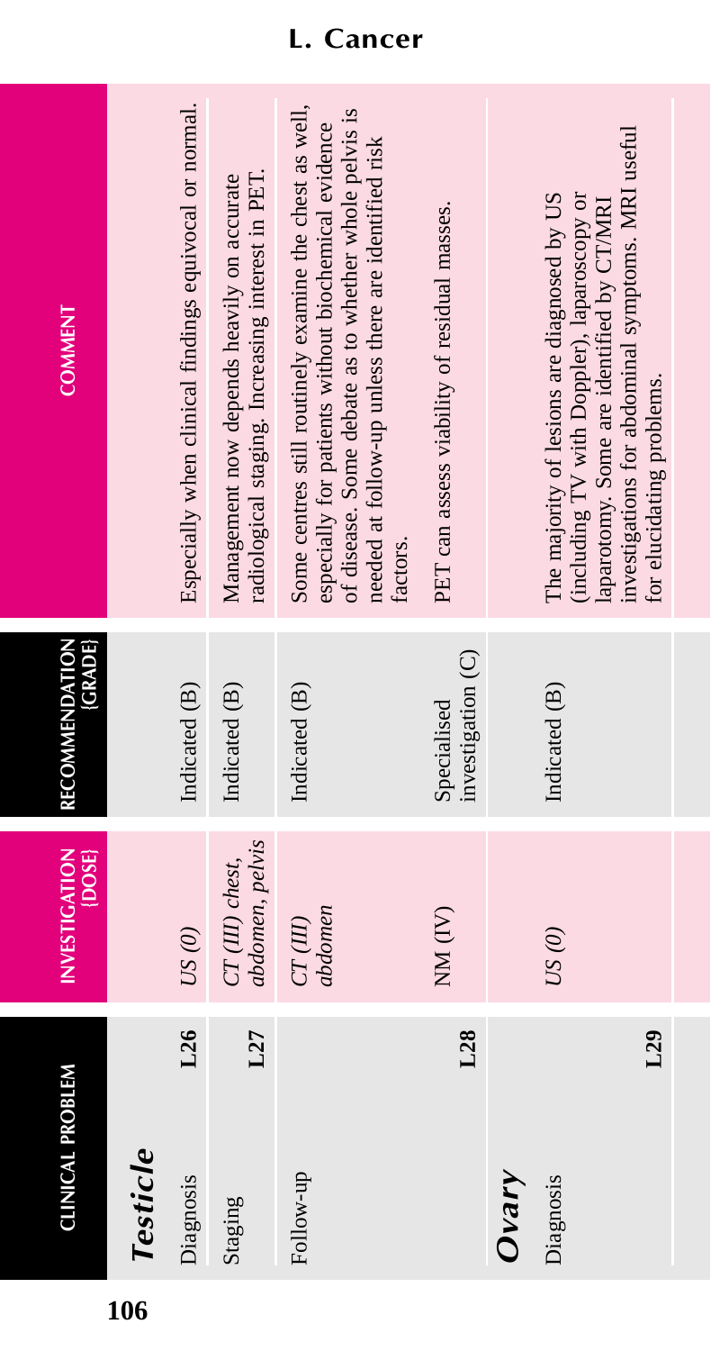## L. Cancer

| CLINICAL PROBLEM | INVESTIGATION {DOSE} | RECOMMENDATION {GRADE} | COMMENT |
|---|---|---|---|
| ***Testicle*** | | | |
| Diagnosis L26 | *US (0)* | Indicated (B) | Especially when clinical findings equivocal or normal. |
| Staging L27 | *CT (III) chest, abdomen, pelvis* | Indicated (B) | Management now depends heavily on accurate radiological staging. Increasing interest in PET. |
| Follow-up | *CT (III) abdomen* | Indicated (B) | Some centres still routinely examine the chest as well, especially for patients without biochemical evidence of disease. Some debate as to whether whole pelvis is needed at follow-up unless there are identified risk factors. |
| L28 | NM (IV) | Specialised investigation (C) | PET can assess viability of residual masses. |
| ***Ovary*** | | | |
| Diagnosis L29 | *US (0)* | Indicated (B) | The majority of lesions are diagnosed by US (including TV with Doppler), laparoscopy or laparotomy. Some are identified by CT/MRI investigations for abdominal symptoms. MRI useful for elucidating problems. |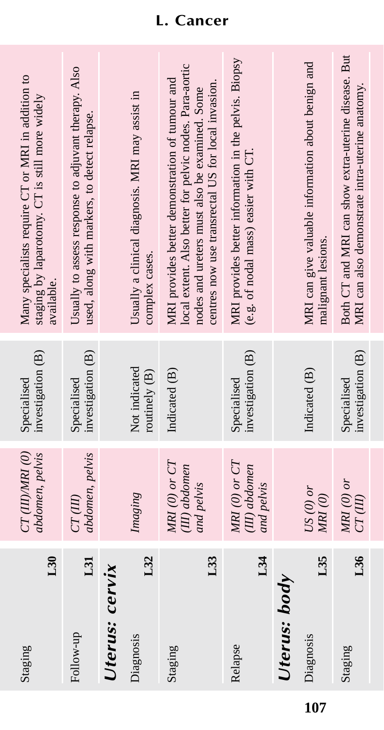# L. Cancer

| Clinical problem | | Investigation (Dose) | Recommendation (Grade) | Comment |
|---|---|---|---|---|
| Staging | L30 | *CT (III)/MRI (0) abdomen, pelvis* | Specialised investigation (B) | Many specialists require CT or MRI in addition to staging by laparotomy. CT is still more widely available. |
| Follow-up | L31 | *CT (III) abdomen, pelvis* | Specialised investigation (B) | Usually to assess response to adjuvant therapy. Also used, along with markers, to detect relapse. |
| ***Uterus: cervix*** | | | | |
| Diagnosis | L32 | *Imaging* | Not indicated routinely (B) | Usually a clinical diagnosis. MRI may assist in complex cases. |
| Staging | L33 | *MRI (0) or CT (III) abdomen and pelvis* | Indicated (B) | MRI provides better demonstration of tumour and local extent. Also better for pelvic nodes. Para-aortic nodes and ureters must also be examined. Some centres now use transrectal US for local invasion. |
| Relapse | L34 | *MRI (0) or CT (III) abdomen and pelvis* | Specialised investigation (B) | MRI provides better information in the pelvis. Biopsy (e.g. of nodal mass) easier with CT. |
| ***Uterus: body*** | | | | |
| Diagnosis | L35 | *US (0) or MRI (0)* | Indicated (B) | MRI can give valuable information about benign and malignant lesions. |
| Staging | L36 | *MRI (0) or CT (III)* | Specialised investigation (B) | Both CT and MRI can show extra-uterine disease. But MRI can also demonstrate intra-uterine anatomy. |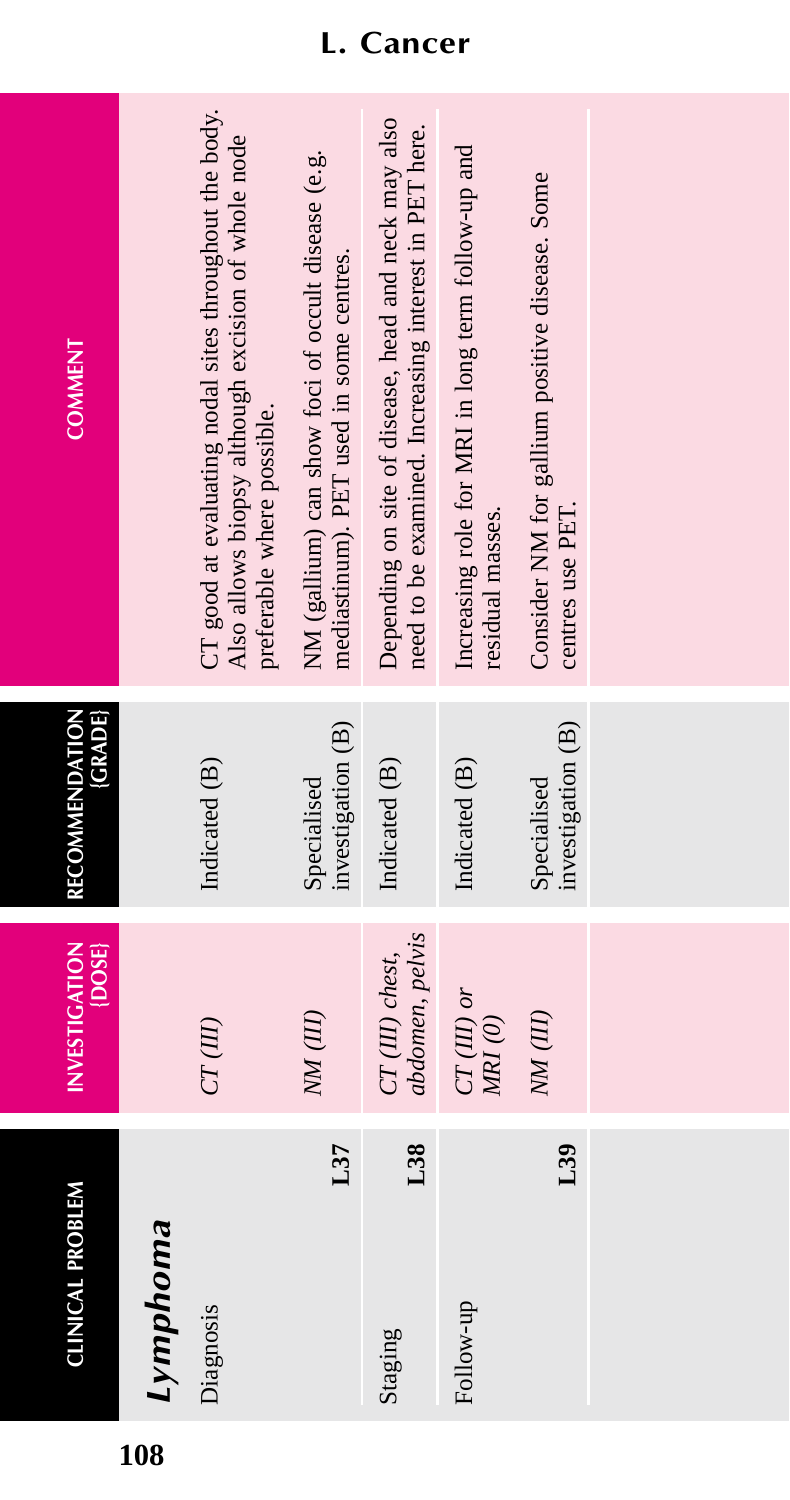# L. Cancer

| CLINICAL PROBLEM | INVESTIGATION {DOSE} | RECOMMENDATION {GRADE} | COMMENT |
|---|---|---|---|
| ***Lymphoma*** | | | |
| Diagnosis | *CT (III)* | Indicated (B) | CT good at evaluating nodal sites throughout the body. Also allows biopsy although excision of whole node preferable where possible. |
| **L37** | *NM (III)* | Specialised investigation (B) | NM (gallium) can show foci of occult disease (e.g. mediastinum). PET used in some centres. |
| Staging **L38** | *CT (III) chest, abdomen, pelvis* | Indicated (B) | Depending on site of disease, head and neck may also need to be examined. Increasing interest in PET here. |
| Follow-up | *CT (III) or MRI (0)* | Indicated (B) | Increasing role for MRI in long term follow-up and residual masses. |
| **L39** | *NM (III)* | Specialised investigation (B) | Consider NM for gallium positive disease. Some centres use PET. |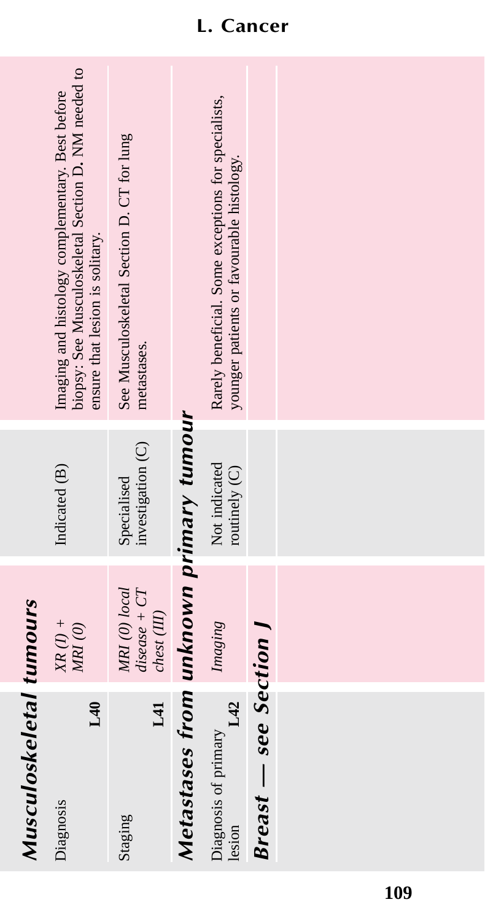## Musculoskeletal tumours

| Clinical problem | Investigation (dose) | Recommendation (grade) | Comment |
|---|---|---|---|
| Diagnosis **L40** | *XR (I) + MRI (0)* | Indicated (B) | Imaging and histology complementary. Best before biopsy: See Musculoskeletal Section D. NM needed to ensure that lesion is solitary. |
| Staging **L41** | *MRI (0) local disease + CT chest (III)* | Specialised investigation (C) | See Musculoskeletal Section D. CT for lung metastases. |

## Metastases from unknown primary tumour

| Clinical problem | Investigation (dose) | Recommendation (grade) | Comment |
|---|---|---|---|
| Diagnosis of primary lesion **L42** | *Imaging* | Not indicated routinely (C) | Rarely beneficial. Some exceptions for specialists, younger patients or favourable histology. |

## Breast — see Section J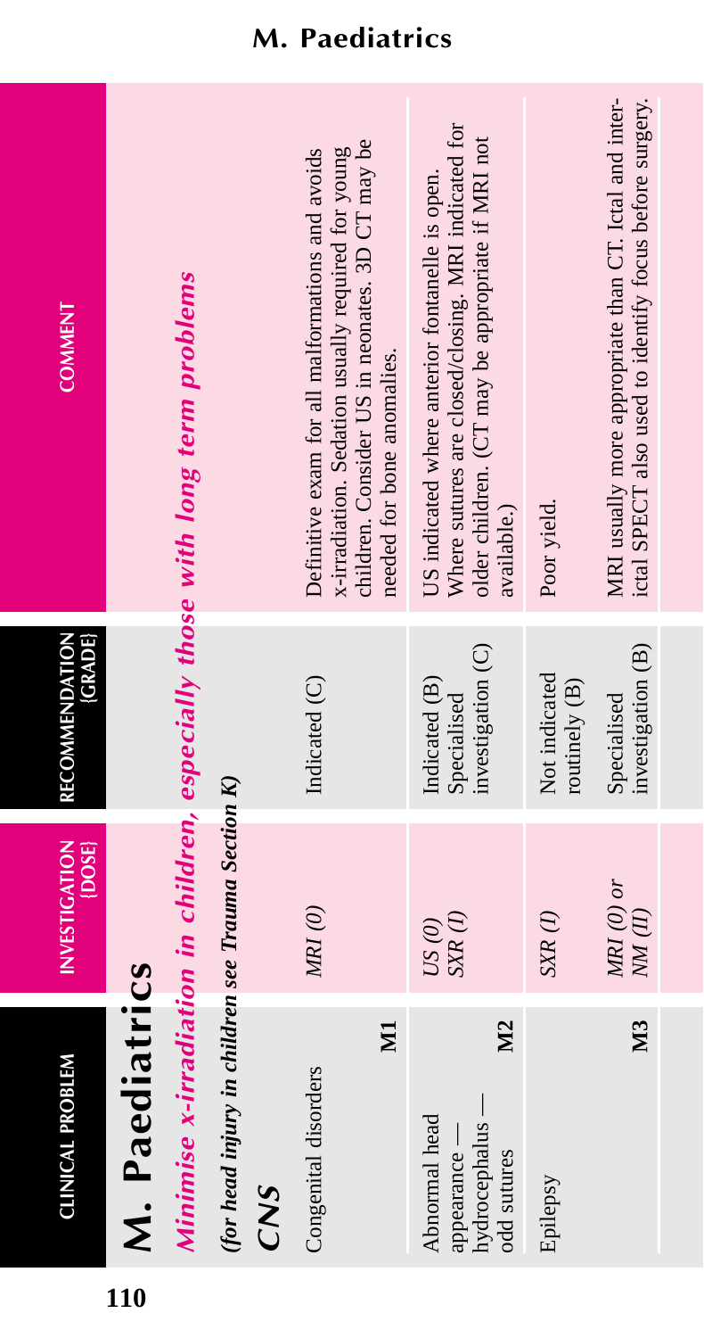# M. Paediatrics

*Minimise x-irradiation in children, especially those with long term problems*

*(for head injury in children see Trauma Section K)*

## CNS

| CLINICAL PROBLEM | INVESTIGATION {DOSE} | RECOMMENDATION {GRADE} | COMMENT |
|---|---|---|---|
| Congenital disorders **M1** | *MRI (0)* | Indicated (C) | Definitive exam for all malformations and avoids x-irradiation. Sedation usually required for young children. Consider US in neonates. 3D CT may be needed for bone anomalies. |
| Abnormal head appearance — hydrocephalus — odd sutures **M2** | *US (0)* *SXR (I)* | Indicated (B) Specialised investigation (C) | US indicated where anterior fontanelle is open. Where sutures are closed/closing. MRI indicated for older children. (CT may be appropriate if MRI not available.) |
| Epilepsy | *SXR (I)* | Not indicated routinely (B) | Poor yield. |
| **M3** | *MRI (0) or NM (II)* | Specialised investigation (B) | MRI usually more appropriate than CT. Ictal and inter-ictal SPECT also used to identify focus before surgery. |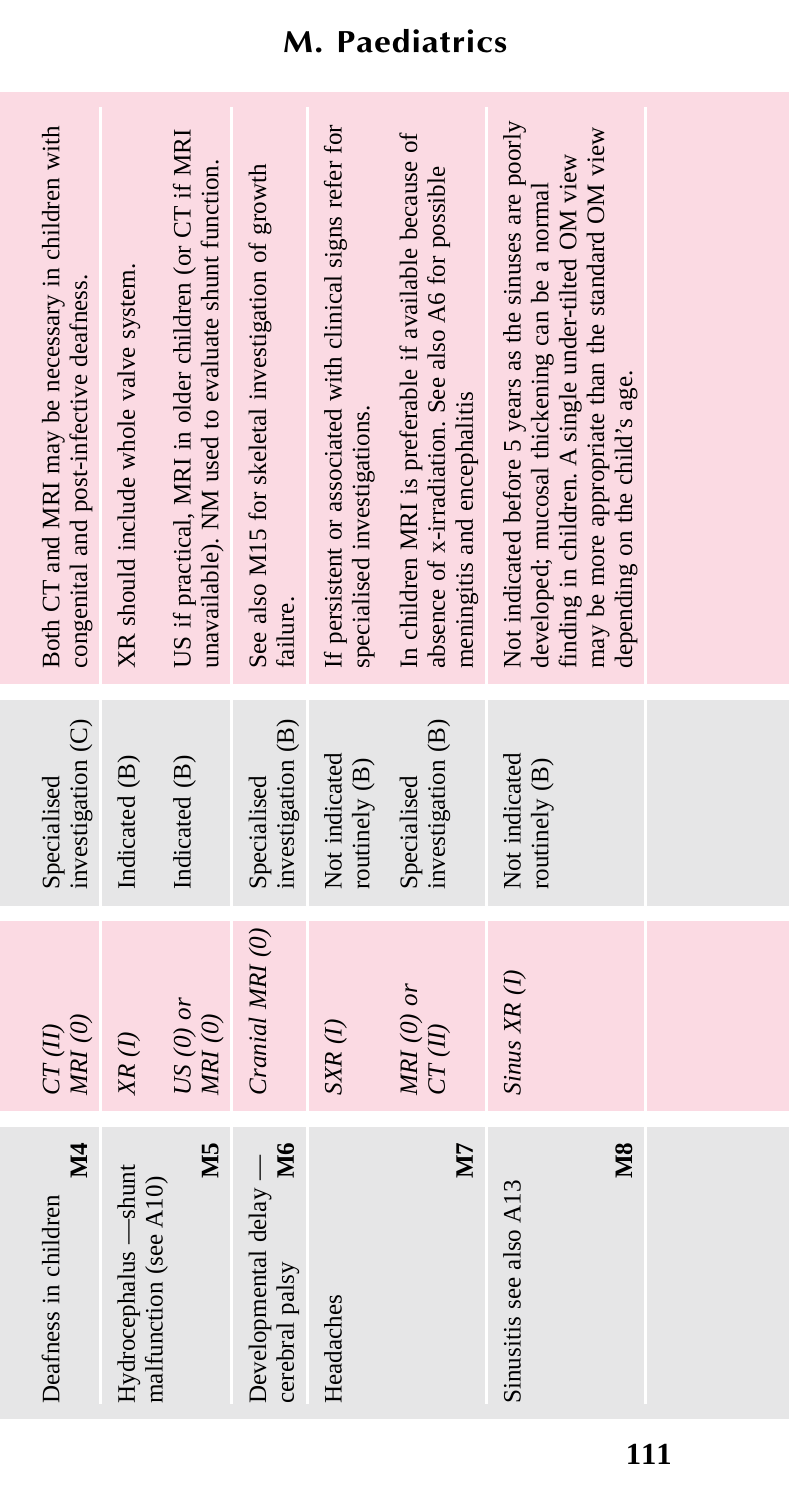## M. Paediatrics

| Clinical problem | Investigation (dose) | Recommendation (grade) | Comment |
|---|---|---|---|
| Deafness in children **M4** | *CT (II)* *MRI (0)* | Specialised investigation (C) | Both CT and MRI may be necessary in children with congenital and post-infective deafness. |
| Hydrocephalus —shunt malfunction (see A10) **M5** | *XR (I)* | Indicated (B) | XR should include whole valve system. |
| | *US (0) or MRI (0)* | Indicated (B) | US if practical, MRI in older children (or CT if MRI unavailable). NM used to evaluate shunt function. |
| Developmental delay — cerebral palsy **M6** | *Cranial MRI (0)* | Specialised investigation (B) | See also M15 for skeletal investigation of growth failure. |
| Headaches **M7** | *SXR (I)* | Not indicated routinely (B) | If persistent or associated with clinical signs refer for specialised investigations. |
| | *MRI (0) or CT (II)* | Specialised investigation (B) | In children MRI is preferable if available because of absence of x-irradiation. See also A6 for possible meningitis and encephalitis |
| Sinusitis see also A13 **M8** | *Sinus XR (I)* | Not indicated routinely (B) | Not indicated before 5 years as the sinuses are poorly developed; mucosal thickening can be a normal finding in children. A single under-tilted OM view may be more appropriate than the standard OM view depending on the child's age. |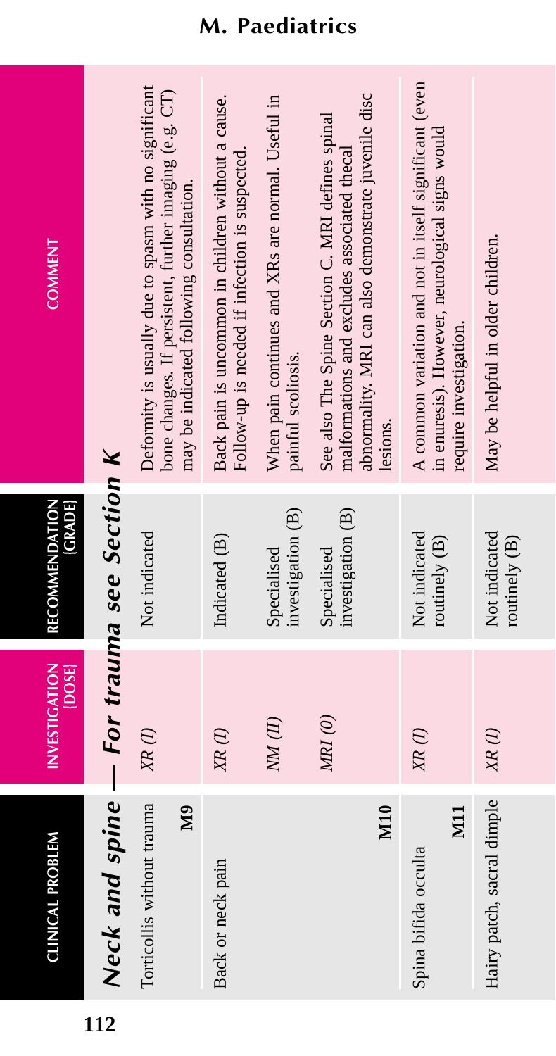## M. Paediatrics

| CLINICAL PROBLEM | INVESTIGATION {DOSE} | RECOMMENDATION {GRADE} | COMMENT |
|---|---|---|---|
| **Neck and spine — For trauma see Section K** | | | |
| Torticollis without trauma **M9** | *XR (I)* | Not indicated | Deformity is usually due to spasm with no significant bone changes. If persistent, further imaging (e.g. CT) may be indicated following consultation. |
| Back or neck pain | *XR (I)* | Indicated (B) | Back pain is uncommon in children without a cause. Follow-up is needed if infection is suspected. |
| | *NM (II)* | Specialised investigation (B) | When pain continues and XRs are normal. Useful in painful scoliosis. |
| **M10** | *MRI (0)* | Specialised investigation (B) | See also The Spine Section C. MRI defines spinal malformations and excludes associated thecal abnormality. MRI can also demonstrate juvenile disc lesions. |
| Spina bifida occulta **M11** | *XR (I)* | Not indicated routinely (B) | A common variation and not in itself significant (even in enuresis). However, neurological signs would require investigation. |
| Hairy patch, sacral dimple | *XR (I)* | Not indicated routinely (B) | May be helpful in older children. |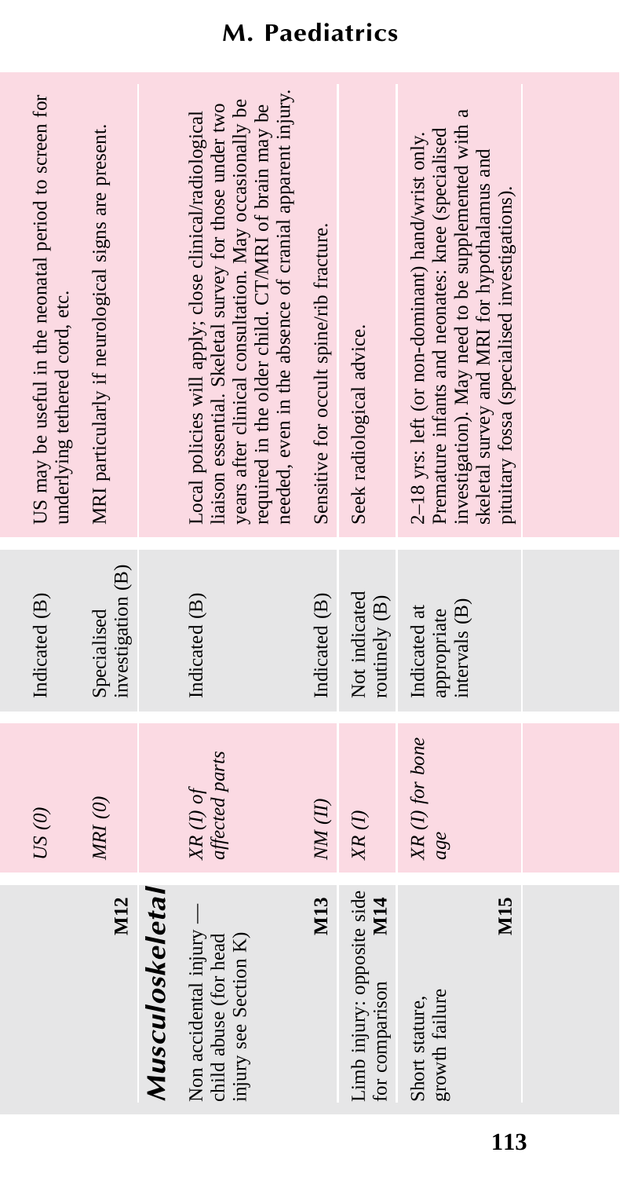| Clinical problem | Investigation (dose) | Recommendation (grade) | Comment |
|---|---|---|---|
| M12 | US (0) | Indicated (B) | US may be useful in the neonatal period to screen for underlying tethered cord, etc. |
| | MRI (0) | Specialised investigation (B) | MRI particularly if neurological signs are present. |
| ***Musculoskeletal*** | | | |
| Non accidental injury — child abuse (for head injury see Section K) | *XR (I) of affected parts* | Indicated (B) | Local policies will apply; close clinical/radiological liaison essential. Skeletal survey for those under two years after clinical consultation. May occasionally be required in the older child. CT/MRI of brain may be needed, even in the absence of cranial apparent injury. |
| M13 | *NM (II)* | Indicated (B) | Sensitive for occult spine/rib fracture. |
| Limb injury: opposite side for comparison M14 | *XR (I)* | Not indicated routinely (B) | Seek radiological advice. |
| Short stature, growth failure M15 | *XR (I) for bone age* | Indicated at appropriate intervals (B) | 2–18 yrs: left (or non-dominant) hand/wrist only. Premature infants and neonates: knee (specialised investigation). May need to be supplemented with a skeletal survey and MRI for hypothalamus and pituitary fossa (specialised investigations). |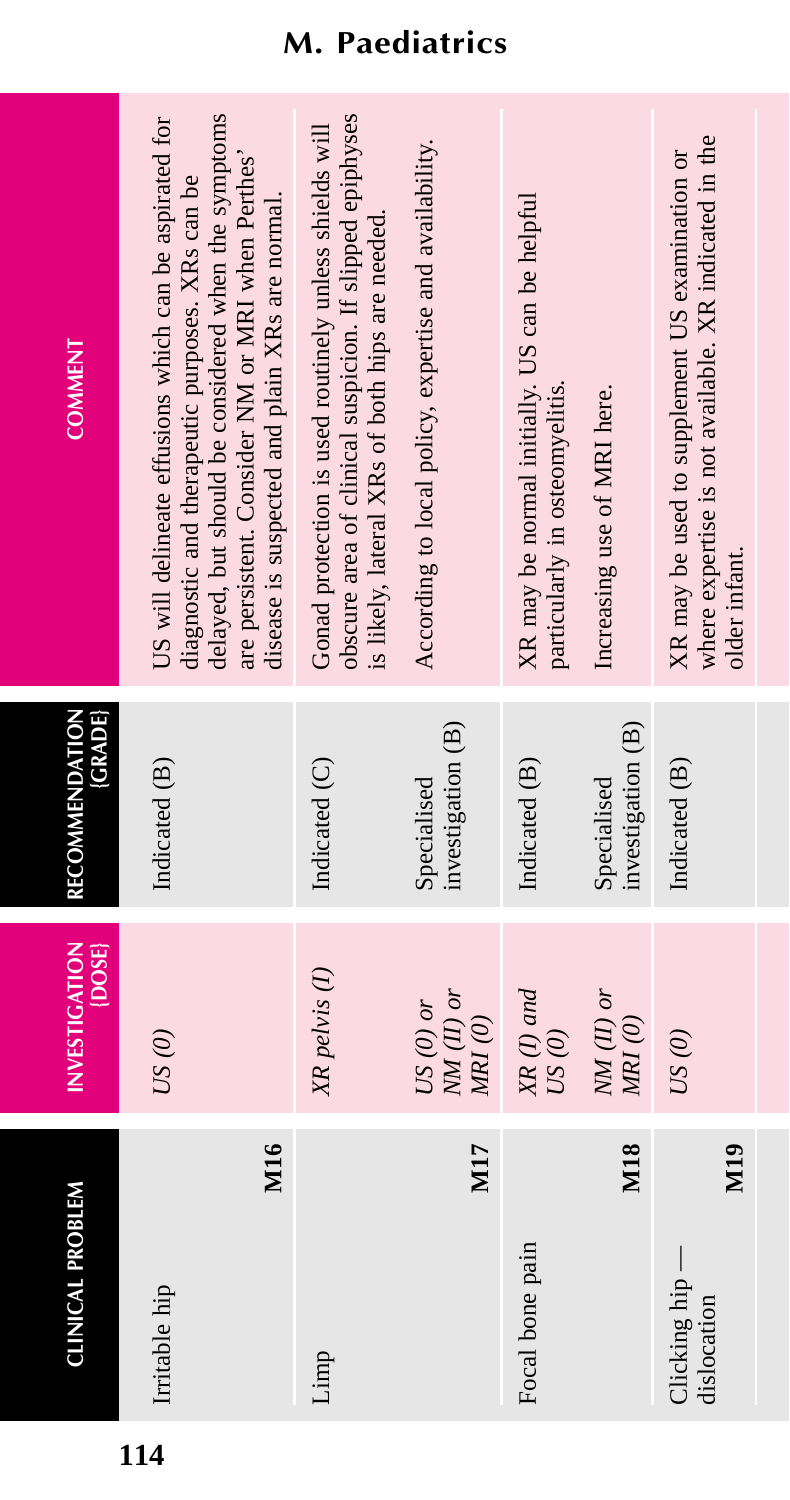## M. Paediatrics

| CLINICAL PROBLEM | INVESTIGATION (DOSE) | RECOMMENDATION (GRADE) | COMMENT |
|---|---|---|---|
| Irritable hip **M16** | *US (0)* | Indicated (B) | US will delineate effusions which can be aspirated for diagnostic and therapeutic purposes. XRs can be delayed, but should be considered when the symptoms are persistent. Consider NM or MRI when Perthes' disease is suspected and plain XRs are normal. |
| Limp **M17** | *XR pelvis (I)* | Indicated (C) | Gonad protection is used routinely unless shields will obscure area of clinical suspicion. If slipped epiphyses is likely, lateral XRs of both hips are needed. |
| | *US (0) or NM (II) or MRI (0)* | Specialised investigation (B) | According to local policy, expertise and availability. |
| Focal bone pain **M18** | *XR (I) and US (0)* | Indicated (B) | XR may be normal initially. US can be helpful particularly in osteomyelitis. |
| | *NM (II) or MRI (0)* | Specialised investigation (B) | Increasing use of MRI here. |
| Clicking hip — dislocation **M19** | *US (0)* | Indicated (B) | XR may be used to supplement US examination or where expertise is not available. XR indicated in the older infant. |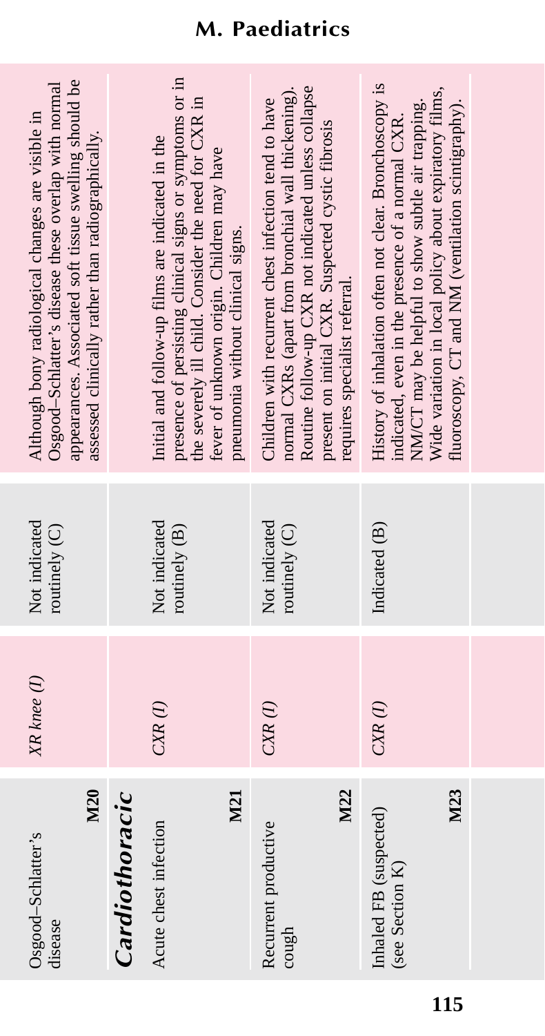## M. Paediatrics

| Clinical problem | Investigation (dose) | Recommendation (grade) | Comment |
|---|---|---|---|
| Osgood–Schlatter's disease **M20** | *XR knee (I)* | Not indicated routinely (C) | Although bony radiological changes are visible in Osgood–Schlatter's disease these overlap with normal appearances. Associated soft tissue swelling should be assessed clinically rather than radiographically. |
| ***Cardiothoracic*** | | | |
| Acute chest infection **M21** | *CXR (I)* | Not indicated routinely (B) | Initial and follow-up films are indicated in the presence of persisting clinical signs or symptoms or in the severely ill child. Consider the need for CXR in fever of unknown origin. Children may have pneumonia without clinical signs. |
| Recurrent productive cough **M22** | *CXR (I)* | Not indicated routinely (C) | Children with recurrent chest infection tend to have normal CXRs (apart from bronchial wall thickening). Routine follow-up CXR not indicated unless collapse present on initial CXR. Suspected cystic fibrosis requires specialist referral. |
| Inhaled FB (suspected) (see Section K) **M23** | *CXR (I)* | Indicated (B) | History of inhalation often not clear. Bronchoscopy is indicated, even in the presence of a normal CXR. NM/CT may be helpful to show subtle air trapping. Wide variation in local policy about expiratory films, fluoroscopy, CT and NM (ventilation scintigraphy). |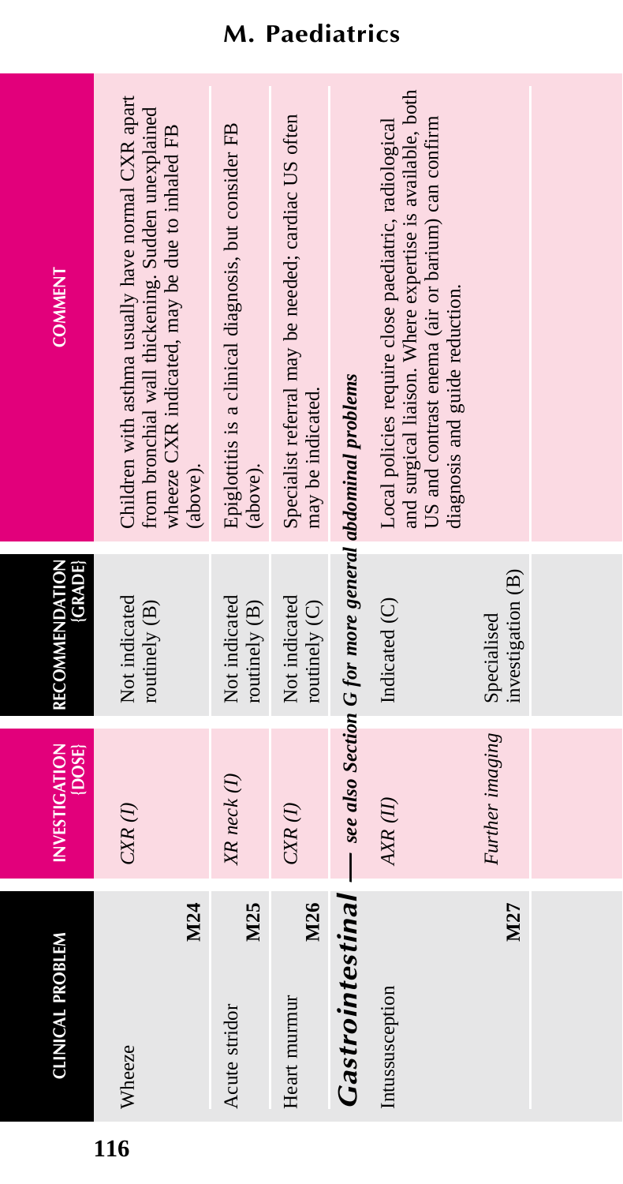# M. Paediatrics

| CLINICAL PROBLEM | INVESTIGATION {DOSE} | RECOMMENDATION {GRADE} | COMMENT |
|---|---|---|---|
| Wheeze M24 | *CXR (I)* | Not indicated routinely (B) | Children with asthma usually have normal CXR apart from bronchial wall thickening. Sudden unexplained wheeze CXR indicated, may be due to inhaled FB (above). |
| Acute stridor M25 | *XR neck (I)* | Not indicated routinely (B) | Epiglottitis is a clinical diagnosis, but consider FB (above). |
| Heart murmur M26 | *CXR (I)* | Not indicated routinely (C) | Specialist referral may be needed; cardiac US often may be indicated. |
| ***Gastrointestinal*** — ***see also Section G for more general abdominal problems*** | | | |
| Intussusception M27 | *AXR (II)* | Indicated (C) | Local policies require close paediatric, radiological and surgical liaison. Where expertise is available, both US and contrast enema (air or barium) can confirm diagnosis and guide reduction. |
| | *Further imaging* | Specialised investigation (B) | |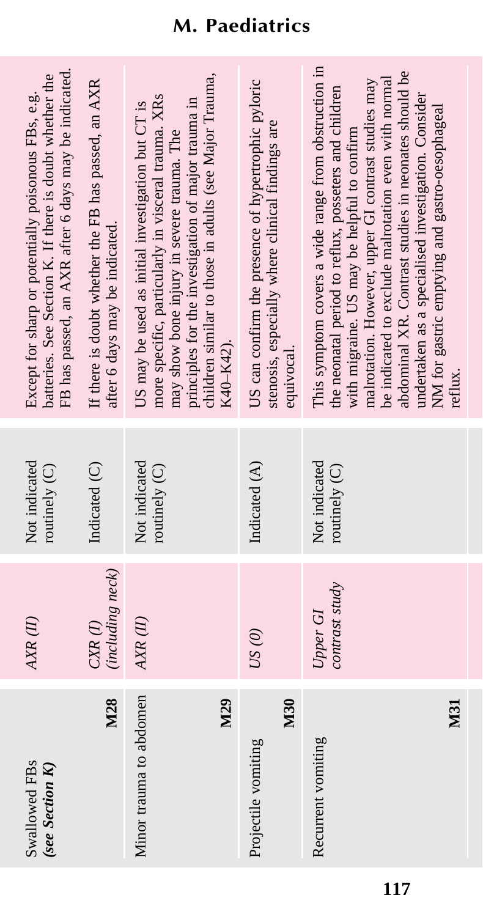| Clinical/diagnostic problem | Investigation (Dose) | Recommendation (Grade) | Comment |
|---|---|---|---|
| Swallowed FBs *(see Section K)* M28 | *AXR (II)* | Not indicated routinely (C) | Except for sharp or potentially poisonous FBs, e.g. batteries. See Section K. If there is doubt whether the FB has passed, an AXR after 6 days may be indicated. |
| | *CXR (I) (including neck)* | Indicated (C) | If there is doubt whether the FB has passed, an AXR after 6 days may be indicated. |
| Minor trauma to abdomen M29 | *AXR (II)* | Not indicated routinely (C) | US may be used as initial investigation but CT is more specific, particularly in visceral trauma. XRs may show bone injury in severe trauma. The principles for the investigation of major trauma in children similar to those in adults (see Major Trauma, K40–K42). |
| Projectile vomiting M30 | *US (0)* | Indicated (A) | US can confirm the presence of hypertrophic pyloric stenosis, especially where clinical findings are equivocal. |
| Recurrent vomiting M31 | *Upper GI contrast study* | Not indicated routinely (C) | This symptom covers a wide range from obstruction in the neonatal period to reflux, posseters and children with migraine. US may be helpful to confirm malrotation. However, upper GI contrast studies may be indicated to exclude malrotation even with normal abdominal XR. Contrast studies in neonates should be undertaken as a specialised investigation. Consider NM for gastric emptying and gastro-oesophageal reflux. |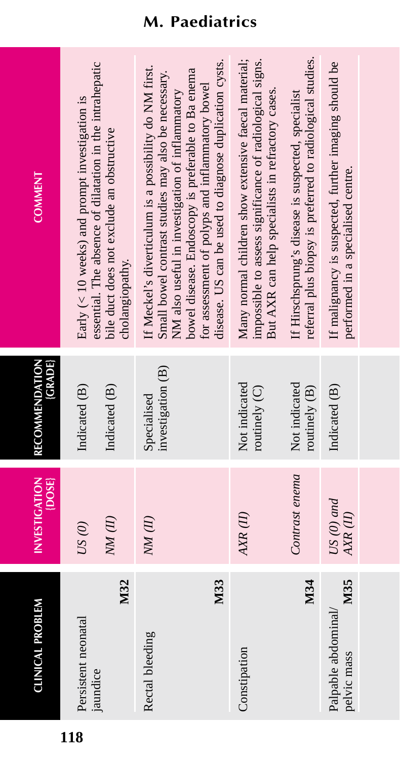# M. Paediatrics

| CLINICAL PROBLEM | INVESTIGATION [DOSE] | RECOMMENDATION [GRADE] | COMMENT |
|---|---|---|---|
| Persistent neonatal jaundice **M32** | *US (0)* | Indicated (B) | Early (< 10 weeks) and prompt investigation is essential. The absence of dilatation in the intrahepatic bile duct does not exclude an obstructive cholangiopathy. |
| | *NM (II)* | Indicated (B) | |
| Rectal bleeding **M33** | *NM (II)* | Specialised investigation (B) | If Meckel's diverticulum is a possibility do NM first. Small bowel contrast studies may also be necessary. NM also useful in investigation of inflammatory bowel disease. Endoscopy is preferable to Ba enema for assessment of polyps and inflammatory bowel disease. US can be used to diagnose duplication cysts. |
| Constipation **M34** | *AXR (II)* | Not indicated routinely (C) | Many normal children show extensive faecal material; impossible to assess significance of radiological signs. But AXR can help specialists in refractory cases. |
| | *Contrast enema* | Not indicated routinely (B) | If Hirschsprung's disease is suspected, specialist referral plus biopsy is preferred to radiological studies. |
| Palpable abdominal/ pelvic mass **M35** | *US (0) and AXR (II)* | Indicated (B) | If malignancy is suspected, further imaging should be performed in a specialised centre. |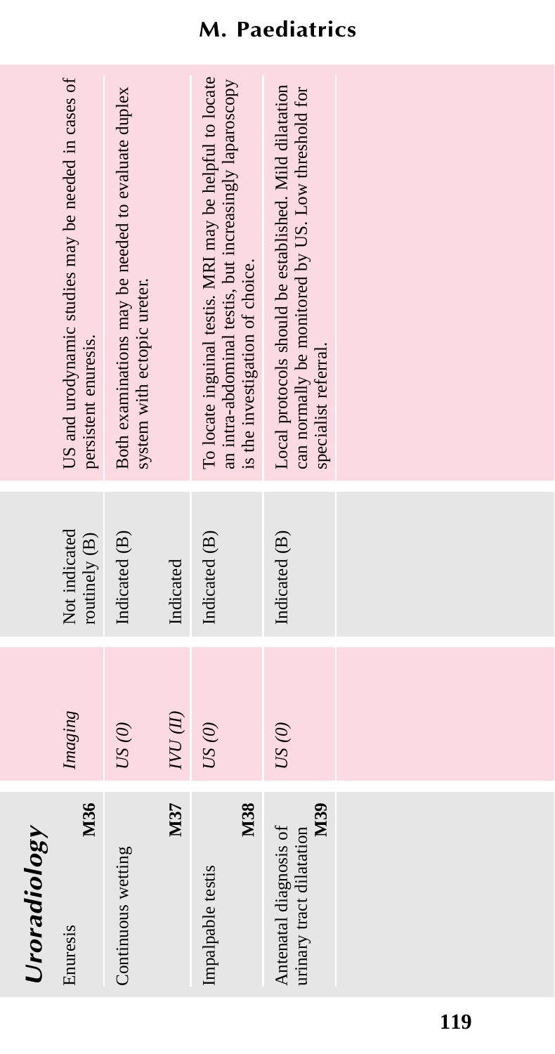## Uroradiology

| | Imaging | | |
|---|---|---|---|
| Enuresis **M36** | | Not indicated routinely (B) | US and urodynamic studies may be needed in cases of persistent enuresis. |
| Continuous wetting **M37** | *US (0)* | Indicated (B) | Both examinations may be needed to evaluate duplex system with ectopic ureter. |
| | *IVU (II)* | Indicated | |
| Impalpable testis **M38** | *US (0)* | Indicated (B) | To locate inguinal testis. MRI may be helpful to locate an intra-abdominal testis, but increasingly laparoscopy is the investigation of choice. |
| Antenatal diagnosis of urinary tract dilatation **M39** | *US (0)* | Indicated (B) | Local protocols should be established. Mild dilatation can normally be monitored by US. Low threshold for specialist referral. |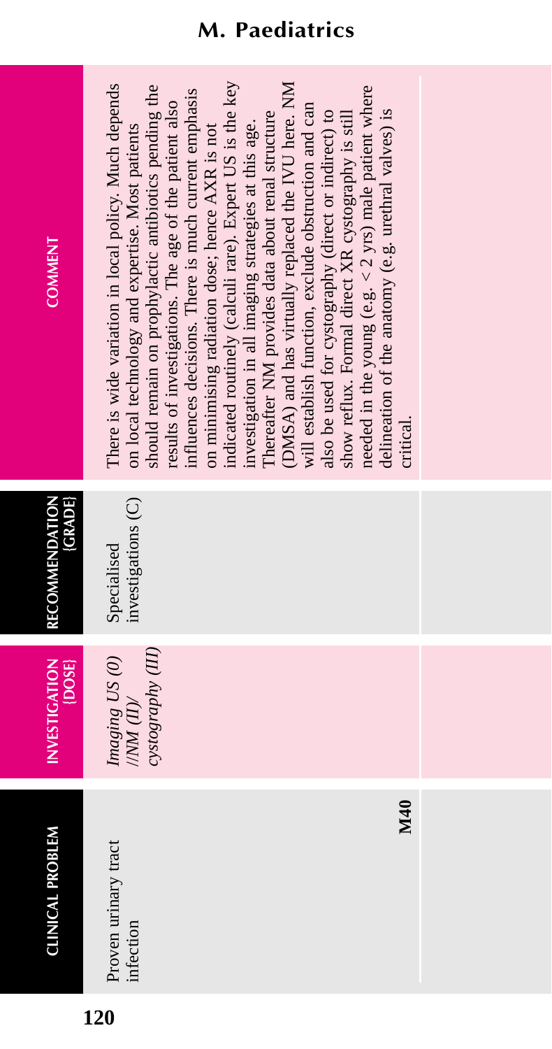## M. Paediatrics

| CLINICAL PROBLEM | INVESTIGATION {DOSE} | RECOMMENDATION {GRADE} | COMMENT |
|---|---|---|---|
| Proven urinary tract infection **M40** | *Imaging US (0) //NM (II)/ cystography (III)* | Specialised investigations (C) | There is wide variation in local policy. Much depends on local technology and expertise. Most patients should remain on prophylactic antibiotics pending the results of investigations. The age of the patient also influences decisions. There is much current emphasis on minimising radiation dose; hence AXR is not indicated routinely (calculi rare). Expert US is the key investigation in all imaging strategies at this age. Thereafter NM provides data about renal structure (DMSA) and has virtually replaced the IVU here. NM will establish function, exclude obstruction and can also be used for cystography (direct or indirect) to show reflux. Formal direct XR cystography is still needed in the young (e.g. < 2 yrs) male patient where delineation of the anatomy (e.g. urethral valves) is critical. |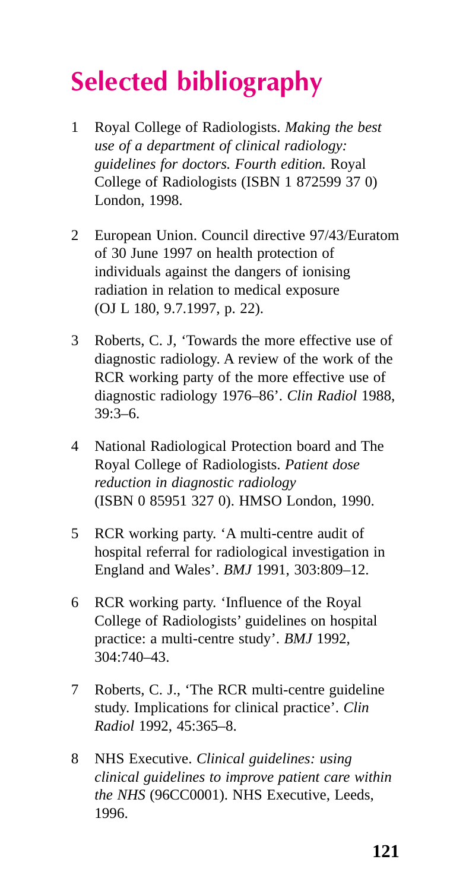# Selected bibliography

1. Royal College of Radiologists. *Making the best use of a department of clinical radiology: guidelines for doctors. Fourth edition.* Royal College of Radiologists (ISBN 1 872599 37 0) London, 1998.

2. European Union. Council directive 97/43/Euratom of 30 June 1997 on health protection of individuals against the dangers of ionising radiation in relation to medical exposure (OJ L 180, 9.7.1997, p. 22).

3. Roberts, C. J, 'Towards the more effective use of diagnostic radiology. A review of the work of the RCR working party of the more effective use of diagnostic radiology 1976–86'. *Clin Radiol* 1988, 39:3–6.

4. National Radiological Protection board and The Royal College of Radiologists. *Patient dose reduction in diagnostic radiology* (ISBN 0 85951 327 0). HMSO London, 1990.

5. RCR working party. 'A multi-centre audit of hospital referral for radiological investigation in England and Wales'. *BMJ* 1991, 303:809–12.

6. RCR working party. 'Influence of the Royal College of Radiologists' guidelines on hospital practice: a multi-centre study'. *BMJ* 1992, 304:740–43.

7. Roberts, C. J., 'The RCR multi-centre guideline study. Implications for clinical practice'. *Clin Radiol* 1992, 45:365–8.

8. NHS Executive. *Clinical guidelines: using clinical guidelines to improve patient care within the NHS* (96CC0001). NHS Executive, Leeds, 1996.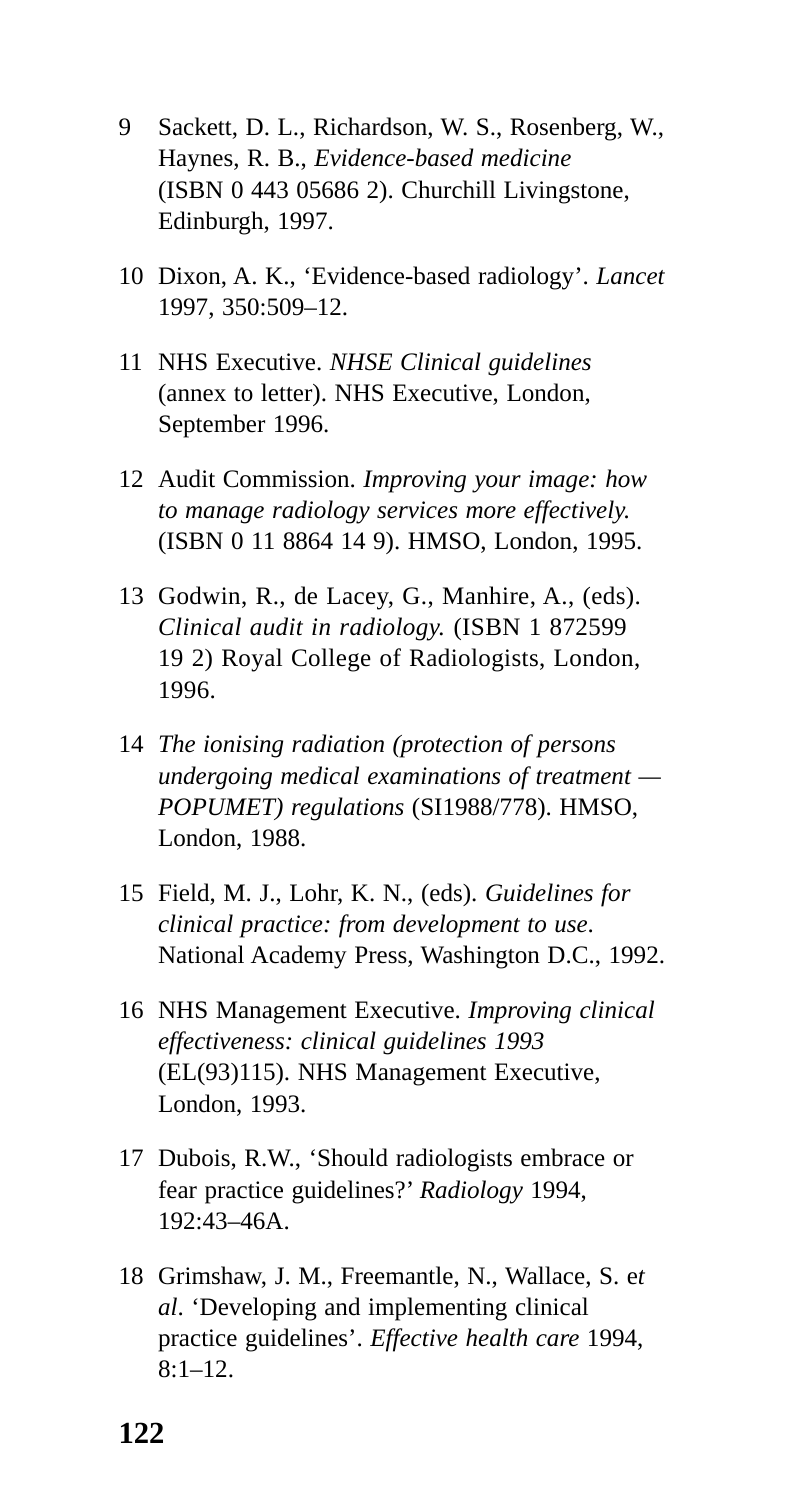9 Sackett, D. L., Richardson, W. S., Rosenberg, W., Haynes, R. B., *Evidence-based medicine* (ISBN 0 443 05686 2). Churchill Livingstone, Edinburgh, 1997.

10 Dixon, A. K., 'Evidence-based radiology'. *Lancet* 1997, 350:509–12.

11 NHS Executive. *NHSE Clinical guidelines* (annex to letter). NHS Executive, London, September 1996.

12 Audit Commission. *Improving your image: how to manage radiology services more effectively.* (ISBN 0 11 8864 14 9). HMSO, London, 1995.

13 Godwin, R., de Lacey, G., Manhire, A., (eds). *Clinical audit in radiology.* (ISBN 1 872599 19 2) Royal College of Radiologists, London, 1996.

14 *The ionising radiation (protection of persons undergoing medical examinations of treatment — POPUMET) regulations* (SI1988/778). HMSO, London, 1988.

15 Field, M. J., Lohr, K. N., (eds). *Guidelines for clinical practice: from development to use*. National Academy Press, Washington D.C., 1992.

16 NHS Management Executive. *Improving clinical effectiveness: clinical guidelines 1993* (EL(93)115). NHS Management Executive, London, 1993.

17 Dubois, R.W., 'Should radiologists embrace or fear practice guidelines?' *Radiology* 1994, 192:43–46A.

18 Grimshaw, J. M., Freemantle, N., Wallace, S. *et al*. 'Developing and implementing clinical practice guidelines'. *Effective health care* 1994, 8:1–12.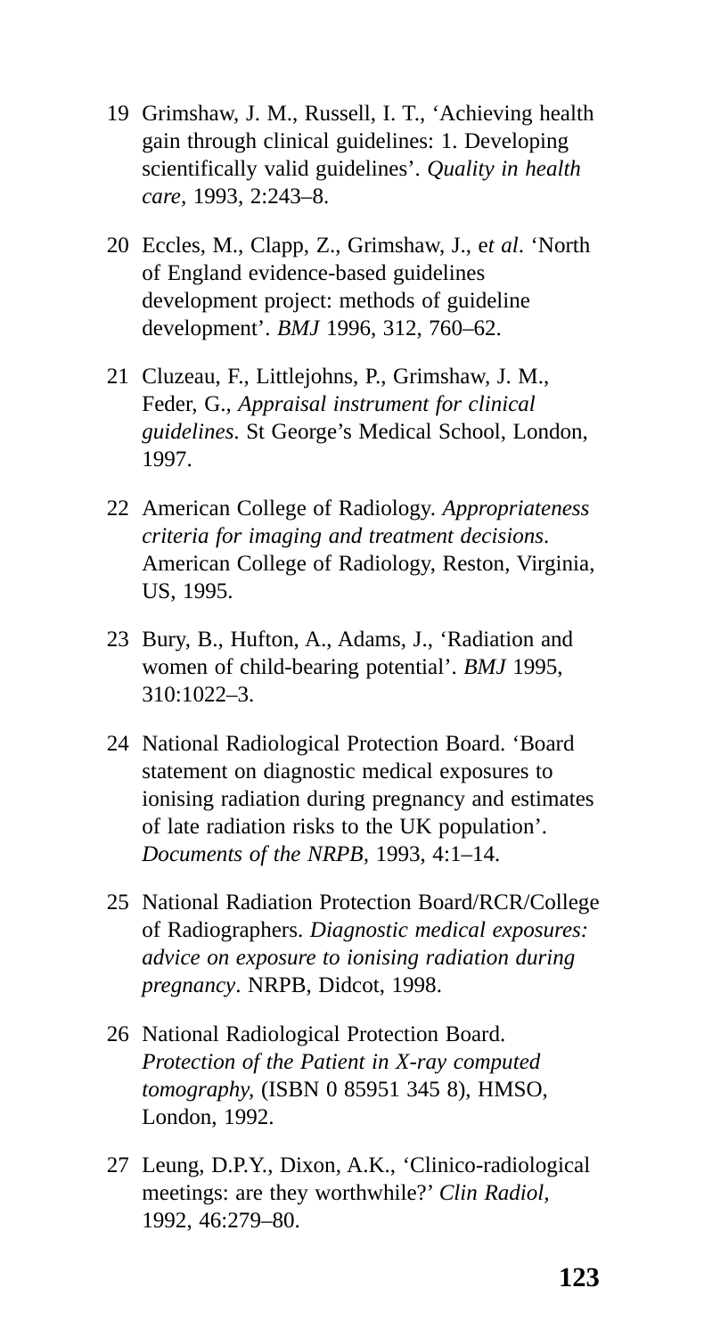19 Grimshaw, J. M., Russell, I. T., 'Achieving health gain through clinical guidelines: 1. Developing scientifically valid guidelines'. *Quality in health care,* 1993, 2:243–8.

20 Eccles, M., Clapp, Z., Grimshaw, J., e*t al*. 'North of England evidence-based guidelines development project: methods of guideline development'. *BMJ* 1996, 312, 760–62.

21 Cluzeau, F., Littlejohns, P., Grimshaw, J. M., Feder, G., *Appraisal instrument for clinical guidelines*. St George's Medical School, London, 1997.

22 American College of Radiology. *Appropriateness criteria for imaging and treatment decisions*. American College of Radiology, Reston, Virginia, US, 1995.

23 Bury, B., Hufton, A., Adams, J., 'Radiation and women of child-bearing potential'. *BMJ* 1995, 310:1022–3.

24 National Radiological Protection Board. 'Board statement on diagnostic medical exposures to ionising radiation during pregnancy and estimates of late radiation risks to the UK population'. *Documents of the NRPB,* 1993, 4:1–14.

25 National Radiation Protection Board/RCR/College of Radiographers. *Diagnostic medical exposures: advice on exposure to ionising radiation during pregnancy*. NRPB, Didcot, 1998.

26 National Radiological Protection Board. *Protection of the Patient in X-ray computed tomography,* (ISBN 0 85951 345 8), HMSO, London, 1992.

27 Leung, D.P.Y., Dixon, A.K., 'Clinico-radiological meetings: are they worthwhile?' *Clin Radiol,* 1992, 46:279–80.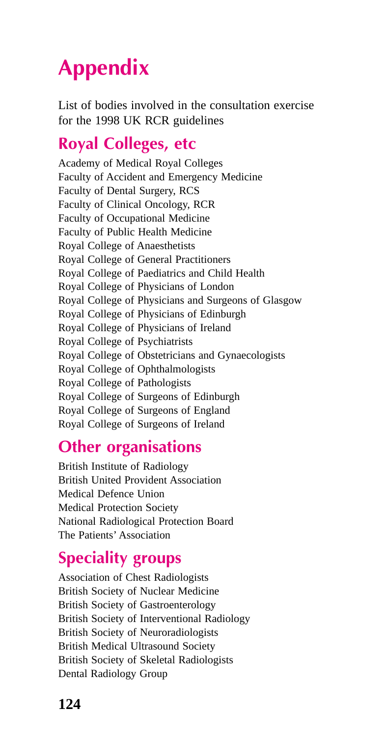# Appendix

List of bodies involved in the consultation exercise for the 1998 UK RCR guidelines

## Royal Colleges, etc

Academy of Medical Royal Colleges
Faculty of Accident and Emergency Medicine
Faculty of Dental Surgery, RCS
Faculty of Clinical Oncology, RCR
Faculty of Occupational Medicine
Faculty of Public Health Medicine
Royal College of Anaesthetists
Royal College of General Practitioners
Royal College of Paediatrics and Child Health
Royal College of Physicians of London
Royal College of Physicians and Surgeons of Glasgow
Royal College of Physicians of Edinburgh
Royal College of Physicians of Ireland
Royal College of Psychiatrists
Royal College of Obstetricians and Gynaecologists
Royal College of Ophthalmologists
Royal College of Pathologists
Royal College of Surgeons of Edinburgh
Royal College of Surgeons of England
Royal College of Surgeons of Ireland

## Other organisations

British Institute of Radiology
British United Provident Association
Medical Defence Union
Medical Protection Society
National Radiological Protection Board
The Patients' Association

## Speciality groups

Association of Chest Radiologists
British Society of Nuclear Medicine
British Society of Gastroenterology
British Society of Interventional Radiology
British Society of Neuroradiologists
British Medical Ultrasound Society
British Society of Skeletal Radiologists
Dental Radiology Group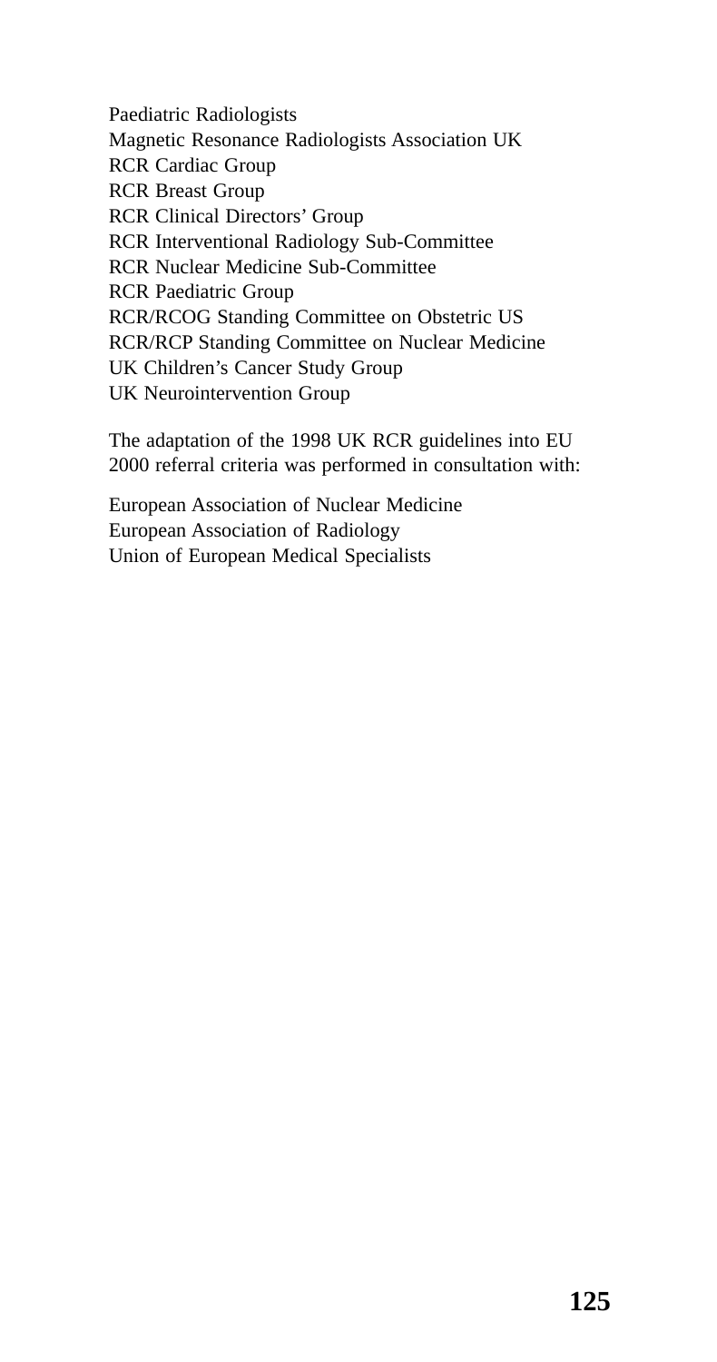Paediatric Radiologists
Magnetic Resonance Radiologists Association UK
RCR Cardiac Group
RCR Breast Group
RCR Clinical Directors' Group
RCR Interventional Radiology Sub-Committee
RCR Nuclear Medicine Sub-Committee
RCR Paediatric Group
RCR/RCOG Standing Committee on Obstetric US
RCR/RCP Standing Committee on Nuclear Medicine
UK Children's Cancer Study Group
UK Neurointervention Group

The adaptation of the 1998 UK RCR guidelines into EU 2000 referral criteria was performed in consultation with:

European Association of Nuclear Medicine
European Association of Radiology
Union of European Medical Specialists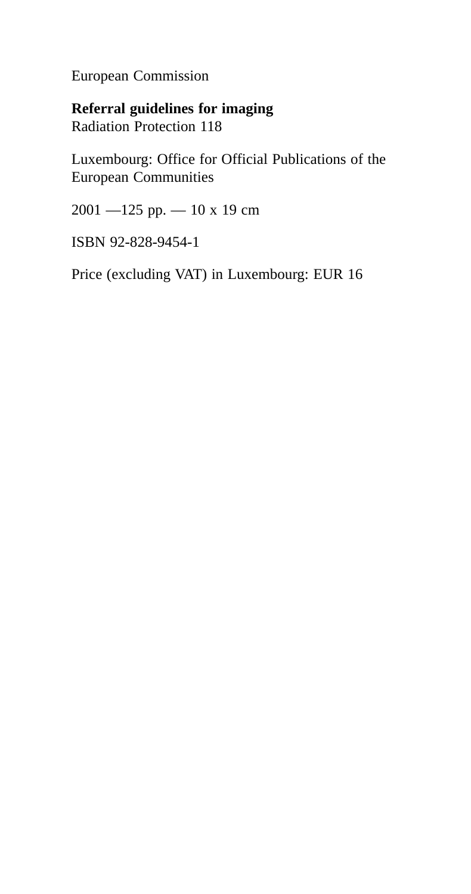European Commission

**Referral guidelines for imaging**
Radiation Protection 118

Luxembourg: Office for Official Publications of the European Communities

2001 —125 pp. — 10 x 19 cm

ISBN 92-828-9454-1

Price (excluding VAT) in Luxembourg: EUR 16